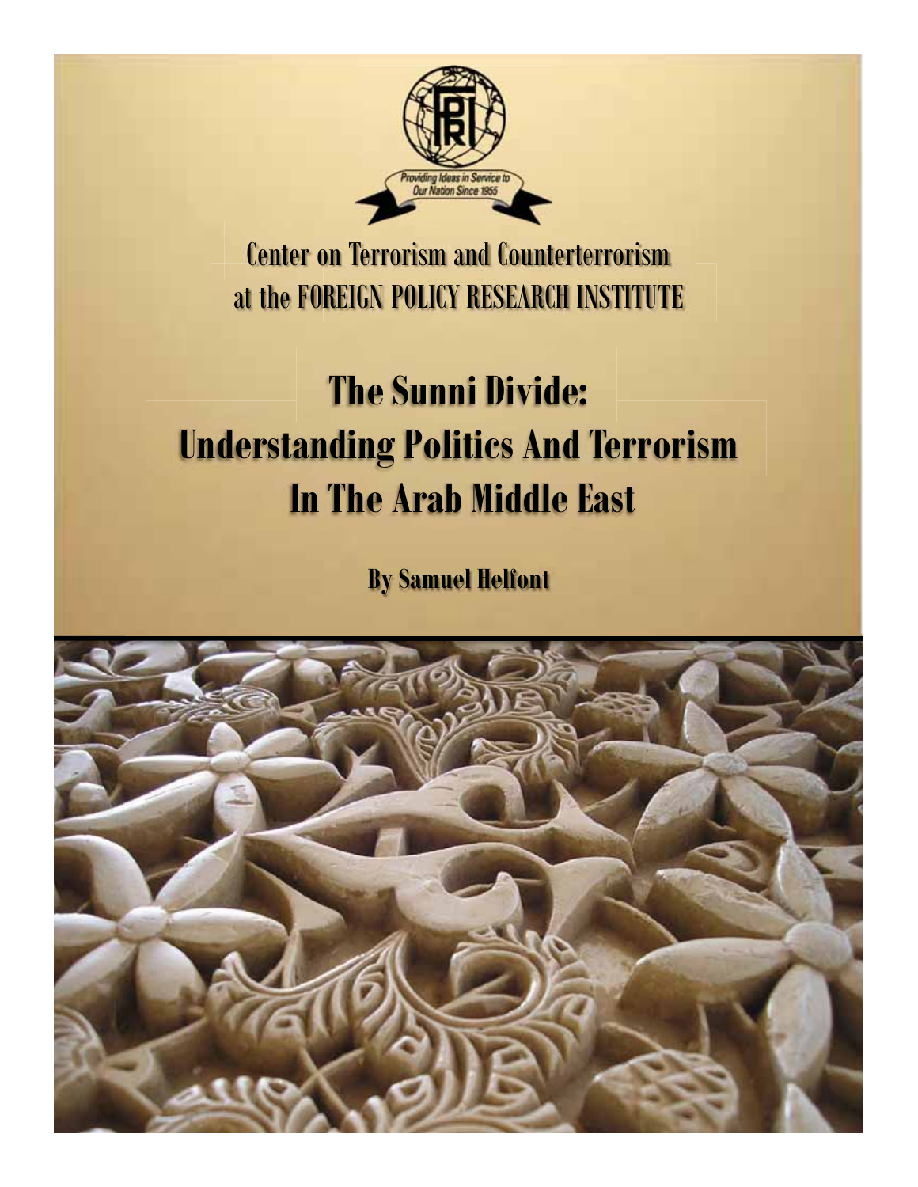Providing Ideas in Service to Our Nation Since 1955

Center on Terrorism and Counterterrorism
at the FOREIGN POLICY RESEARCH INSTITUTE

# The Sunni Divide: Understanding Politics And Terrorism In The Arab Middle East

**By Samuel Helfont**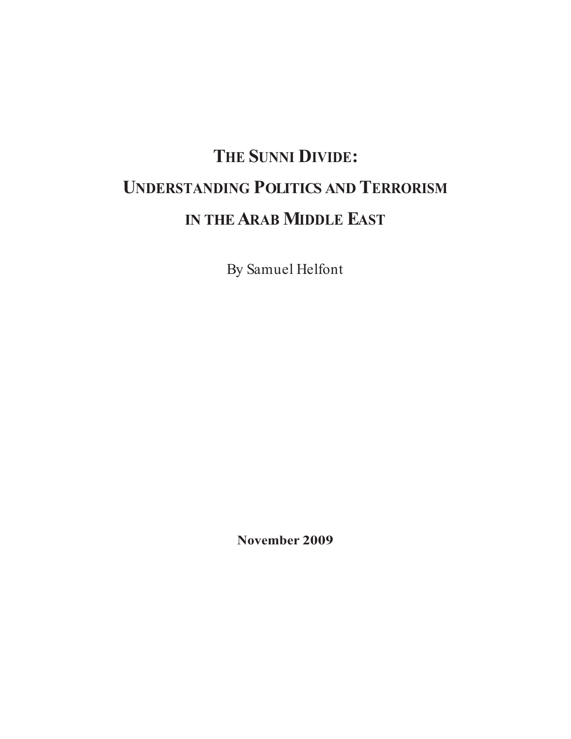# THE SUNNI DIVIDE:
# UNDERSTANDING POLITICS AND TERRORISM IN THE ARAB MIDDLE EAST

By Samuel Helfont

**November 2009**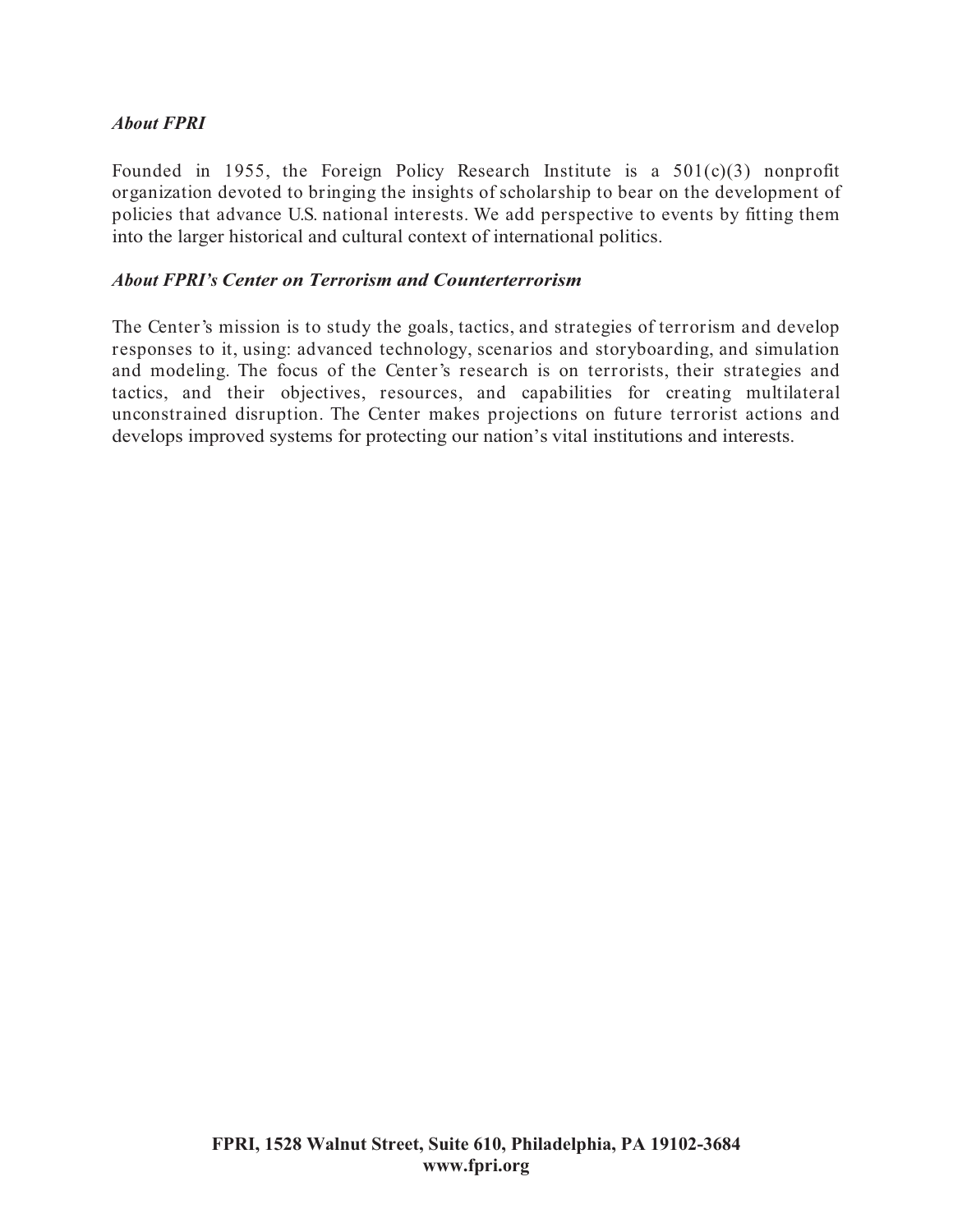***About FPRI***

Founded in 1955, the Foreign Policy Research Institute is a 501(c)(3) nonprofit organization devoted to bringing the insights of scholarship to bear on the development of policies that advance U.S. national interests. We add perspective to events by fitting them into the larger historical and cultural context of international politics.

***About FPRI's Center on Terrorism and Counterterrorism***

The Center's mission is to study the goals, tactics, and strategies of terrorism and develop responses to it, using: advanced technology, scenarios and storyboarding, and simulation and modeling. The focus of the Center's research is on terrorists, their strategies and tactics, and their objectives, resources, and capabilities for creating multilateral unconstrained disruption. The Center makes projections on future terrorist actions and develops improved systems for protecting our nation's vital institutions and interests.

**FPRI, 1528 Walnut Street, Suite 610, Philadelphia, PA 19102-3684**
**www.fpri.org**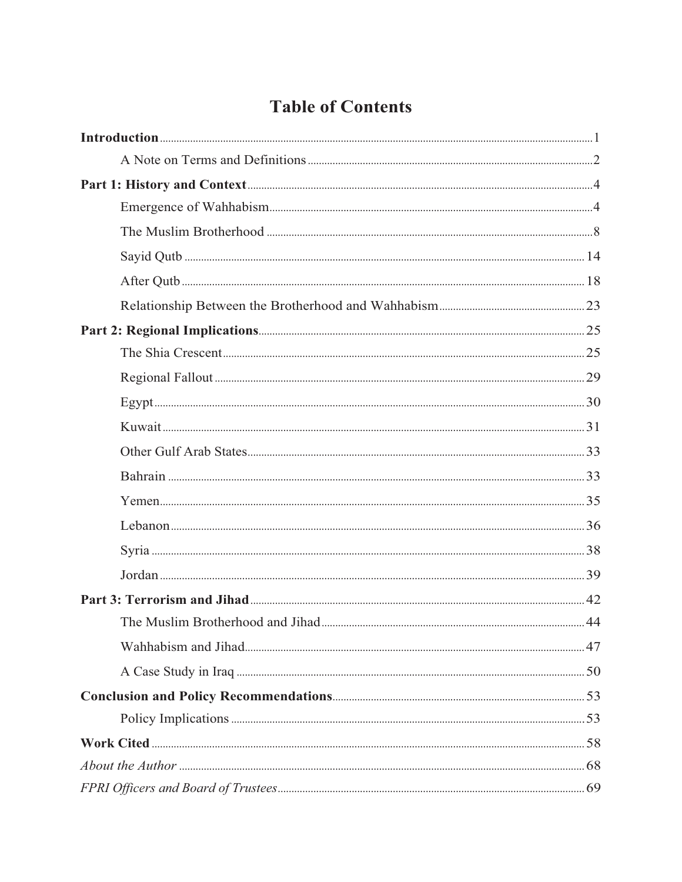# Table of Contents

**Introduction** ..... 1

- A Note on Terms and Definitions ..... 2

**Part 1: History and Context** ..... 4

- Emergence of Wahhabism ..... 4
- The Muslim Brotherhood ..... 8
- Sayid Qutb ..... 14
- After Qutb ..... 18
- Relationship Between the Brotherhood and Wahhabism ..... 23

**Part 2: Regional Implications** ..... 25

- The Shia Crescent ..... 25
- Regional Fallout ..... 29
- Egypt ..... 30
- Kuwait ..... 31
- Other Gulf Arab States ..... 33
- Bahrain ..... 33
- Yemen ..... 35
- Lebanon ..... 36
- Syria ..... 38
- Jordan ..... 39

**Part 3: Terrorism and Jihad** ..... 42

- The Muslim Brotherhood and Jihad ..... 44
- Wahhabism and Jihad ..... 47
- A Case Study in Iraq ..... 50

**Conclusion and Policy Recommendations** ..... 53

- Policy Implications ..... 53

**Work Cited** ..... 58

*About the Author* ..... 68

*FPRI Officers and Board of Trustees* ..... 69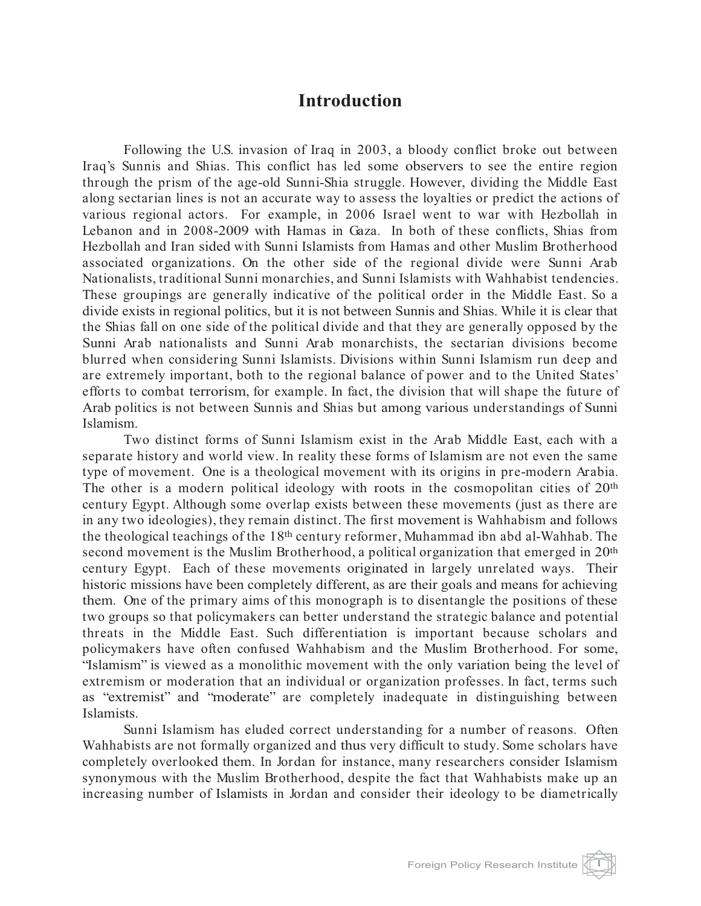# Introduction

Following the U.S. invasion of Iraq in 2003, a bloody conflict broke out between Iraq's Sunnis and Shias. This conflict has led some observers to see the entire region through the prism of the age-old Sunni-Shia struggle. However, dividing the Middle East along sectarian lines is not an accurate way to assess the loyalties or predict the actions of various regional actors. For example, in 2006 Israel went to war with Hezbollah in Lebanon and in 2008-2009 with Hamas in Gaza. In both of these conflicts, Shias from Hezbollah and Iran sided with Sunni Islamists from Hamas and other Muslim Brotherhood associated organizations. On the other side of the regional divide were Sunni Arab Nationalists, traditional Sunni monarchies, and Sunni Islamists with Wahhabist tendencies. These groupings are generally indicative of the political order in the Middle East. So a divide exists in regional politics, but it is not between Sunnis and Shias. While it is clear that the Shias fall on one side of the political divide and that they are generally opposed by the Sunni Arab nationalists and Sunni Arab monarchists, the sectarian divisions become blurred when considering Sunni Islamists. Divisions within Sunni Islamism run deep and are extremely important, both to the regional balance of power and to the United States' efforts to combat terrorism, for example. In fact, the division that will shape the future of Arab politics is not between Sunnis and Shias but among various understandings of Sunni Islamism.

Two distinct forms of Sunni Islamism exist in the Arab Middle East, each with a separate history and world view. In reality these forms of Islamism are not even the same type of movement. One is a theological movement with its origins in pre-modern Arabia. The other is a modern political ideology with roots in the cosmopolitan cities of 20th century Egypt. Although some overlap exists between these movements (just as there are in any two ideologies), they remain distinct. The first movement is Wahhabism and follows the theological teachings of the 18th century reformer, Muhammad ibn abd al-Wahhab. The second movement is the Muslim Brotherhood, a political organization that emerged in 20th century Egypt. Each of these movements originated in largely unrelated ways. Their historic missions have been completely different, as are their goals and means for achieving them. One of the primary aims of this monograph is to disentangle the positions of these two groups so that policymakers can better understand the strategic balance and potential threats in the Middle East. Such differentiation is important because scholars and policymakers have often confused Wahhabism and the Muslim Brotherhood. For some, "Islamism" is viewed as a monolithic movement with the only variation being the level of extremism or moderation that an individual or organization professes. In fact, terms such as "extremist" and "moderate" are completely inadequate in distinguishing between Islamists.

Sunni Islamism has eluded correct understanding for a number of reasons. Often Wahhabists are not formally organized and thus very difficult to study. Some scholars have completely overlooked them. In Jordan for instance, many researchers consider Islamism synonymous with the Muslim Brotherhood, despite the fact that Wahhabists make up an increasing number of Islamists in Jordan and consider their ideology to be diametrically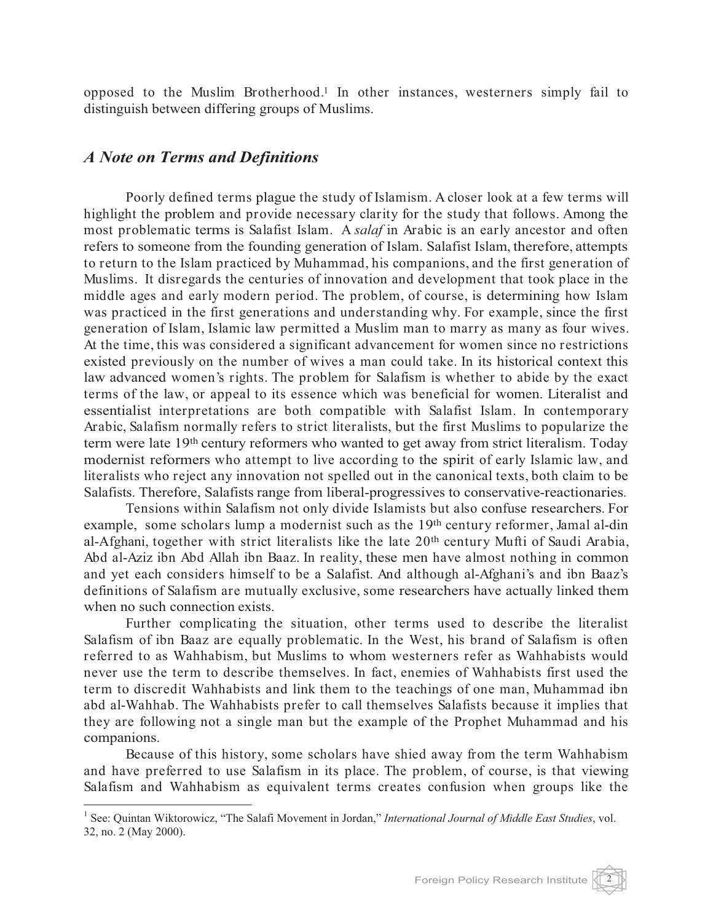opposed to the Muslim Brotherhood.[1] In other instances, westerners simply fail to distinguish between differing groups of Muslims.

## *A Note on Terms and Definitions*

Poorly defined terms plague the study of Islamism. A closer look at a few terms will highlight the problem and provide necessary clarity for the study that follows. Among the most problematic terms is Salafist Islam. A *salaf* in Arabic is an early ancestor and often refers to someone from the founding generation of Islam. Salafist Islam, therefore, attempts to return to the Islam practiced by Muhammad, his companions, and the first generation of Muslims. It disregards the centuries of innovation and development that took place in the middle ages and early modern period. The problem, of course, is determining how Islam was practiced in the first generations and understanding why. For example, since the first generation of Islam, Islamic law permitted a Muslim man to marry as many as four wives. At the time, this was considered a significant advancement for women since no restrictions existed previously on the number of wives a man could take. In its historical context this law advanced women's rights. The problem for Salafism is whether to abide by the exact terms of the law, or appeal to its essence which was beneficial for women. Literalist and essentialist interpretations are both compatible with Salafist Islam. In contemporary Arabic, Salafism normally refers to strict literalists, but the first Muslims to popularize the term were late 19th century reformers who wanted to get away from strict literalism. Today modernist reformers who attempt to live according to the spirit of early Islamic law, and literalists who reject any innovation not spelled out in the canonical texts, both claim to be Salafists. Therefore, Salafists range from liberal-progressives to conservative-reactionaries.

Tensions within Salafism not only divide Islamists but also confuse researchers. For example, some scholars lump a modernist such as the 19th century reformer, Jamal al-din al-Afghani, together with strict literalists like the late 20th century Mufti of Saudi Arabia, Abd al-Aziz ibn Abd Allah ibn Baaz. In reality, these men have almost nothing in common and yet each considers himself to be a Salafist. And although al-Afghani's and ibn Baaz's definitions of Salafism are mutually exclusive, some researchers have actually linked them when no such connection exists.

Further complicating the situation, other terms used to describe the literalist Salafism of ibn Baaz are equally problematic. In the West, his brand of Salafism is often referred to as Wahhabism, but Muslims to whom westerners refer as Wahhabists would never use the term to describe themselves. In fact, enemies of Wahhabists first used the term to discredit Wahhabists and link them to the teachings of one man, Muhammad ibn abd al-Wahhab. The Wahhabists prefer to call themselves Salafists because it implies that they are following not a single man but the example of the Prophet Muhammad and his companions.

Because of this history, some scholars have shied away from the term Wahhabism and have preferred to use Salafism in its place. The problem, of course, is that viewing Salafism and Wahhabism as equivalent terms creates confusion when groups like the

---

[1] See: Quintan Wiktorowicz, "The Salafi Movement in Jordan," *International Journal of Middle East Studies*, vol. 32, no. 2 (May 2000).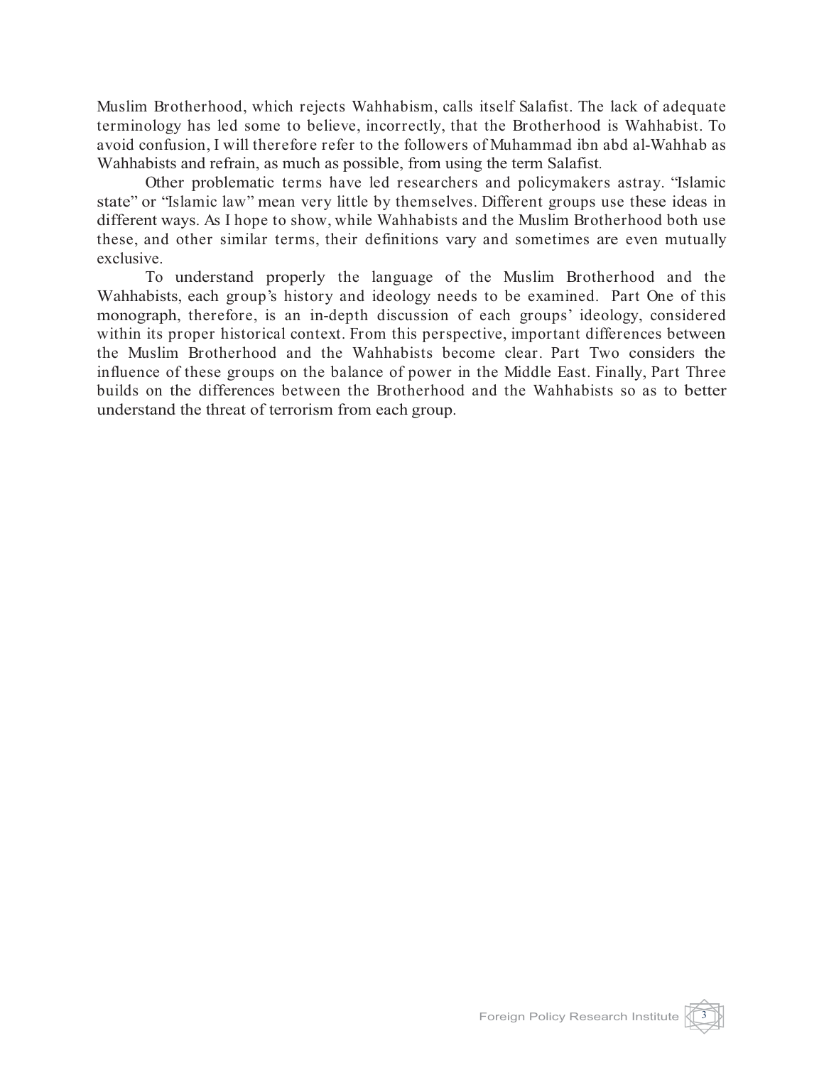Muslim Brotherhood, which rejects Wahhabism, calls itself Salafist. The lack of adequate terminology has led some to believe, incorrectly, that the Brotherhood is Wahhabist. To avoid confusion, I will therefore refer to the followers of Muhammad ibn abd al-Wahhab as Wahhabists and refrain, as much as possible, from using the term Salafist.

Other problematic terms have led researchers and policymakers astray. "Islamic state" or "Islamic law" mean very little by themselves. Different groups use these ideas in different ways. As I hope to show, while Wahhabists and the Muslim Brotherhood both use these, and other similar terms, their definitions vary and sometimes are even mutually exclusive.

To understand properly the language of the Muslim Brotherhood and the Wahhabists, each group's history and ideology needs to be examined. Part One of this monograph, therefore, is an in-depth discussion of each groups' ideology, considered within its proper historical context. From this perspective, important differences between the Muslim Brotherhood and the Wahhabists become clear. Part Two considers the influence of these groups on the balance of power in the Middle East. Finally, Part Three builds on the differences between the Brotherhood and the Wahhabists so as to better understand the threat of terrorism from each group.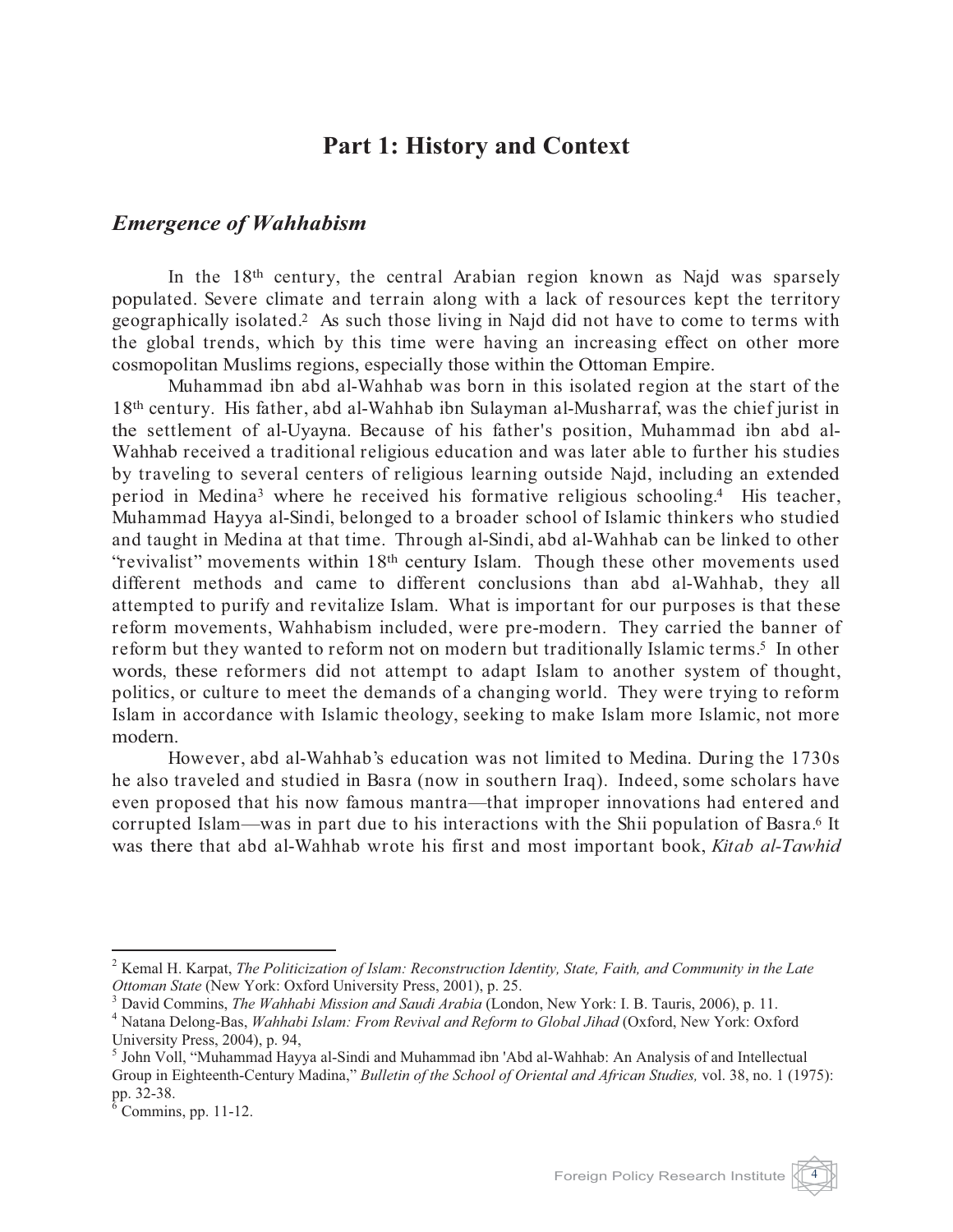# Part 1: History and Context

## *Emergence of Wahhabism*

In the 18th century, the central Arabian region known as Najd was sparsely populated. Severe climate and terrain along with a lack of resources kept the territory geographically isolated.[2] As such those living in Najd did not have to come to terms with the global trends, which by this time were having an increasing effect on other more cosmopolitan Muslims regions, especially those within the Ottoman Empire.

Muhammad ibn abd al-Wahhab was born in this isolated region at the start of the 18th century. His father, abd al-Wahhab ibn Sulayman al-Musharraf, was the chief jurist in the settlement of al-Uyayna. Because of his father's position, Muhammad ibn abd al-Wahhab received a traditional religious education and was later able to further his studies by traveling to several centers of religious learning outside Najd, including an extended period in Medina[3] where he received his formative religious schooling.[4] His teacher, Muhammad Hayya al-Sindi, belonged to a broader school of Islamic thinkers who studied and taught in Medina at that time. Through al-Sindi, abd al-Wahhab can be linked to other "revivalist" movements within 18th century Islam. Though these other movements used different methods and came to different conclusions than abd al-Wahhab, they all attempted to purify and revitalize Islam. What is important for our purposes is that these reform movements, Wahhabism included, were pre-modern. They carried the banner of reform but they wanted to reform not on modern but traditionally Islamic terms.[5] In other words, these reformers did not attempt to adapt Islam to another system of thought, politics, or culture to meet the demands of a changing world. They were trying to reform Islam in accordance with Islamic theology, seeking to make Islam more Islamic, not more modern.

However, abd al-Wahhab's education was not limited to Medina. During the 1730s he also traveled and studied in Basra (now in southern Iraq). Indeed, some scholars have even proposed that his now famous mantra—that improper innovations had entered and corrupted Islam—was in part due to his interactions with the Shii population of Basra.[6] It was there that abd al-Wahhab wrote his first and most important book, *Kitab al-Tawhid*

---

[2] Kemal H. Karpat, *The Politicization of Islam: Reconstruction Identity, State, Faith, and Community in the Late Ottoman State* (New York: Oxford University Press, 2001), p. 25.

[3] David Commins, *The Wahhabi Mission and Saudi Arabia* (London, New York: I. B. Tauris, 2006), p. 11.

[4] Natana Delong-Bas, *Wahhabi Islam: From Revival and Reform to Global Jihad* (Oxford, New York: Oxford University Press, 2004), p. 94,

[5] John Voll, "Muhammad Hayya al-Sindi and Muhammad ibn 'Abd al-Wahhab: An Analysis of and Intellectual Group in Eighteenth-Century Madina," *Bulletin of the School of Oriental and African Studies,* vol. 38, no. 1 (1975): pp. 32-38.

[6] Commins, pp. 11-12.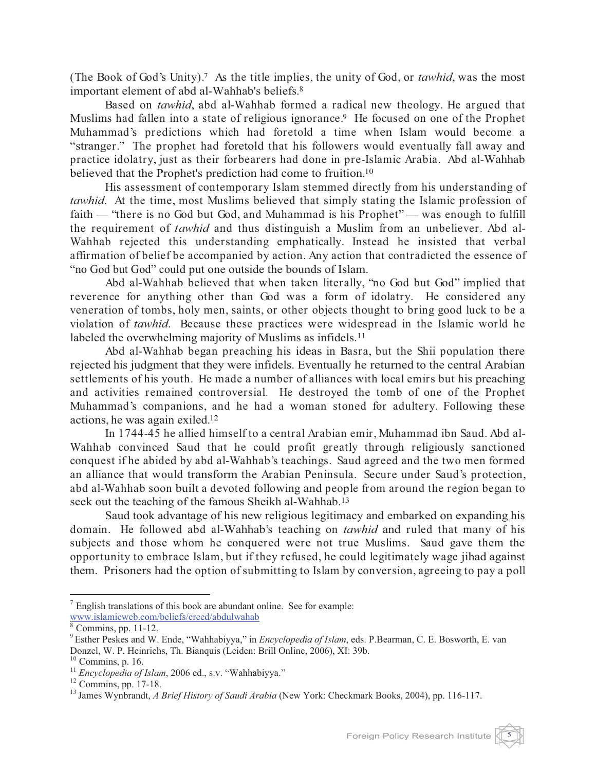(The Book of God's Unity).[7] As the title implies, the unity of God, or *tawhid*, was the most important element of abd al-Wahhab's beliefs.[8]

Based on *tawhid*, abd al-Wahhab formed a radical new theology. He argued that Muslims had fallen into a state of religious ignorance.[9] He focused on one of the Prophet Muhammad's predictions which had foretold a time when Islam would become a "stranger." The prophet had foretold that his followers would eventually fall away and practice idolatry, just as their forbearers had done in pre-Islamic Arabia. Abd al-Wahhab believed that the Prophet's prediction had come to fruition.[10]

His assessment of contemporary Islam stemmed directly from his understanding of *tawhid*. At the time, most Muslims believed that simply stating the Islamic profession of faith — "there is no God but God, and Muhammad is his Prophet" — was enough to fulfill the requirement of *tawhid* and thus distinguish a Muslim from an unbeliever. Abd al-Wahhab rejected this understanding emphatically. Instead he insisted that verbal affirmation of belief be accompanied by action. Any action that contradicted the essence of "no God but God" could put one outside the bounds of Islam.

Abd al-Wahhab believed that when taken literally, "no God but God" implied that reverence for anything other than God was a form of idolatry. He considered any veneration of tombs, holy men, saints, or other objects thought to bring good luck to be a violation of *tawhid*. Because these practices were widespread in the Islamic world he labeled the overwhelming majority of Muslims as infidels.[11]

Abd al-Wahhab began preaching his ideas in Basra, but the Shii population there rejected his judgment that they were infidels. Eventually he returned to the central Arabian settlements of his youth. He made a number of alliances with local emirs but his preaching and activities remained controversial. He destroyed the tomb of one of the Prophet Muhammad's companions, and he had a woman stoned for adultery. Following these actions, he was again exiled.[12]

In 1744-45 he allied himself to a central Arabian emir, Muhammad ibn Saud. Abd al-Wahhab convinced Saud that he could profit greatly through religiously sanctioned conquest if he abided by abd al-Wahhab's teachings. Saud agreed and the two men formed an alliance that would transform the Arabian Peninsula. Secure under Saud's protection, abd al-Wahhab soon built a devoted following and people from around the region began to seek out the teaching of the famous Sheikh al-Wahhab.[13]

Saud took advantage of his new religious legitimacy and embarked on expanding his domain. He followed abd al-Wahhab's teaching on *tawhid* and ruled that many of his subjects and those whom he conquered were not true Muslims. Saud gave them the opportunity to embrace Islam, but if they refused, he could legitimately wage jihad against them. Prisoners had the option of submitting to Islam by conversion, agreeing to pay a poll

---

[7] English translations of this book are abundant online. See for example: www.islamicweb.com/beliefs/creed/abdulwahab

[8] Commins, pp. 11-12.

[9] Esther Peskes and W. Ende, "Wahhabiyya," in *Encyclopedia of Islam*, eds. P.Bearman, C. E. Bosworth, E. van Donzel, W. P. Heinrichs, Th. Bianquis (Leiden: Brill Online, 2006), XI: 39b.

[10] Commins, p. 16.

[11] *Encyclopedia of Islam*, 2006 ed., s.v. "Wahhabiyya."

[12] Commins, pp. 17-18.

[13] James Wynbrandt, *A Brief History of Saudi Arabia* (New York: Checkmark Books, 2004), pp. 116-117.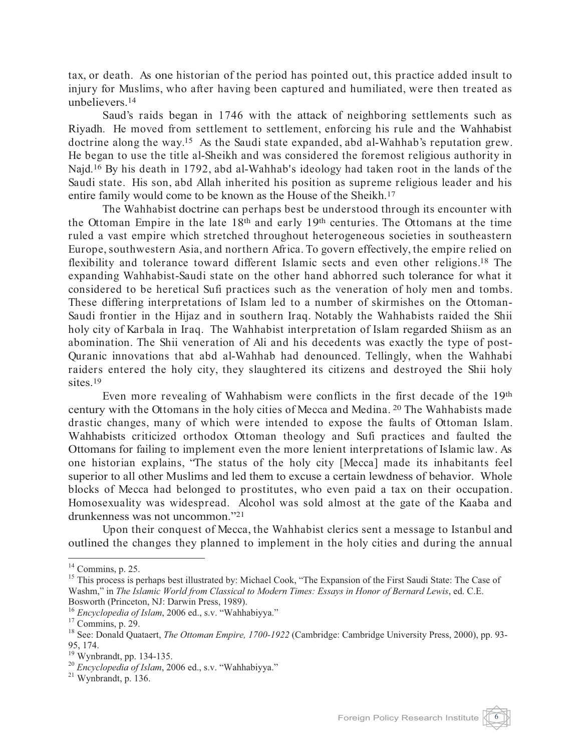tax, or death. As one historian of the period has pointed out, this practice added insult to injury for Muslims, who after having been captured and humiliated, were then treated as unbelievers.[14]

Saud's raids began in 1746 with the attack of neighboring settlements such as Riyadh. He moved from settlement to settlement, enforcing his rule and the Wahhabist doctrine along the way.[15] As the Saudi state expanded, abd al-Wahhab's reputation grew. He began to use the title al-Sheikh and was considered the foremost religious authority in Najd.[16] By his death in 1792, abd al-Wahhab's ideology had taken root in the lands of the Saudi state. His son, abd Allah inherited his position as supreme religious leader and his entire family would come to be known as the House of the Sheikh.[17]

The Wahhabist doctrine can perhaps best be understood through its encounter with the Ottoman Empire in the late 18th and early 19th centuries. The Ottomans at the time ruled a vast empire which stretched throughout heterogeneous societies in southeastern Europe, southwestern Asia, and northern Africa. To govern effectively, the empire relied on flexibility and tolerance toward different Islamic sects and even other religions.[18] The expanding Wahhabist-Saudi state on the other hand abhorred such tolerance for what it considered to be heretical Sufi practices such as the veneration of holy men and tombs. These differing interpretations of Islam led to a number of skirmishes on the Ottoman-Saudi frontier in the Hijaz and in southern Iraq. Notably the Wahhabists raided the Shii holy city of Karbala in Iraq. The Wahhabist interpretation of Islam regarded Shiism as an abomination. The Shii veneration of Ali and his decedents was exactly the type of post-Quranic innovations that abd al-Wahhab had denounced. Tellingly, when the Wahhabi raiders entered the holy city, they slaughtered its citizens and destroyed the Shii holy sites.[19]

Even more revealing of Wahhabism were conflicts in the first decade of the 19th century with the Ottomans in the holy cities of Mecca and Medina.[20] The Wahhabists made drastic changes, many of which were intended to expose the faults of Ottoman Islam. Wahhabists criticized orthodox Ottoman theology and Sufi practices and faulted the Ottomans for failing to implement even the more lenient interpretations of Islamic law. As one historian explains, "The status of the holy city [Mecca] made its inhabitants feel superior to all other Muslims and led them to excuse a certain lewdness of behavior. Whole blocks of Mecca had belonged to prostitutes, who even paid a tax on their occupation. Homosexuality was widespread. Alcohol was sold almost at the gate of the Kaaba and drunkenness was not uncommon."[21]

Upon their conquest of Mecca, the Wahhabist clerics sent a message to Istanbul and outlined the changes they planned to implement in the holy cities and during the annual

---

[14] Commins, p. 25.

[15] This process is perhaps best illustrated by: Michael Cook, "The Expansion of the First Saudi State: The Case of Washm," in *The Islamic World from Classical to Modern Times: Essays in Honor of Bernard Lewis*, ed. C.E. Bosworth (Princeton, NJ: Darwin Press, 1989).

[16] *Encyclopedia of Islam*, 2006 ed., s.v. "Wahhabiyya."

[17] Commins, p. 29.

[18] See: Donald Quataert, *The Ottoman Empire, 1700-1922* (Cambridge: Cambridge University Press, 2000), pp. 93-95, 174.

[19] Wynbrandt, pp. 134-135.

[20] *Encyclopedia of Islam*, 2006 ed., s.v. "Wahhabiyya."

[21] Wynbrandt, p. 136.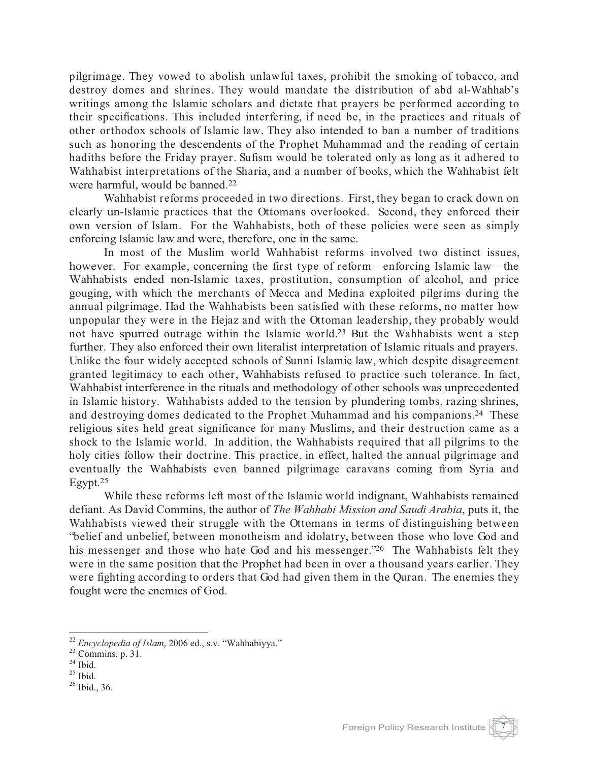pilgrimage. They vowed to abolish unlawful taxes, prohibit the smoking of tobacco, and destroy domes and shrines. They would mandate the distribution of abd al-Wahhab's writings among the Islamic scholars and dictate that prayers be performed according to their specifications. This included interfering, if need be, in the practices and rituals of other orthodox schools of Islamic law. They also intended to ban a number of traditions such as honoring the descendents of the Prophet Muhammad and the reading of certain hadiths before the Friday prayer. Sufism would be tolerated only as long as it adhered to Wahhabist interpretations of the Sharia, and a number of books, which the Wahhabist felt were harmful, would be banned.[22]

Wahhabist reforms proceeded in two directions. First, they began to crack down on clearly un-Islamic practices that the Ottomans overlooked. Second, they enforced their own version of Islam. For the Wahhabists, both of these policies were seen as simply enforcing Islamic law and were, therefore, one in the same.

In most of the Muslim world Wahhabist reforms involved two distinct issues, however. For example, concerning the first type of reform—enforcing Islamic law—the Wahhabists ended non-Islamic taxes, prostitution, consumption of alcohol, and price gouging, with which the merchants of Mecca and Medina exploited pilgrims during the annual pilgrimage. Had the Wahhabists been satisfied with these reforms, no matter how unpopular they were in the Hejaz and with the Ottoman leadership, they probably would not have spurred outrage within the Islamic world.[23] But the Wahhabists went a step further. They also enforced their own literalist interpretation of Islamic rituals and prayers. Unlike the four widely accepted schools of Sunni Islamic law, which despite disagreement granted legitimacy to each other, Wahhabists refused to practice such tolerance. In fact, Wahhabist interference in the rituals and methodology of other schools was unprecedented in Islamic history. Wahhabists added to the tension by plundering tombs, razing shrines, and destroying domes dedicated to the Prophet Muhammad and his companions.[24] These religious sites held great significance for many Muslims, and their destruction came as a shock to the Islamic world. In addition, the Wahhabists required that all pilgrims to the holy cities follow their doctrine. This practice, in effect, halted the annual pilgrimage and eventually the Wahhabists even banned pilgrimage caravans coming from Syria and Egypt.[25]

While these reforms left most of the Islamic world indignant, Wahhabists remained defiant. As David Commins, the author of *The Wahhabi Mission and Saudi Arabia*, puts it, the Wahhabists viewed their struggle with the Ottomans in terms of distinguishing between "belief and unbelief, between monotheism and idolatry, between those who love God and his messenger and those who hate God and his messenger."[26] The Wahhabists felt they were in the same position that the Prophet had been in over a thousand years earlier. They were fighting according to orders that God had given them in the Quran. The enemies they fought were the enemies of God.

---

[22] *Encyclopedia of Islam*, 2006 ed., s.v. "Wahhabiyya."
[23] Commins, p. 31.
[24] Ibid.
[25] Ibid.
[26] Ibid., 36.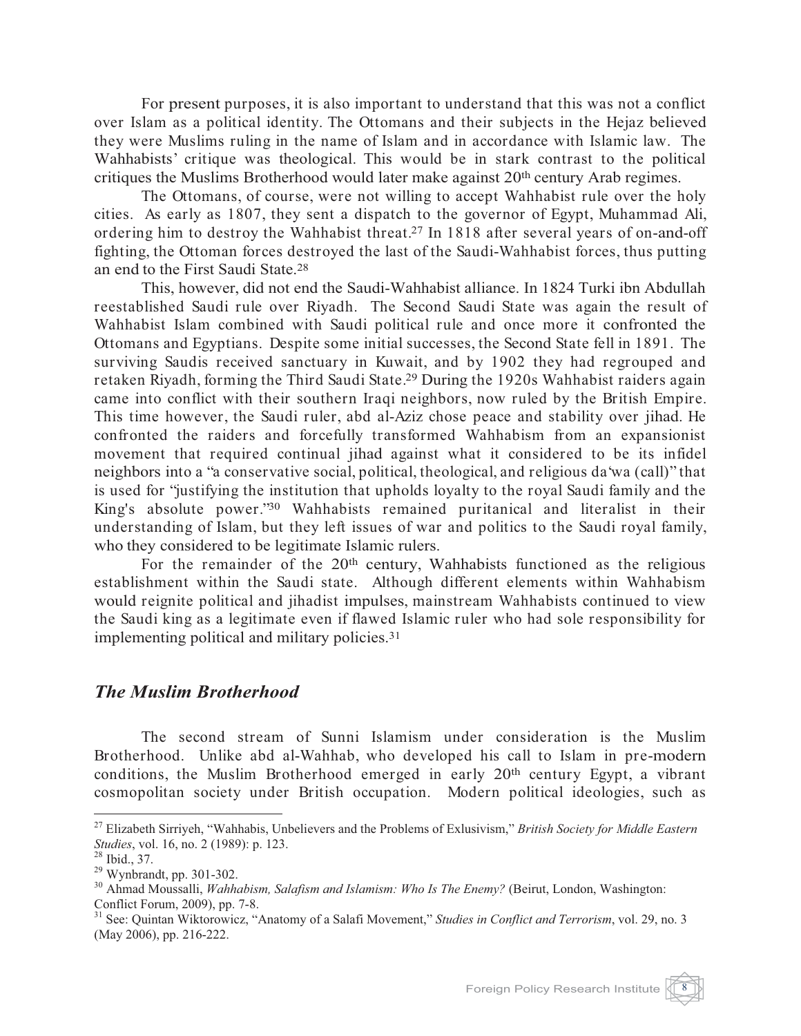For present purposes, it is also important to understand that this was not a conflict over Islam as a political identity. The Ottomans and their subjects in the Hejaz believed they were Muslims ruling in the name of Islam and in accordance with Islamic law. The Wahhabists' critique was theological. This would be in stark contrast to the political critiques the Muslims Brotherhood would later make against 20th century Arab regimes.

The Ottomans, of course, were not willing to accept Wahhabist rule over the holy cities. As early as 1807, they sent a dispatch to the governor of Egypt, Muhammad Ali, ordering him to destroy the Wahhabist threat.[27] In 1818 after several years of on-and-off fighting, the Ottoman forces destroyed the last of the Saudi-Wahhabist forces, thus putting an end to the First Saudi State.[28]

This, however, did not end the Saudi-Wahhabist alliance. In 1824 Turki ibn Abdullah reestablished Saudi rule over Riyadh. The Second Saudi State was again the result of Wahhabist Islam combined with Saudi political rule and once more it confronted the Ottomans and Egyptians. Despite some initial successes, the Second State fell in 1891. The surviving Saudis received sanctuary in Kuwait, and by 1902 they had regrouped and retaken Riyadh, forming the Third Saudi State.[29] During the 1920s Wahhabist raiders again came into conflict with their southern Iraqi neighbors, now ruled by the British Empire. This time however, the Saudi ruler, abd al-Aziz chose peace and stability over jihad. He confronted the raiders and forcefully transformed Wahhabism from an expansionist movement that required continual jihad against what it considered to be its infidel neighbors into a "a conservative social, political, theological, and religious da'wa (call)" that is used for "justifying the institution that upholds loyalty to the royal Saudi family and the King's absolute power."[30] Wahhabists remained puritanical and literalist in their understanding of Islam, but they left issues of war and politics to the Saudi royal family, who they considered to be legitimate Islamic rulers.

For the remainder of the 20th century, Wahhabists functioned as the religious establishment within the Saudi state. Although different elements within Wahhabism would reignite political and jihadist impulses, mainstream Wahhabists continued to view the Saudi king as a legitimate even if flawed Islamic ruler who had sole responsibility for implementing political and military policies.[31]

## *The Muslim Brotherhood*

The second stream of Sunni Islamism under consideration is the Muslim Brotherhood. Unlike abd al-Wahhab, who developed his call to Islam in pre-modern conditions, the Muslim Brotherhood emerged in early 20th century Egypt, a vibrant cosmopolitan society under British occupation. Modern political ideologies, such as

---

[27] Elizabeth Sirriyeh, "Wahhabis, Unbelievers and the Problems of Exlusivism," *British Society for Middle Eastern Studies*, vol. 16, no. 2 (1989): p. 123.

[28] Ibid., 37.

[29] Wynbrandt, pp. 301-302.

[30] Ahmad Moussalli, *Wahhabism, Salafism and Islamism: Who Is The Enemy?* (Beirut, London, Washington: Conflict Forum, 2009), pp. 7-8.

[31] See: Quintan Wiktorowicz, "Anatomy of a Salafi Movement," *Studies in Conflict and Terrorism*, vol. 29, no. 3 (May 2006), pp. 216-222.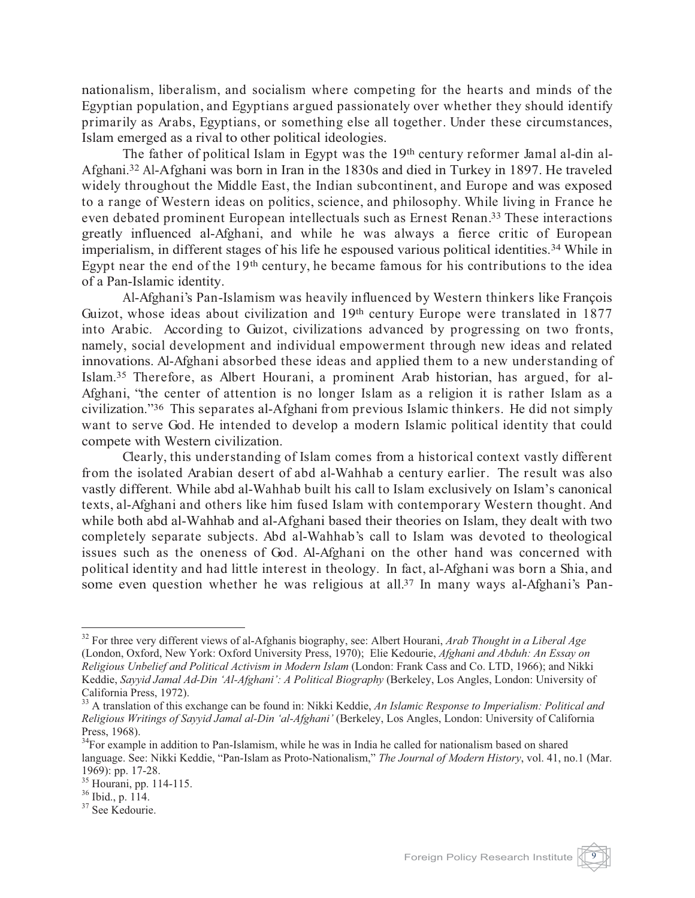nationalism, liberalism, and socialism where competing for the hearts and minds of the Egyptian population, and Egyptians argued passionately over whether they should identify primarily as Arabs, Egyptians, or something else all together. Under these circumstances, Islam emerged as a rival to other political ideologies.

The father of political Islam in Egypt was the 19th century reformer Jamal al-din al-Afghani.[32] Al-Afghani was born in Iran in the 1830s and died in Turkey in 1897. He traveled widely throughout the Middle East, the Indian subcontinent, and Europe and was exposed to a range of Western ideas on politics, science, and philosophy. While living in France he even debated prominent European intellectuals such as Ernest Renan.[33] These interactions greatly influenced al-Afghani, and while he was always a fierce critic of European imperialism, in different stages of his life he espoused various political identities.[34] While in Egypt near the end of the 19th century, he became famous for his contributions to the idea of a Pan-Islamic identity.

Al-Afghani's Pan-Islamism was heavily influenced by Western thinkers like François Guizot, whose ideas about civilization and 19th century Europe were translated in 1877 into Arabic. According to Guizot, civilizations advanced by progressing on two fronts, namely, social development and individual empowerment through new ideas and related innovations. Al-Afghani absorbed these ideas and applied them to a new understanding of Islam.[35] Therefore, as Albert Hourani, a prominent Arab historian, has argued, for al-Afghani, "the center of attention is no longer Islam as a religion it is rather Islam as a civilization."[36] This separates al-Afghani from previous Islamic thinkers. He did not simply want to serve God. He intended to develop a modern Islamic political identity that could compete with Western civilization.

Clearly, this understanding of Islam comes from a historical context vastly different from the isolated Arabian desert of abd al-Wahhab a century earlier. The result was also vastly different. While abd al-Wahhab built his call to Islam exclusively on Islam's canonical texts, al-Afghani and others like him fused Islam with contemporary Western thought. And while both abd al-Wahhab and al-Afghani based their theories on Islam, they dealt with two completely separate subjects. Abd al-Wahhab's call to Islam was devoted to theological issues such as the oneness of God. Al-Afghani on the other hand was concerned with political identity and had little interest in theology. In fact, al-Afghani was born a Shia, and some even question whether he was religious at all.[37] In many ways al-Afghani's Pan-

---

[32] For three very different views of al-Afghanis biography, see: Albert Hourani, *Arab Thought in a Liberal Age* (London, Oxford, New York: Oxford University Press, 1970); Elie Kedourie, *Afghani and Abduh: An Essay on Religious Unbelief and Political Activism in Modern Islam* (London: Frank Cass and Co. LTD, 1966); and Nikki Keddie, *Sayyid Jamal Ad-Din 'Al-Afghani': A Political Biography* (Berkeley, Los Angles, London: University of California Press, 1972).

[33] A translation of this exchange can be found in: Nikki Keddie, *An Islamic Response to Imperialism: Political and Religious Writings of Sayyid Jamal al-Din 'al-Afghani'* (Berkeley, Los Angles, London: University of California Press, 1968).

[34] For example in addition to Pan-Islamism, while he was in India he called for nationalism based on shared language. See: Nikki Keddie, "Pan-Islam as Proto-Nationalism," *The Journal of Modern History*, vol. 41, no.1 (Mar. 1969): pp. 17-28.

[35] Hourani, pp. 114-115.

[36] Ibid., p. 114.

[37] See Kedourie.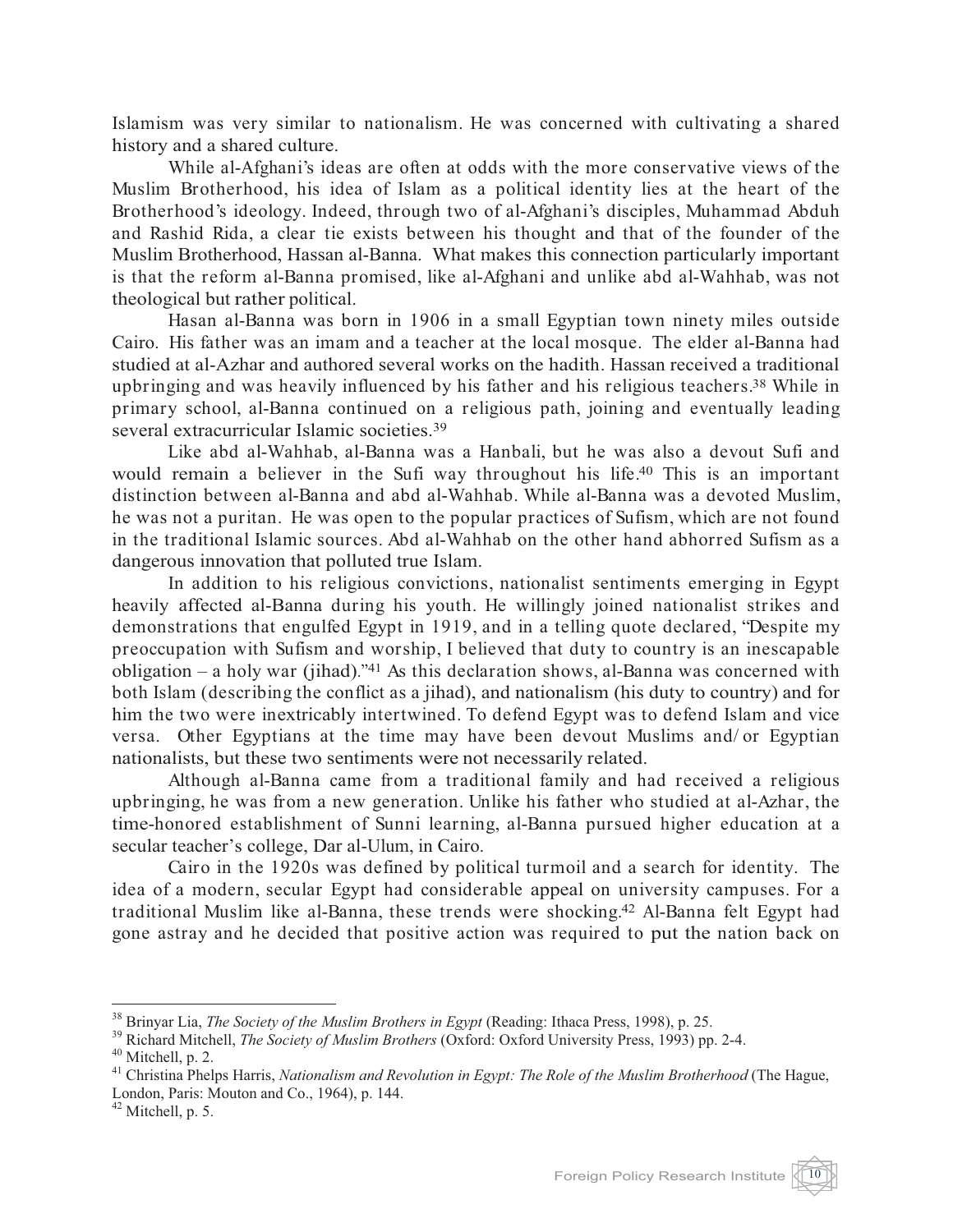Islamism was very similar to nationalism. He was concerned with cultivating a shared history and a shared culture.

While al-Afghani's ideas are often at odds with the more conservative views of the Muslim Brotherhood, his idea of Islam as a political identity lies at the heart of the Brotherhood's ideology. Indeed, through two of al-Afghani's disciples, Muhammad Abduh and Rashid Rida, a clear tie exists between his thought and that of the founder of the Muslim Brotherhood, Hassan al-Banna. What makes this connection particularly important is that the reform al-Banna promised, like al-Afghani and unlike abd al-Wahhab, was not theological but rather political.

Hasan al-Banna was born in 1906 in a small Egyptian town ninety miles outside Cairo. His father was an imam and a teacher at the local mosque. The elder al-Banna had studied at al-Azhar and authored several works on the hadith. Hassan received a traditional upbringing and was heavily influenced by his father and his religious teachers.[38] While in primary school, al-Banna continued on a religious path, joining and eventually leading several extracurricular Islamic societies.[39]

Like abd al-Wahhab, al-Banna was a Hanbali, but he was also a devout Sufi and would remain a believer in the Sufi way throughout his life.[40] This is an important distinction between al-Banna and abd al-Wahhab. While al-Banna was a devoted Muslim, he was not a puritan. He was open to the popular practices of Sufism, which are not found in the traditional Islamic sources. Abd al-Wahhab on the other hand abhorred Sufism as a dangerous innovation that polluted true Islam.

In addition to his religious convictions, nationalist sentiments emerging in Egypt heavily affected al-Banna during his youth. He willingly joined nationalist strikes and demonstrations that engulfed Egypt in 1919, and in a telling quote declared, "Despite my preoccupation with Sufism and worship, I believed that duty to country is an inescapable obligation – a holy war (jihad)."[41] As this declaration shows, al-Banna was concerned with both Islam (describing the conflict as a jihad), and nationalism (his duty to country) and for him the two were inextricably intertwined. To defend Egypt was to defend Islam and vice versa. Other Egyptians at the time may have been devout Muslims and/or Egyptian nationalists, but these two sentiments were not necessarily related.

Although al-Banna came from a traditional family and had received a religious upbringing, he was from a new generation. Unlike his father who studied at al-Azhar, the time-honored establishment of Sunni learning, al-Banna pursued higher education at a secular teacher's college, Dar al-Ulum, in Cairo.

Cairo in the 1920s was defined by political turmoil and a search for identity. The idea of a modern, secular Egypt had considerable appeal on university campuses. For a traditional Muslim like al-Banna, these trends were shocking.[42] Al-Banna felt Egypt had gone astray and he decided that positive action was required to put the nation back on

---

[38] Brinyar Lia, *The Society of the Muslim Brothers in Egypt* (Reading: Ithaca Press, 1998), p. 25.

[39] Richard Mitchell, *The Society of Muslim Brothers* (Oxford: Oxford University Press, 1993) pp. 2-4.

[40] Mitchell, p. 2.

[41] Christina Phelps Harris, *Nationalism and Revolution in Egypt: The Role of the Muslim Brotherhood* (The Hague, London, Paris: Mouton and Co., 1964), p. 144.

[42] Mitchell, p. 5.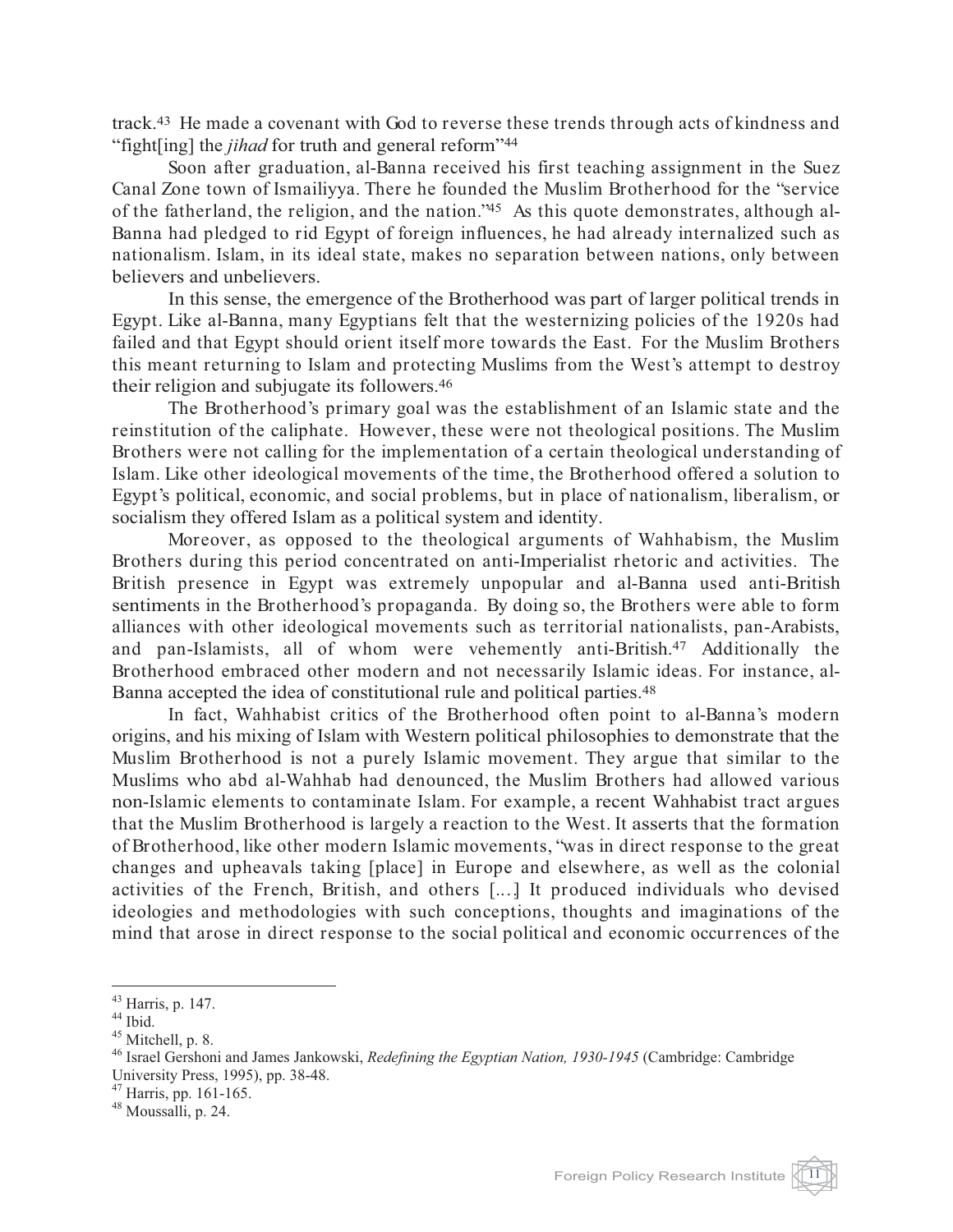track.[43] He made a covenant with God to reverse these trends through acts of kindness and "fight[ing] the *jihad* for truth and general reform"[44]

Soon after graduation, al-Banna received his first teaching assignment in the Suez Canal Zone town of Ismailiyya. There he founded the Muslim Brotherhood for the "service of the fatherland, the religion, and the nation."[45] As this quote demonstrates, although al-Banna had pledged to rid Egypt of foreign influences, he had already internalized such as nationalism. Islam, in its ideal state, makes no separation between nations, only between believers and unbelievers.

In this sense, the emergence of the Brotherhood was part of larger political trends in Egypt. Like al-Banna, many Egyptians felt that the westernizing policies of the 1920s had failed and that Egypt should orient itself more towards the East. For the Muslim Brothers this meant returning to Islam and protecting Muslims from the West's attempt to destroy their religion and subjugate its followers.[46]

The Brotherhood's primary goal was the establishment of an Islamic state and the reinstitution of the caliphate. However, these were not theological positions. The Muslim Brothers were not calling for the implementation of a certain theological understanding of Islam. Like other ideological movements of the time, the Brotherhood offered a solution to Egypt's political, economic, and social problems, but in place of nationalism, liberalism, or socialism they offered Islam as a political system and identity.

Moreover, as opposed to the theological arguments of Wahhabism, the Muslim Brothers during this period concentrated on anti-Imperialist rhetoric and activities. The British presence in Egypt was extremely unpopular and al-Banna used anti-British sentiments in the Brotherhood's propaganda. By doing so, the Brothers were able to form alliances with other ideological movements such as territorial nationalists, pan-Arabists, and pan-Islamists, all of whom were vehemently anti-British.[47] Additionally the Brotherhood embraced other modern and not necessarily Islamic ideas. For instance, al-Banna accepted the idea of constitutional rule and political parties.[48]

In fact, Wahhabist critics of the Brotherhood often point to al-Banna's modern origins, and his mixing of Islam with Western political philosophies to demonstrate that the Muslim Brotherhood is not a purely Islamic movement. They argue that similar to the Muslims who abd al-Wahhab had denounced, the Muslim Brothers had allowed various non-Islamic elements to contaminate Islam. For example, a recent Wahhabist tract argues that the Muslim Brotherhood is largely a reaction to the West. It asserts that the formation of Brotherhood, like other modern Islamic movements, "was in direct response to the great changes and upheavals taking [place] in Europe and elsewhere, as well as the colonial activities of the French, British, and others [...] It produced individuals who devised ideologies and methodologies with such conceptions, thoughts and imaginations of the mind that arose in direct response to the social political and economic occurrences of the

---

[43] Harris, p. 147.
[44] Ibid.
[45] Mitchell, p. 8.
[46] Israel Gershoni and James Jankowski, *Redefining the Egyptian Nation, 1930-1945* (Cambridge: Cambridge University Press, 1995), pp. 38-48.
[47] Harris, pp. 161-165.
[48] Moussalli, p. 24.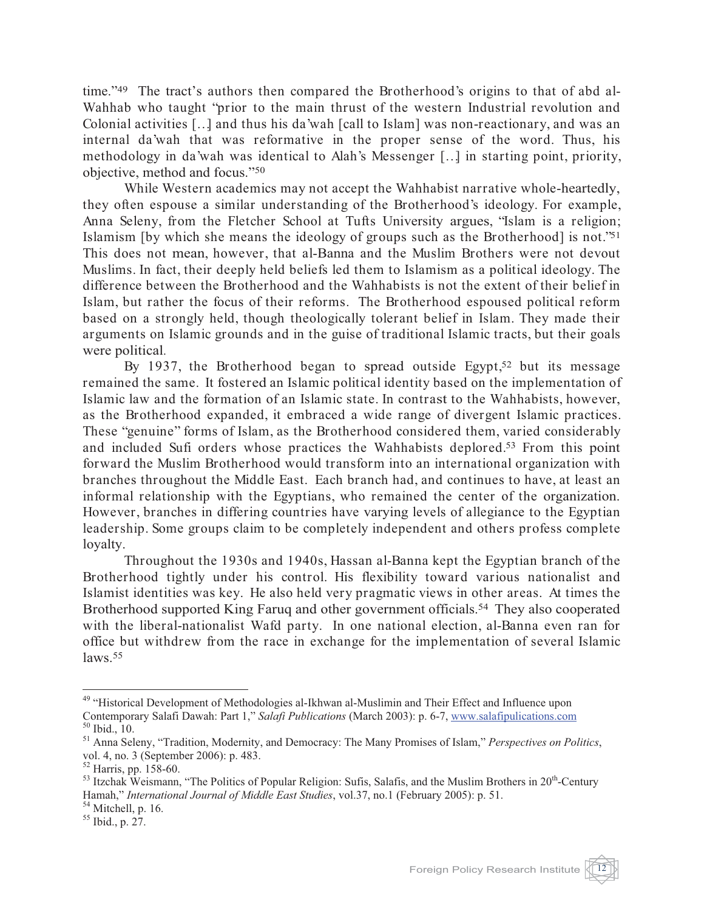time."[49] The tract's authors then compared the Brotherhood's origins to that of abd al-Wahhab who taught "prior to the main thrust of the western Industrial revolution and Colonial activities [...] and thus his da'wah [call to Islam] was non-reactionary, and was an internal da'wah that was reformative in the proper sense of the word. Thus, his methodology in da'wah was identical to Alah's Messenger [...] in starting point, priority, objective, method and focus."[50]

While Western academics may not accept the Wahhabist narrative whole-heartedly, they often espouse a similar understanding of the Brotherhood's ideology. For example, Anna Seleny, from the Fletcher School at Tufts University argues, "Islam is a religion; Islamism [by which she means the ideology of groups such as the Brotherhood] is not."[51] This does not mean, however, that al-Banna and the Muslim Brothers were not devout Muslims. In fact, their deeply held beliefs led them to Islamism as a political ideology. The difference between the Brotherhood and the Wahhabists is not the extent of their belief in Islam, but rather the focus of their reforms. The Brotherhood espoused political reform based on a strongly held, though theologically tolerant belief in Islam. They made their arguments on Islamic grounds and in the guise of traditional Islamic tracts, but their goals were political.

By 1937, the Brotherhood began to spread outside Egypt,[52] but its message remained the same. It fostered an Islamic political identity based on the implementation of Islamic law and the formation of an Islamic state. In contrast to the Wahhabists, however, as the Brotherhood expanded, it embraced a wide range of divergent Islamic practices. These "genuine" forms of Islam, as the Brotherhood considered them, varied considerably and included Sufi orders whose practices the Wahhabists deplored.[53] From this point forward the Muslim Brotherhood would transform into an international organization with branches throughout the Middle East. Each branch had, and continues to have, at least an informal relationship with the Egyptians, who remained the center of the organization. However, branches in differing countries have varying levels of allegiance to the Egyptian leadership. Some groups claim to be completely independent and others profess complete loyalty.

Throughout the 1930s and 1940s, Hassan al-Banna kept the Egyptian branch of the Brotherhood tightly under his control. His flexibility toward various nationalist and Islamist identities was key. He also held very pragmatic views in other areas. At times the Brotherhood supported King Faruq and other government officials.[54] They also cooperated with the liberal-nationalist Wafd party. In one national election, al-Banna even ran for office but withdrew from the race in exchange for the implementation of several Islamic laws.[55]

---

[49] "Historical Development of Methodologies al-Ikhwan al-Muslimin and Their Effect and Influence upon Contemporary Salafi Dawah: Part 1," *Salafi Publications* (March 2003): p. 6-7, www.salafipulications.com

[50] Ibid., 10.

[51] Anna Seleny, "Tradition, Modernity, and Democracy: The Many Promises of Islam," *Perspectives on Politics*, vol. 4, no. 3 (September 2006): p. 483.

[52] Harris, pp. 158-60.

[53] Itzchak Weismann, "The Politics of Popular Religion: Sufis, Salafis, and the Muslim Brothers in 20th-Century Hamah," *International Journal of Middle East Studies*, vol.37, no.1 (February 2005): p. 51.

[54] Mitchell, p. 16.

[55] Ibid., p. 27.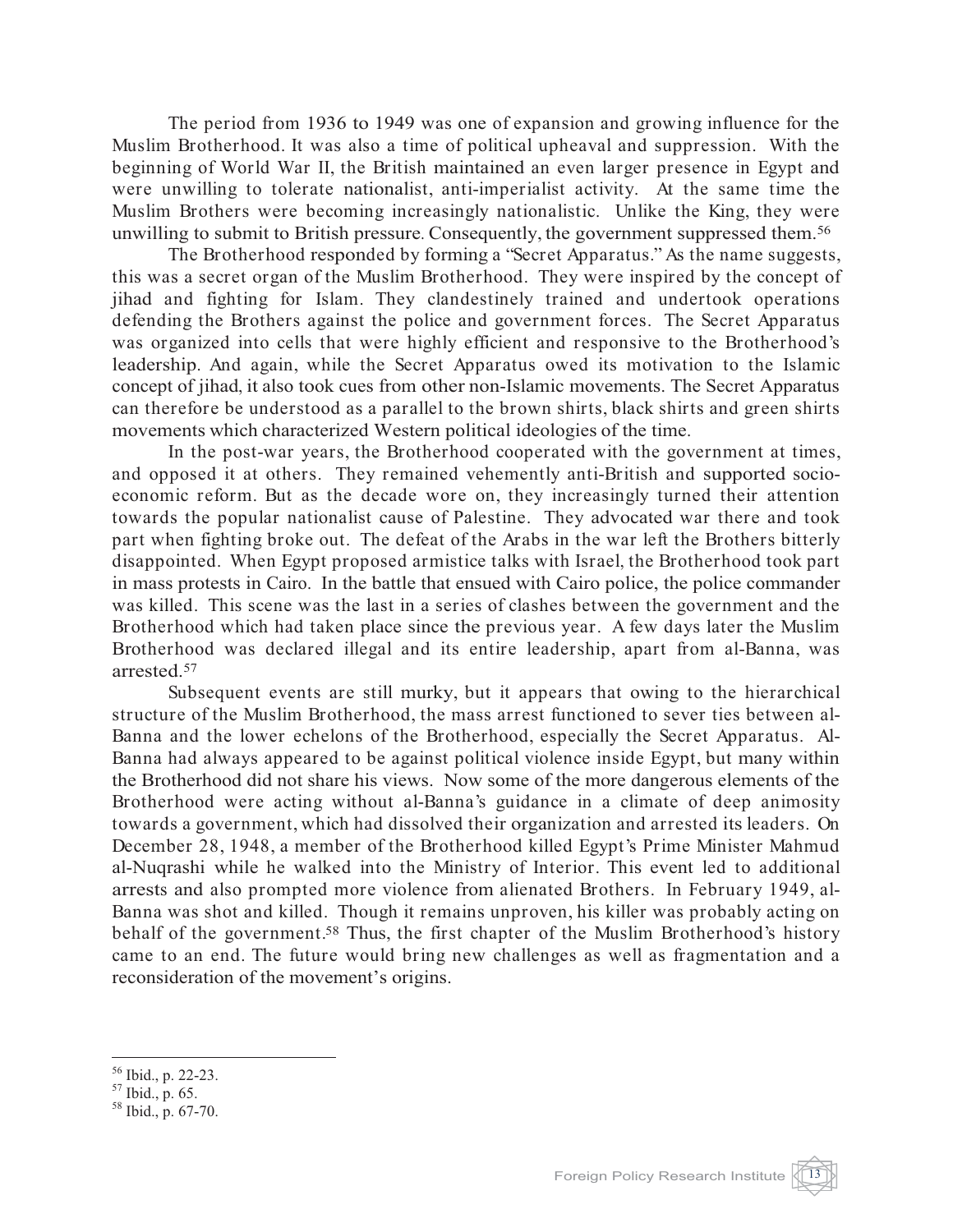The period from 1936 to 1949 was one of expansion and growing influence for the Muslim Brotherhood. It was also a time of political upheaval and suppression. With the beginning of World War II, the British maintained an even larger presence in Egypt and were unwilling to tolerate nationalist, anti-imperialist activity. At the same time the Muslim Brothers were becoming increasingly nationalistic. Unlike the King, they were unwilling to submit to British pressure. Consequently, the government suppressed them.[56]

The Brotherhood responded by forming a "Secret Apparatus." As the name suggests, this was a secret organ of the Muslim Brotherhood. They were inspired by the concept of jihad and fighting for Islam. They clandestinely trained and undertook operations defending the Brothers against the police and government forces. The Secret Apparatus was organized into cells that were highly efficient and responsive to the Brotherhood's leadership. And again, while the Secret Apparatus owed its motivation to the Islamic concept of jihad, it also took cues from other non-Islamic movements. The Secret Apparatus can therefore be understood as a parallel to the brown shirts, black shirts and green shirts movements which characterized Western political ideologies of the time.

In the post-war years, the Brotherhood cooperated with the government at times, and opposed it at others. They remained vehemently anti-British and supported socio-economic reform. But as the decade wore on, they increasingly turned their attention towards the popular nationalist cause of Palestine. They advocated war there and took part when fighting broke out. The defeat of the Arabs in the war left the Brothers bitterly disappointed. When Egypt proposed armistice talks with Israel, the Brotherhood took part in mass protests in Cairo. In the battle that ensued with Cairo police, the police commander was killed. This scene was the last in a series of clashes between the government and the Brotherhood which had taken place since the previous year. A few days later the Muslim Brotherhood was declared illegal and its entire leadership, apart from al-Banna, was arrested.[57]

Subsequent events are still murky, but it appears that owing to the hierarchical structure of the Muslim Brotherhood, the mass arrest functioned to sever ties between al-Banna and the lower echelons of the Brotherhood, especially the Secret Apparatus. Al-Banna had always appeared to be against political violence inside Egypt, but many within the Brotherhood did not share his views. Now some of the more dangerous elements of the Brotherhood were acting without al-Banna's guidance in a climate of deep animosity towards a government, which had dissolved their organization and arrested its leaders. On December 28, 1948, a member of the Brotherhood killed Egypt's Prime Minister Mahmud al-Nuqrashi while he walked into the Ministry of Interior. This event led to additional arrests and also prompted more violence from alienated Brothers. In February 1949, al-Banna was shot and killed. Though it remains unproven, his killer was probably acting on behalf of the government.[58] Thus, the first chapter of the Muslim Brotherhood's history came to an end. The future would bring new challenges as well as fragmentation and a reconsideration of the movement's origins.

---

[56] Ibid., p. 22-23.

[57] Ibid., p. 65.

[58] Ibid., p. 67-70.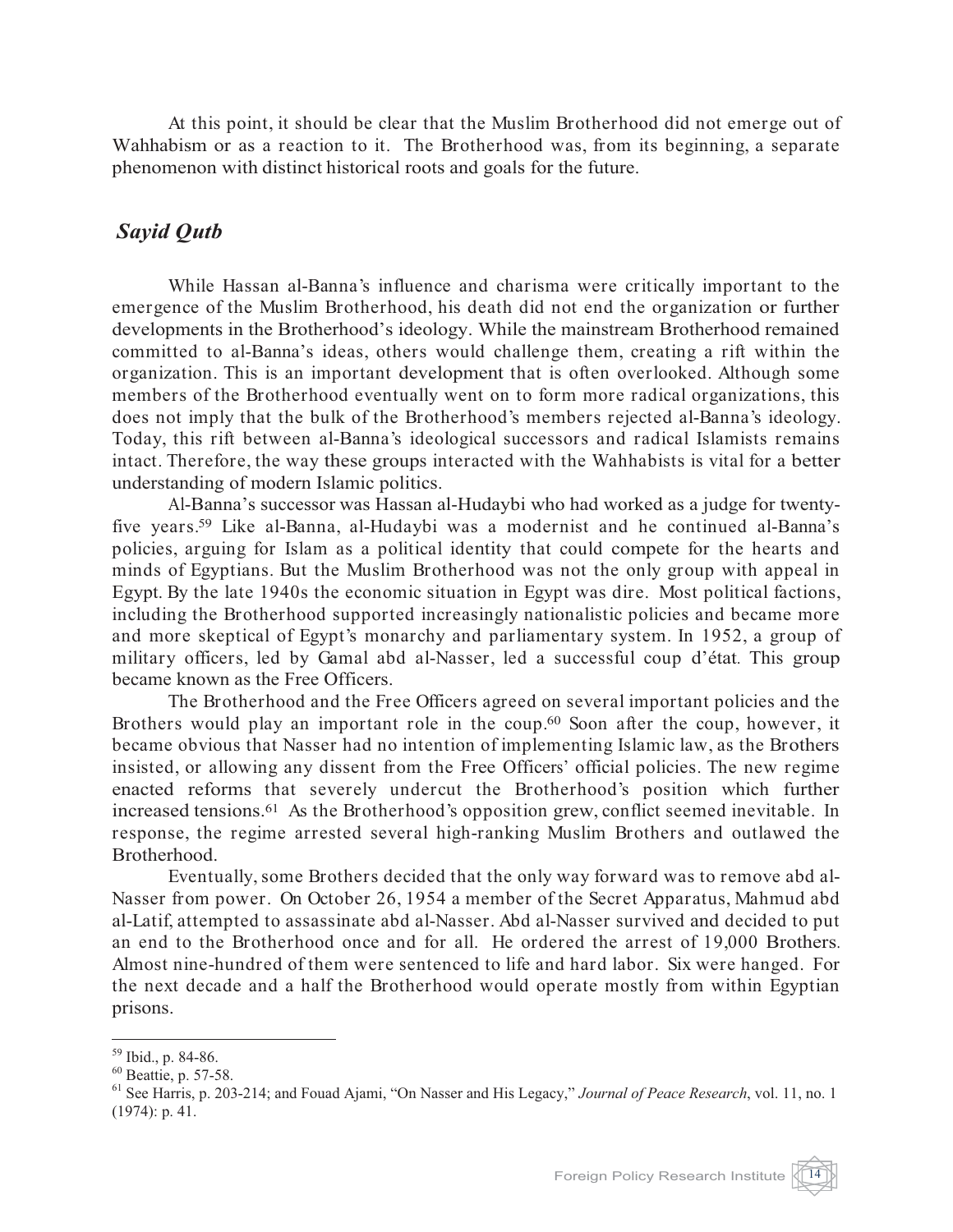At this point, it should be clear that the Muslim Brotherhood did not emerge out of Wahhabism or as a reaction to it. The Brotherhood was, from its beginning, a separate phenomenon with distinct historical roots and goals for the future.

## *Sayid Qutb*

While Hassan al-Banna's influence and charisma were critically important to the emergence of the Muslim Brotherhood, his death did not end the organization or further developments in the Brotherhood's ideology. While the mainstream Brotherhood remained committed to al-Banna's ideas, others would challenge them, creating a rift within the organization. This is an important development that is often overlooked. Although some members of the Brotherhood eventually went on to form more radical organizations, this does not imply that the bulk of the Brotherhood's members rejected al-Banna's ideology. Today, this rift between al-Banna's ideological successors and radical Islamists remains intact. Therefore, the way these groups interacted with the Wahhabists is vital for a better understanding of modern Islamic politics.

Al-Banna's successor was Hassan al-Hudaybi who had worked as a judge for twenty-five years.[59] Like al-Banna, al-Hudaybi was a modernist and he continued al-Banna's policies, arguing for Islam as a political identity that could compete for the hearts and minds of Egyptians. But the Muslim Brotherhood was not the only group with appeal in Egypt. By the late 1940s the economic situation in Egypt was dire. Most political factions, including the Brotherhood supported increasingly nationalistic policies and became more and more skeptical of Egypt's monarchy and parliamentary system. In 1952, a group of military officers, led by Gamal abd al-Nasser, led a successful coup d'état. This group became known as the Free Officers.

The Brotherhood and the Free Officers agreed on several important policies and the Brothers would play an important role in the coup.[60] Soon after the coup, however, it became obvious that Nasser had no intention of implementing Islamic law, as the Brothers insisted, or allowing any dissent from the Free Officers' official policies. The new regime enacted reforms that severely undercut the Brotherhood's position which further increased tensions.[61] As the Brotherhood's opposition grew, conflict seemed inevitable. In response, the regime arrested several high-ranking Muslim Brothers and outlawed the Brotherhood.

Eventually, some Brothers decided that the only way forward was to remove abd al-Nasser from power. On October 26, 1954 a member of the Secret Apparatus, Mahmud abd al-Latif, attempted to assassinate abd al-Nasser. Abd al-Nasser survived and decided to put an end to the Brotherhood once and for all. He ordered the arrest of 19,000 Brothers. Almost nine-hundred of them were sentenced to life and hard labor. Six were hanged. For the next decade and a half the Brotherhood would operate mostly from within Egyptian prisons.

---

[59] Ibid., p. 84-86.

[60] Beattie, p. 57-58.

[61] See Harris, p. 203-214; and Fouad Ajami, "On Nasser and His Legacy," *Journal of Peace Research*, vol. 11, no. 1 (1974): p. 41.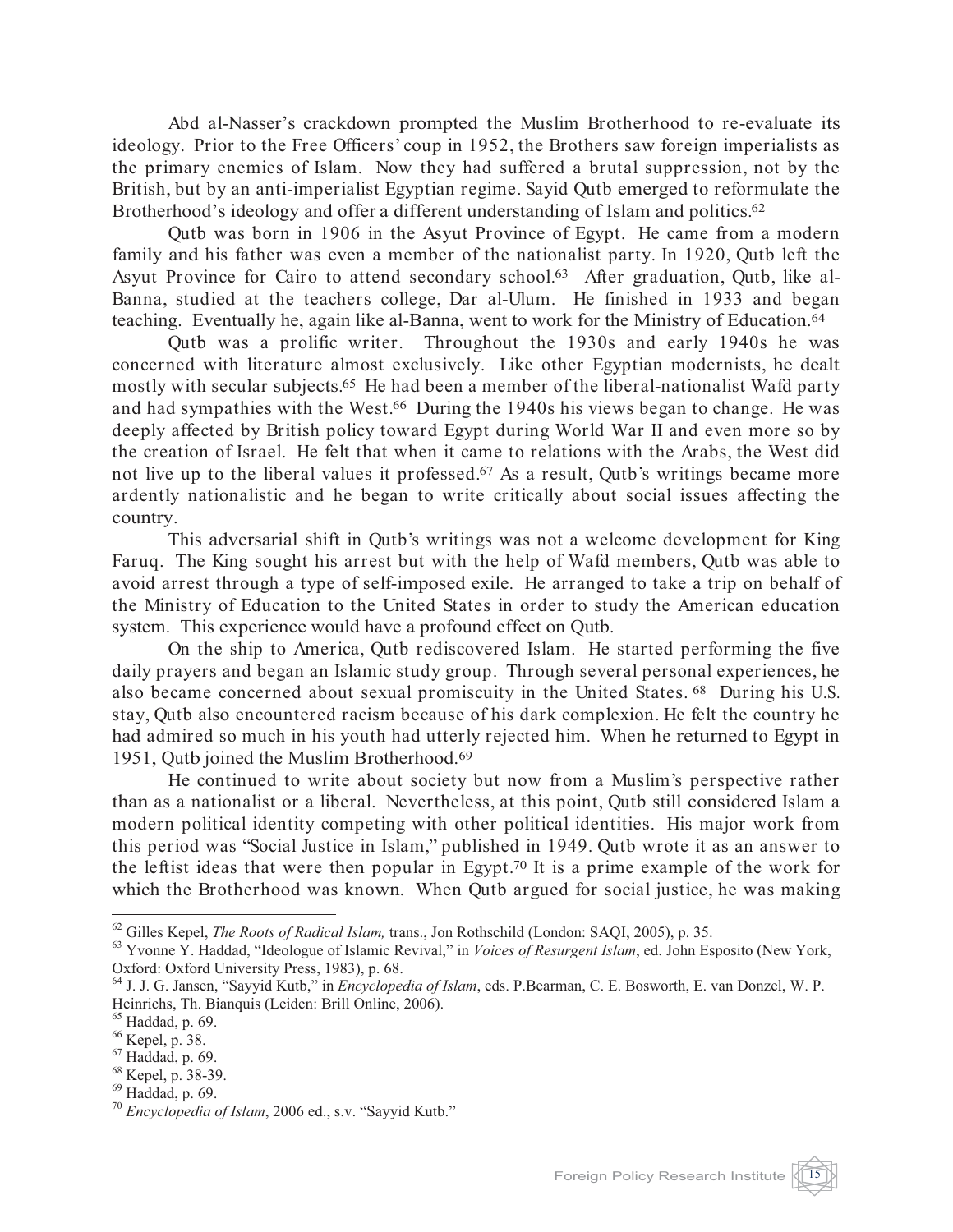Abd al-Nasser's crackdown prompted the Muslim Brotherhood to re-evaluate its ideology. Prior to the Free Officers' coup in 1952, the Brothers saw foreign imperialists as the primary enemies of Islam. Now they had suffered a brutal suppression, not by the British, but by an anti-imperialist Egyptian regime. Sayid Qutb emerged to reformulate the Brotherhood's ideology and offer a different understanding of Islam and politics.[62]

Qutb was born in 1906 in the Asyut Province of Egypt. He came from a modern family and his father was even a member of the nationalist party. In 1920, Qutb left the Asyut Province for Cairo to attend secondary school.[63] After graduation, Qutb, like al-Banna, studied at the teachers college, Dar al-Ulum. He finished in 1933 and began teaching. Eventually he, again like al-Banna, went to work for the Ministry of Education.[64]

Qutb was a prolific writer. Throughout the 1930s and early 1940s he was concerned with literature almost exclusively. Like other Egyptian modernists, he dealt mostly with secular subjects.[65] He had been a member of the liberal-nationalist Wafd party and had sympathies with the West.[66] During the 1940s his views began to change. He was deeply affected by British policy toward Egypt during World War II and even more so by the creation of Israel. He felt that when it came to relations with the Arabs, the West did not live up to the liberal values it professed.[67] As a result, Qutb's writings became more ardently nationalistic and he began to write critically about social issues affecting the country.

This adversarial shift in Qutb's writings was not a welcome development for King Faruq. The King sought his arrest but with the help of Wafd members, Qutb was able to avoid arrest through a type of self-imposed exile. He arranged to take a trip on behalf of the Ministry of Education to the United States in order to study the American education system. This experience would have a profound effect on Qutb.

On the ship to America, Qutb rediscovered Islam. He started performing the five daily prayers and began an Islamic study group. Through several personal experiences, he also became concerned about sexual promiscuity in the United States.[68] During his U.S. stay, Qutb also encountered racism because of his dark complexion. He felt the country he had admired so much in his youth had utterly rejected him. When he returned to Egypt in 1951, Qutb joined the Muslim Brotherhood.[69]

He continued to write about society but now from a Muslim's perspective rather than as a nationalist or a liberal. Nevertheless, at this point, Qutb still considered Islam a modern political identity competing with other political identities. His major work from this period was "Social Justice in Islam," published in 1949. Qutb wrote it as an answer to the leftist ideas that were then popular in Egypt.[70] It is a prime example of the work for which the Brotherhood was known. When Qutb argued for social justice, he was making

---

[62] Gilles Kepel, *The Roots of Radical Islam,* trans., Jon Rothschild (London: SAQI, 2005), p. 35.

[63] Yvonne Y. Haddad, "Ideologue of Islamic Revival," in *Voices of Resurgent Islam*, ed. John Esposito (New York, Oxford: Oxford University Press, 1983), p. 68.

[64] J. J. G. Jansen, "Sayyid Kutb," in *Encyclopedia of Islam*, eds. P.Bearman, C. E. Bosworth, E. van Donzel, W. P. Heinrichs, Th. Bianquis (Leiden: Brill Online, 2006).

[65] Haddad, p. 69.

[66] Kepel, p. 38.

[67] Haddad, p. 69.

[68] Kepel, p. 38-39.

[69] Haddad, p. 69.

[70] *Encyclopedia of Islam*, 2006 ed., s.v. "Sayyid Kutb."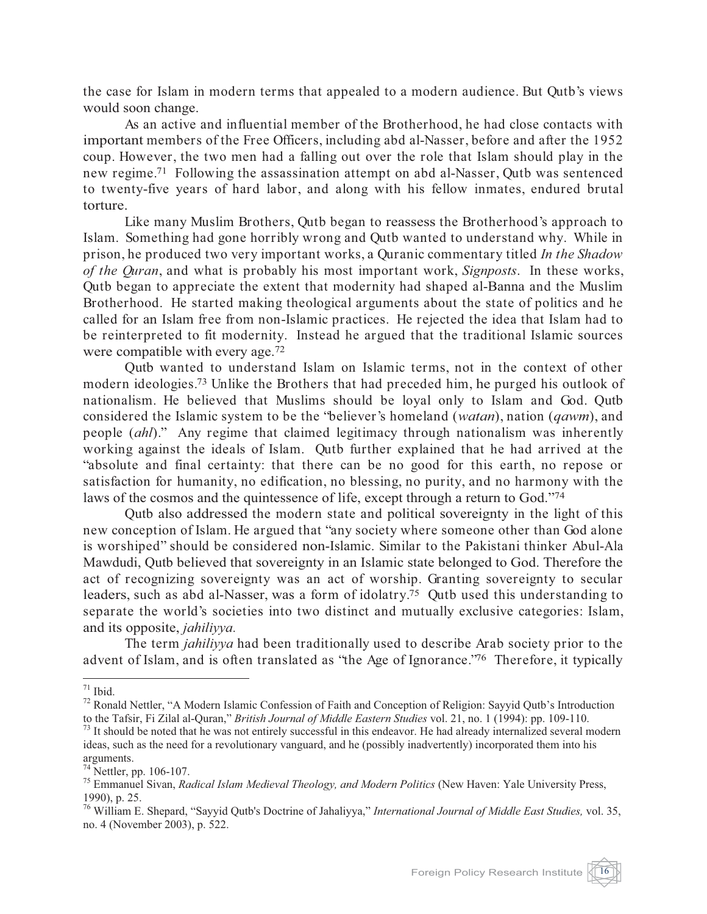the case for Islam in modern terms that appealed to a modern audience. But Qutb's views would soon change.

As an active and influential member of the Brotherhood, he had close contacts with important members of the Free Officers, including abd al-Nasser, before and after the 1952 coup. However, the two men had a falling out over the role that Islam should play in the new regime.[71] Following the assassination attempt on abd al-Nasser, Qutb was sentenced to twenty-five years of hard labor, and along with his fellow inmates, endured brutal torture.

Like many Muslim Brothers, Qutb began to reassess the Brotherhood's approach to Islam. Something had gone horribly wrong and Qutb wanted to understand why. While in prison, he produced two very important works, a Quranic commentary titled *In the Shadow of the Quran*, and what is probably his most important work, *Signposts*. In these works, Qutb began to appreciate the extent that modernity had shaped al-Banna and the Muslim Brotherhood. He started making theological arguments about the state of politics and he called for an Islam free from non-Islamic practices. He rejected the idea that Islam had to be reinterpreted to fit modernity. Instead he argued that the traditional Islamic sources were compatible with every age.[72]

Qutb wanted to understand Islam on Islamic terms, not in the context of other modern ideologies.[73] Unlike the Brothers that had preceded him, he purged his outlook of nationalism. He believed that Muslims should be loyal only to Islam and God. Qutb considered the Islamic system to be the "believer's homeland (*watan*), nation (*qawm*), and people (*ahl*)." Any regime that claimed legitimacy through nationalism was inherently working against the ideals of Islam. Qutb further explained that he had arrived at the "absolute and final certainty: that there can be no good for this earth, no repose or satisfaction for humanity, no edification, no blessing, no purity, and no harmony with the laws of the cosmos and the quintessence of life, except through a return to God."[74]

Qutb also addressed the modern state and political sovereignty in the light of this new conception of Islam. He argued that "any society where someone other than God alone is worshiped" should be considered non-Islamic. Similar to the Pakistani thinker Abul-Ala Mawdudi, Qutb believed that sovereignty in an Islamic state belonged to God. Therefore the act of recognizing sovereignty was an act of worship. Granting sovereignty to secular leaders, such as abd al-Nasser, was a form of idolatry.[75] Qutb used this understanding to separate the world's societies into two distinct and mutually exclusive categories: Islam, and its opposite, *jahiliyya.*

The term *jahiliyya* had been traditionally used to describe Arab society prior to the advent of Islam, and is often translated as "the Age of Ignorance."[76] Therefore, it typically

---

[71] Ibid.

[72] Ronald Nettler, "A Modern Islamic Confession of Faith and Conception of Religion: Sayyid Qutb's Introduction to the Tafsir, Fi Zilal al-Quran," *British Journal of Middle Eastern Studies* vol. 21, no. 1 (1994): pp. 109-110.

[73] It should be noted that he was not entirely successful in this endeavor. He had already internalized several modern ideas, such as the need for a revolutionary vanguard, and he (possibly inadvertently) incorporated them into his arguments.

[74] Nettler, pp. 106-107.

[75] Emmanuel Sivan, *Radical Islam Medieval Theology, and Modern Politics* (New Haven: Yale University Press, 1990), p. 25.

[76] William E. Shepard, "Sayyid Qutb's Doctrine of Jahaliyya," *International Journal of Middle East Studies,* vol. 35, no. 4 (November 2003), p. 522.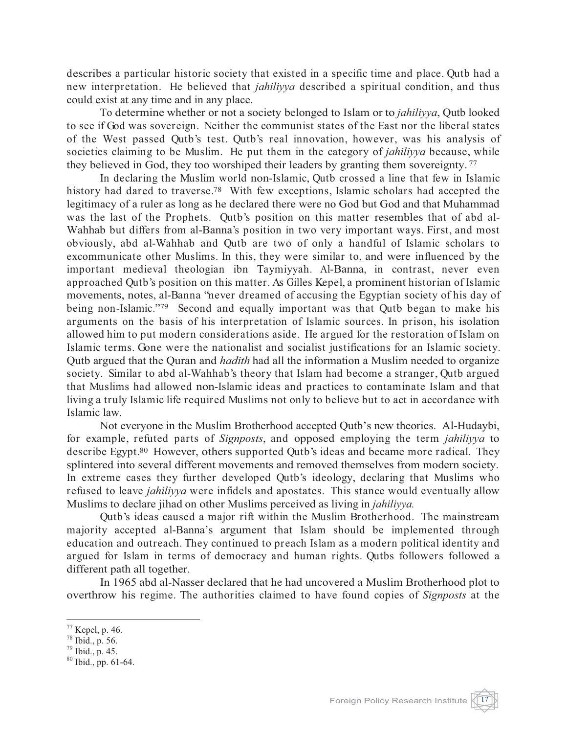describes a particular historic society that existed in a specific time and place. Qutb had a new interpretation. He believed that *jahiliyya* described a spiritual condition, and thus could exist at any time and in any place.

To determine whether or not a society belonged to Islam or to *jahiliyya*, Qutb looked to see if God was sovereign. Neither the communist states of the East nor the liberal states of the West passed Qutb's test. Qutb's real innovation, however, was his analysis of societies claiming to be Muslim. He put them in the category of *jahiliyya* because, while they believed in God, they too worshiped their leaders by granting them sovereignty.[77]

In declaring the Muslim world non-Islamic, Qutb crossed a line that few in Islamic history had dared to traverse.[78] With few exceptions, Islamic scholars had accepted the legitimacy of a ruler as long as he declared there were no God but God and that Muhammad was the last of the Prophets. Qutb's position on this matter resembles that of abd al-Wahhab but differs from al-Banna's position in two very important ways. First, and most obviously, abd al-Wahhab and Qutb are two of only a handful of Islamic scholars to excommunicate other Muslims. In this, they were similar to, and were influenced by the important medieval theologian ibn Taymiyyah. Al-Banna, in contrast, never even approached Qutb's position on this matter. As Gilles Kepel, a prominent historian of Islamic movements, notes, al-Banna "never dreamed of accusing the Egyptian society of his day of being non-Islamic."[79] Second and equally important was that Qutb began to make his arguments on the basis of his interpretation of Islamic sources. In prison, his isolation allowed him to put modern considerations aside. He argued for the restoration of Islam on Islamic terms. Gone were the nationalist and socialist justifications for an Islamic society. Qutb argued that the Quran and *hadith* had all the information a Muslim needed to organize society. Similar to abd al-Wahhab's theory that Islam had become a stranger, Qutb argued that Muslims had allowed non-Islamic ideas and practices to contaminate Islam and that living a truly Islamic life required Muslims not only to believe but to act in accordance with Islamic law.

Not everyone in the Muslim Brotherhood accepted Qutb's new theories. Al-Hudaybi, for example, refuted parts of *Signposts*, and opposed employing the term *jahiliyya* to describe Egypt.[80] However, others supported Qutb's ideas and became more radical. They splintered into several different movements and removed themselves from modern society. In extreme cases they further developed Qutb's ideology, declaring that Muslims who refused to leave *jahiliyya* were infidels and apostates. This stance would eventually allow Muslims to declare jihad on other Muslims perceived as living in *jahiliyya.*

Qutb's ideas caused a major rift within the Muslim Brotherhood. The mainstream majority accepted al-Banna's argument that Islam should be implemented through education and outreach. They continued to preach Islam as a modern political identity and argued for Islam in terms of democracy and human rights. Qutbs followers followed a different path all together.

In 1965 abd al-Nasser declared that he had uncovered a Muslim Brotherhood plot to overthrow his regime. The authorities claimed to have found copies of *Signposts* at the

---

[77] Kepel, p. 46.
[78] Ibid., p. 56.
[79] Ibid., p. 45.
[80] Ibid., pp. 61-64.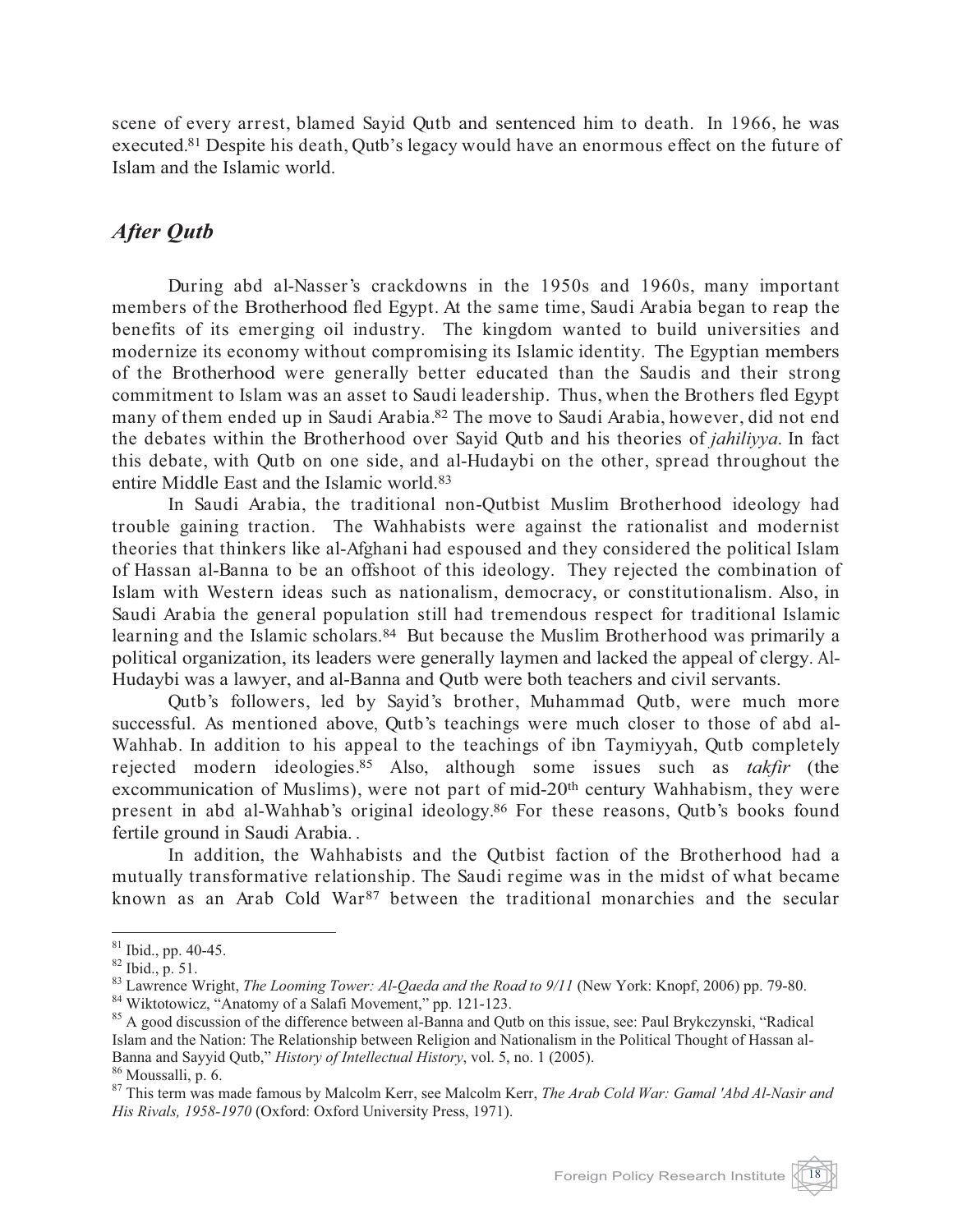scene of every arrest, blamed Sayid Qutb and sentenced him to death. In 1966, he was executed.[81] Despite his death, Qutb's legacy would have an enormous effect on the future of Islam and the Islamic world.

## *After Qutb*

During abd al-Nasser's crackdowns in the 1950s and 1960s, many important members of the Brotherhood fled Egypt. At the same time, Saudi Arabia began to reap the benefits of its emerging oil industry. The kingdom wanted to build universities and modernize its economy without compromising its Islamic identity. The Egyptian members of the Brotherhood were generally better educated than the Saudis and their strong commitment to Islam was an asset to Saudi leadership. Thus, when the Brothers fled Egypt many of them ended up in Saudi Arabia.[82] The move to Saudi Arabia, however, did not end the debates within the Brotherhood over Sayid Qutb and his theories of *jahiliyya*. In fact this debate, with Qutb on one side, and al-Hudaybi on the other, spread throughout the entire Middle East and the Islamic world.[83]

In Saudi Arabia, the traditional non-Qutbist Muslim Brotherhood ideology had trouble gaining traction. The Wahhabists were against the rationalist and modernist theories that thinkers like al-Afghani had espoused and they considered the political Islam of Hassan al-Banna to be an offshoot of this ideology. They rejected the combination of Islam with Western ideas such as nationalism, democracy, or constitutionalism. Also, in Saudi Arabia the general population still had tremendous respect for traditional Islamic learning and the Islamic scholars.[84] But because the Muslim Brotherhood was primarily a political organization, its leaders were generally laymen and lacked the appeal of clergy. Al-Hudaybi was a lawyer, and al-Banna and Qutb were both teachers and civil servants.

Qutb's followers, led by Sayid's brother, Muhammad Qutb, were much more successful. As mentioned above, Qutb's teachings were much closer to those of abd al-Wahhab. In addition to his appeal to the teachings of ibn Taymiyyah, Qutb completely rejected modern ideologies.[85] Also, although some issues such as *takfir* (the excommunication of Muslims), were not part of mid-20th century Wahhabism, they were present in abd al-Wahhab's original ideology.[86] For these reasons, Qutb's books found fertile ground in Saudi Arabia. .

In addition, the Wahhabists and the Qutbist faction of the Brotherhood had a mutually transformative relationship. The Saudi regime was in the midst of what became known as an Arab Cold War[87] between the traditional monarchies and the secular

---

[81] Ibid., pp. 40-45.

[82] Ibid., p. 51.

[83] Lawrence Wright, *The Looming Tower: Al-Qaeda and the Road to 9/11* (New York: Knopf, 2006) pp. 79-80.

[84] Wiktotowicz, "Anatomy of a Salafi Movement," pp. 121-123.

[85] A good discussion of the difference between al-Banna and Qutb on this issue, see: Paul Brykczynski, "Radical Islam and the Nation: The Relationship between Religion and Nationalism in the Political Thought of Hassan al-Banna and Sayyid Qutb," *History of Intellectual History*, vol. 5, no. 1 (2005).

[86] Moussalli, p. 6.

[87] This term was made famous by Malcolm Kerr, see Malcolm Kerr, *The Arab Cold War: Gamal 'Abd Al-Nasir and His Rivals, 1958-1970* (Oxford: Oxford University Press, 1971).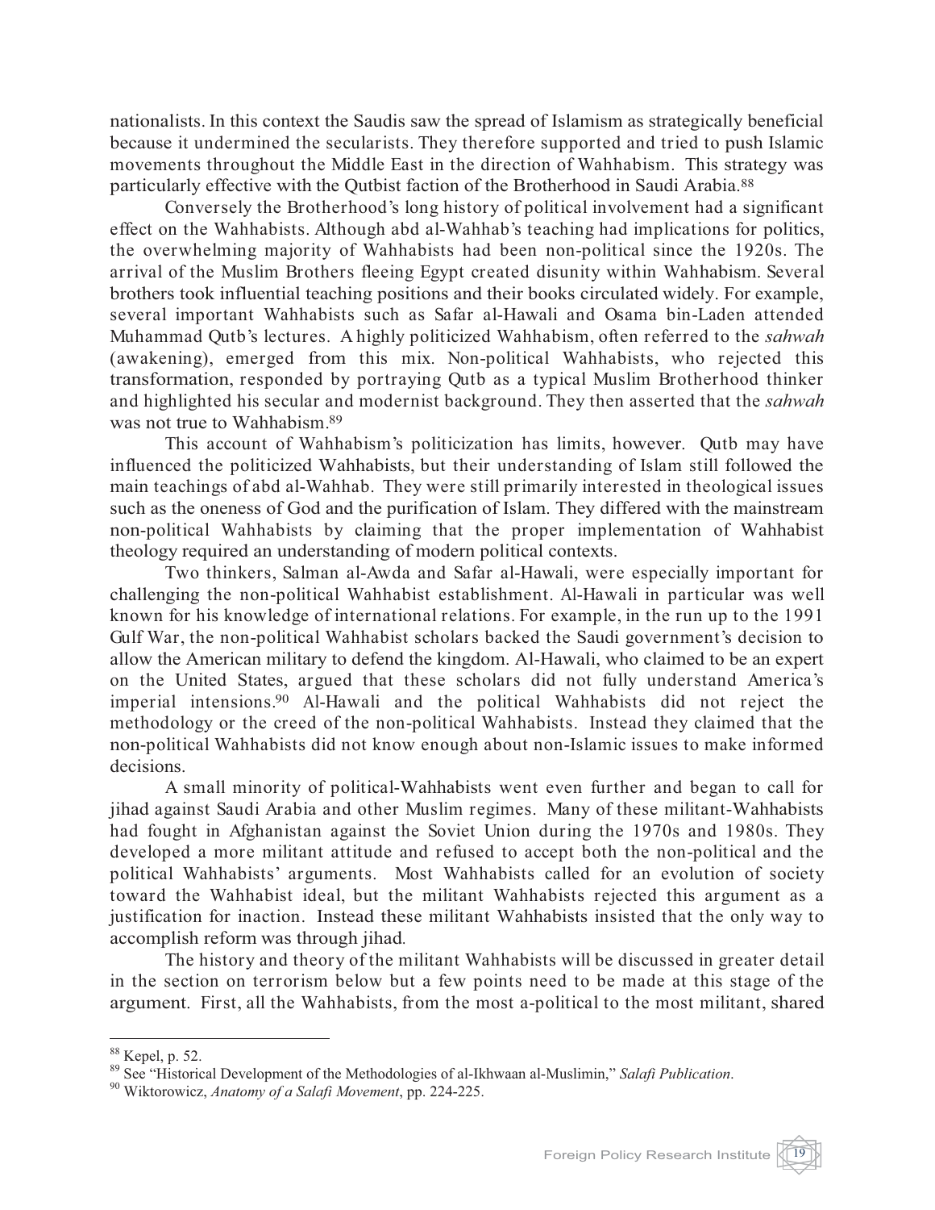nationalists. In this context the Saudis saw the spread of Islamism as strategically beneficial because it undermined the secularists. They therefore supported and tried to push Islamic movements throughout the Middle East in the direction of Wahhabism. This strategy was particularly effective with the Qutbist faction of the Brotherhood in Saudi Arabia.[88]

Conversely the Brotherhood's long history of political involvement had a significant effect on the Wahhabists. Although abd al-Wahhab's teaching had implications for politics, the overwhelming majority of Wahhabists had been non-political since the 1920s. The arrival of the Muslim Brothers fleeing Egypt created disunity within Wahhabism. Several brothers took influential teaching positions and their books circulated widely. For example, several important Wahhabists such as Safar al-Hawali and Osama bin-Laden attended Muhammad Qutb's lectures. A highly politicized Wahhabism, often referred to the *sahwah* (awakening), emerged from this mix. Non-political Wahhabists, who rejected this transformation, responded by portraying Qutb as a typical Muslim Brotherhood thinker and highlighted his secular and modernist background. They then asserted that the *sahwah* was not true to Wahhabism.[89]

This account of Wahhabism's politicization has limits, however. Qutb may have influenced the politicized Wahhabists, but their understanding of Islam still followed the main teachings of abd al-Wahhab. They were still primarily interested in theological issues such as the oneness of God and the purification of Islam. They differed with the mainstream non-political Wahhabists by claiming that the proper implementation of Wahhabist theology required an understanding of modern political contexts.

Two thinkers, Salman al-Awda and Safar al-Hawali, were especially important for challenging the non-political Wahhabist establishment. Al-Hawali in particular was well known for his knowledge of international relations. For example, in the run up to the 1991 Gulf War, the non-political Wahhabist scholars backed the Saudi government's decision to allow the American military to defend the kingdom. Al-Hawali, who claimed to be an expert on the United States, argued that these scholars did not fully understand America's imperial intensions.[90] Al-Hawali and the political Wahhabists did not reject the methodology or the creed of the non-political Wahhabists. Instead they claimed that the non-political Wahhabists did not know enough about non-Islamic issues to make informed decisions.

A small minority of political-Wahhabists went even further and began to call for jihad against Saudi Arabia and other Muslim regimes. Many of these militant-Wahhabists had fought in Afghanistan against the Soviet Union during the 1970s and 1980s. They developed a more militant attitude and refused to accept both the non-political and the political Wahhabists' arguments. Most Wahhabists called for an evolution of society toward the Wahhabist ideal, but the militant Wahhabists rejected this argument as a justification for inaction. Instead these militant Wahhabists insisted that the only way to accomplish reform was through jihad.

The history and theory of the militant Wahhabists will be discussed in greater detail in the section on terrorism below but a few points need to be made at this stage of the argument. First, all the Wahhabists, from the most a-political to the most militant, shared

---

[88] Kepel, p. 52.

[89] See "Historical Development of the Methodologies of al-Ikhwaan al-Muslimin," *Salafi Publication*.

[90] Wiktorowicz, *Anatomy of a Salafi Movement*, pp. 224-225.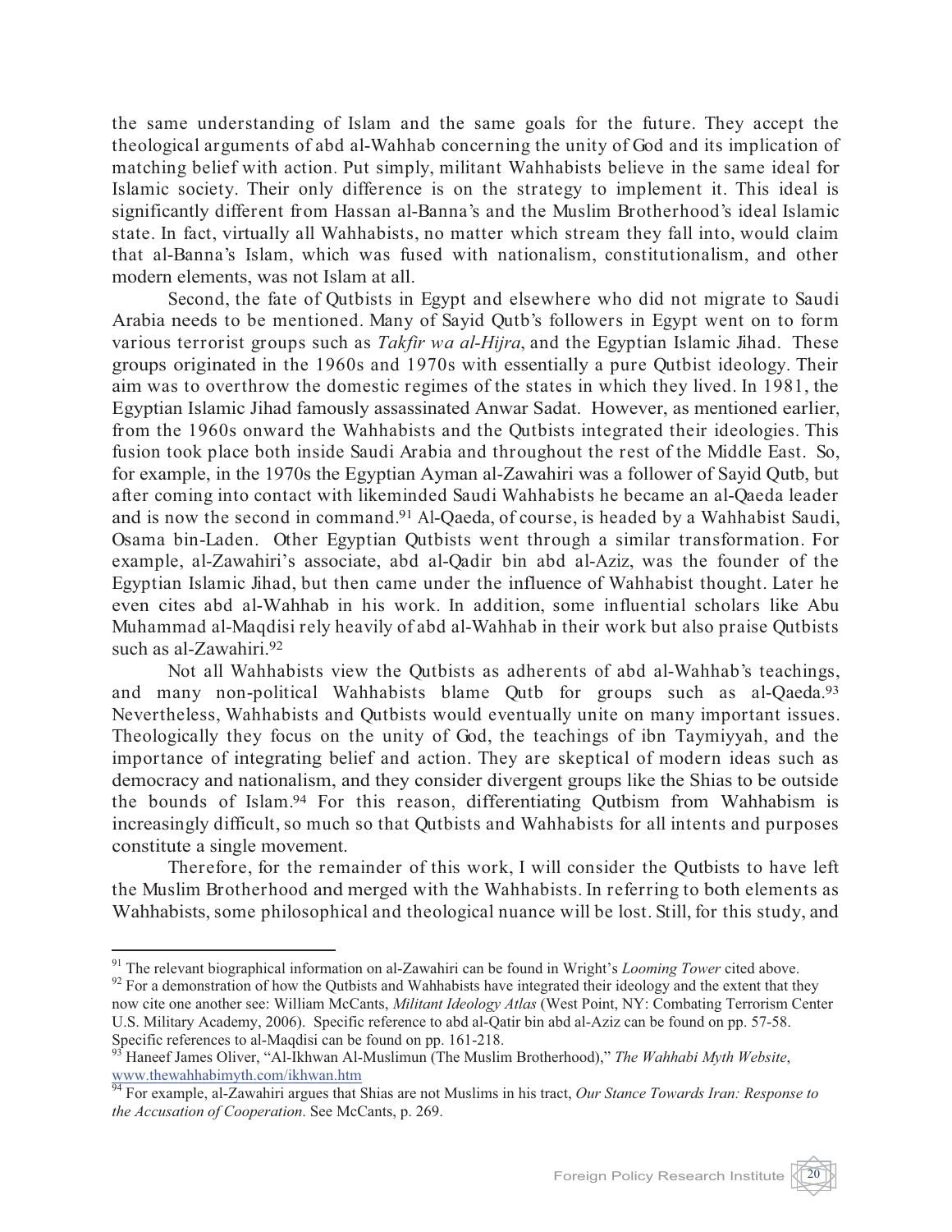the same understanding of Islam and the same goals for the future. They accept the theological arguments of abd al-Wahhab concerning the unity of God and its implication of matching belief with action. Put simply, militant Wahhabists believe in the same ideal for Islamic society. Their only difference is on the strategy to implement it. This ideal is significantly different from Hassan al-Banna's and the Muslim Brotherhood's ideal Islamic state. In fact, virtually all Wahhabists, no matter which stream they fall into, would claim that al-Banna's Islam, which was fused with nationalism, constitutionalism, and other modern elements, was not Islam at all.

Second, the fate of Qutbists in Egypt and elsewhere who did not migrate to Saudi Arabia needs to be mentioned. Many of Sayid Qutb's followers in Egypt went on to form various terrorist groups such as *Takfir wa al-Hijra*, and the Egyptian Islamic Jihad. These groups originated in the 1960s and 1970s with essentially a pure Qutbist ideology. Their aim was to overthrow the domestic regimes of the states in which they lived. In 1981, the Egyptian Islamic Jihad famously assassinated Anwar Sadat. However, as mentioned earlier, from the 1960s onward the Wahhabists and the Qutbists integrated their ideologies. This fusion took place both inside Saudi Arabia and throughout the rest of the Middle East. So, for example, in the 1970s the Egyptian Ayman al-Zawahiri was a follower of Sayid Qutb, but after coming into contact with likeminded Saudi Wahhabists he became an al-Qaeda leader and is now the second in command.[91] Al-Qaeda, of course, is headed by a Wahhabist Saudi, Osama bin-Laden. Other Egyptian Qutbists went through a similar transformation. For example, al-Zawahiri's associate, abd al-Qadir bin abd al-Aziz, was the founder of the Egyptian Islamic Jihad, but then came under the influence of Wahhabist thought. Later he even cites abd al-Wahhab in his work. In addition, some influential scholars like Abu Muhammad al-Maqdisi rely heavily of abd al-Wahhab in their work but also praise Qutbists such as al-Zawahiri.[92]

Not all Wahhabists view the Qutbists as adherents of abd al-Wahhab's teachings, and many non-political Wahhabists blame Qutb for groups such as al-Qaeda.[93] Nevertheless, Wahhabists and Qutbists would eventually unite on many important issues. Theologically they focus on the unity of God, the teachings of ibn Taymiyyah, and the importance of integrating belief and action. They are skeptical of modern ideas such as democracy and nationalism, and they consider divergent groups like the Shias to be outside the bounds of Islam.[94] For this reason, differentiating Qutbism from Wahhabism is increasingly difficult, so much so that Qutbists and Wahhabists for all intents and purposes constitute a single movement.

Therefore, for the remainder of this work, I will consider the Qutbists to have left the Muslim Brotherhood and merged with the Wahhabists. In referring to both elements as Wahhabists, some philosophical and theological nuance will be lost. Still, for this study, and

---

[91] The relevant biographical information on al-Zawahiri can be found in Wright's *Looming Tower* cited above.

[92] For a demonstration of how the Qutbists and Wahhabists have integrated their ideology and the extent that they now cite one another see: William McCants, *Militant Ideology Atlas* (West Point, NY: Combating Terrorism Center U.S. Military Academy, 2006). Specific reference to abd al-Qatir bin abd al-Aziz can be found on pp. 57-58. Specific references to al-Maqdisi can be found on pp. 161-218.

[93] Haneef James Oliver, "Al-Ikhwan Al-Muslimun (The Muslim Brotherhood)," *The Wahhabi Myth Website*, www.thewahhabimyth.com/ikhwan.htm

[94] For example, al-Zawahiri argues that Shias are not Muslims in his tract, *Our Stance Towards Iran: Response to the Accusation of Cooperation*. See McCants, p. 269.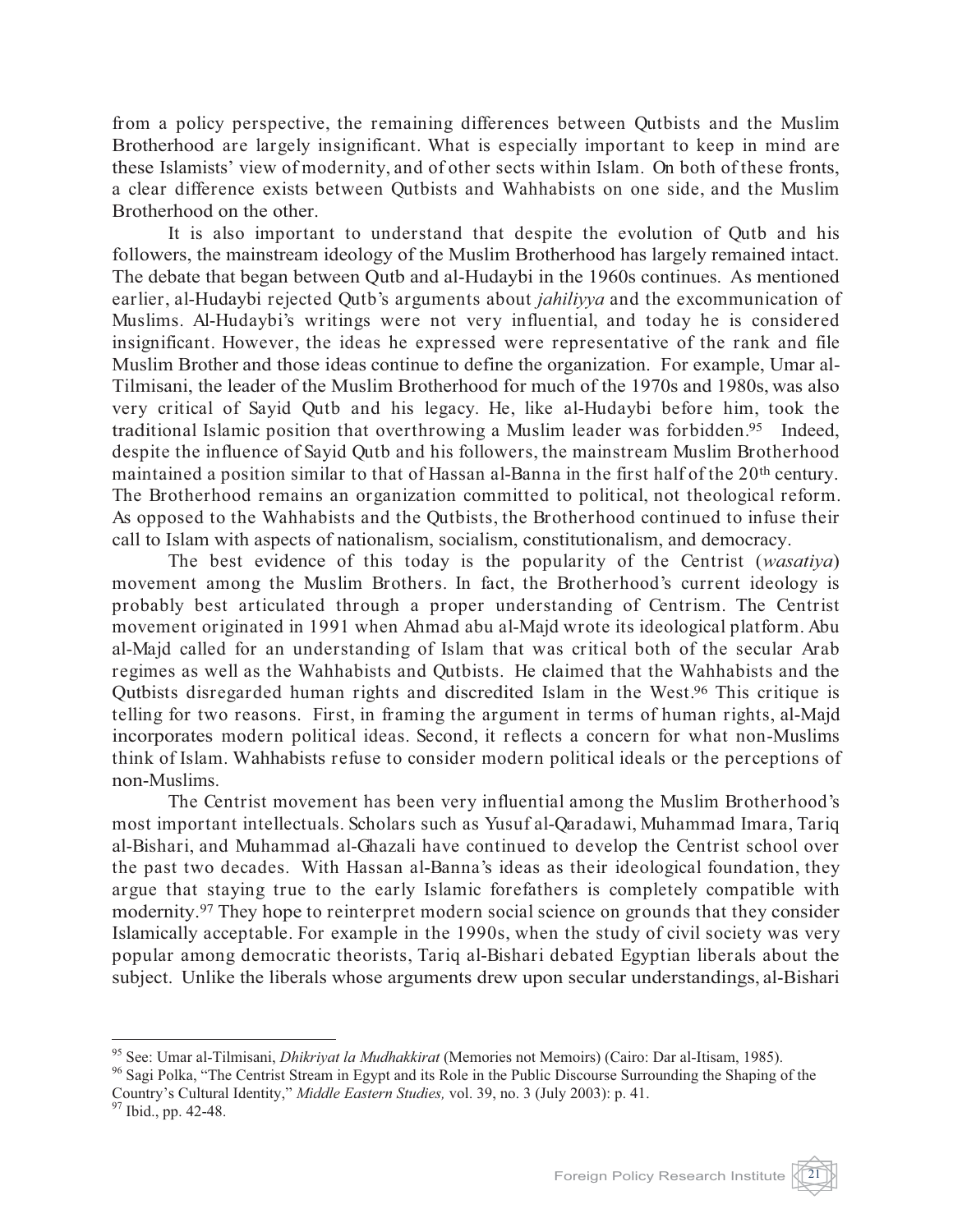from a policy perspective, the remaining differences between Qutbists and the Muslim Brotherhood are largely insignificant. What is especially important to keep in mind are these Islamists' view of modernity, and of other sects within Islam. On both of these fronts, a clear difference exists between Qutbists and Wahhabists on one side, and the Muslim Brotherhood on the other.

It is also important to understand that despite the evolution of Qutb and his followers, the mainstream ideology of the Muslim Brotherhood has largely remained intact. The debate that began between Qutb and al-Hudaybi in the 1960s continues. As mentioned earlier, al-Hudaybi rejected Qutb's arguments about *jahiliyya* and the excommunication of Muslims. Al-Hudaybi's writings were not very influential, and today he is considered insignificant. However, the ideas he expressed were representative of the rank and file Muslim Brother and those ideas continue to define the organization. For example, Umar al-Tilmisani, the leader of the Muslim Brotherhood for much of the 1970s and 1980s, was also very critical of Sayid Qutb and his legacy. He, like al-Hudaybi before him, took the traditional Islamic position that overthrowing a Muslim leader was forbidden.[95] Indeed, despite the influence of Sayid Qutb and his followers, the mainstream Muslim Brotherhood maintained a position similar to that of Hassan al-Banna in the first half of the 20th century. The Brotherhood remains an organization committed to political, not theological reform. As opposed to the Wahhabists and the Qutbists, the Brotherhood continued to infuse their call to Islam with aspects of nationalism, socialism, constitutionalism, and democracy.

The best evidence of this today is the popularity of the Centrist (*wasatiya*) movement among the Muslim Brothers. In fact, the Brotherhood's current ideology is probably best articulated through a proper understanding of Centrism. The Centrist movement originated in 1991 when Ahmad abu al-Majd wrote its ideological platform. Abu al-Majd called for an understanding of Islam that was critical both of the secular Arab regimes as well as the Wahhabists and Qutbists. He claimed that the Wahhabists and the Qutbists disregarded human rights and discredited Islam in the West.[96] This critique is telling for two reasons. First, in framing the argument in terms of human rights, al-Majd incorporates modern political ideas. Second, it reflects a concern for what non-Muslims think of Islam. Wahhabists refuse to consider modern political ideals or the perceptions of non-Muslims.

The Centrist movement has been very influential among the Muslim Brotherhood's most important intellectuals. Scholars such as Yusuf al-Qaradawi, Muhammad Imara, Tariq al-Bishari, and Muhammad al-Ghazali have continued to develop the Centrist school over the past two decades. With Hassan al-Banna's ideas as their ideological foundation, they argue that staying true to the early Islamic forefathers is completely compatible with modernity.[97] They hope to reinterpret modern social science on grounds that they consider Islamically acceptable. For example in the 1990s, when the study of civil society was very popular among democratic theorists, Tariq al-Bishari debated Egyptian liberals about the subject. Unlike the liberals whose arguments drew upon secular understandings, al-Bishari

---

[95] See: Umar al-Tilmisani, *Dhikriyat la Mudhakkirat* (Memories not Memoirs) (Cairo: Dar al-Itisam, 1985).

[96] Sagi Polka, "The Centrist Stream in Egypt and its Role in the Public Discourse Surrounding the Shaping of the Country's Cultural Identity," *Middle Eastern Studies,* vol. 39, no. 3 (July 2003): p. 41.

[97] Ibid., pp. 42-48.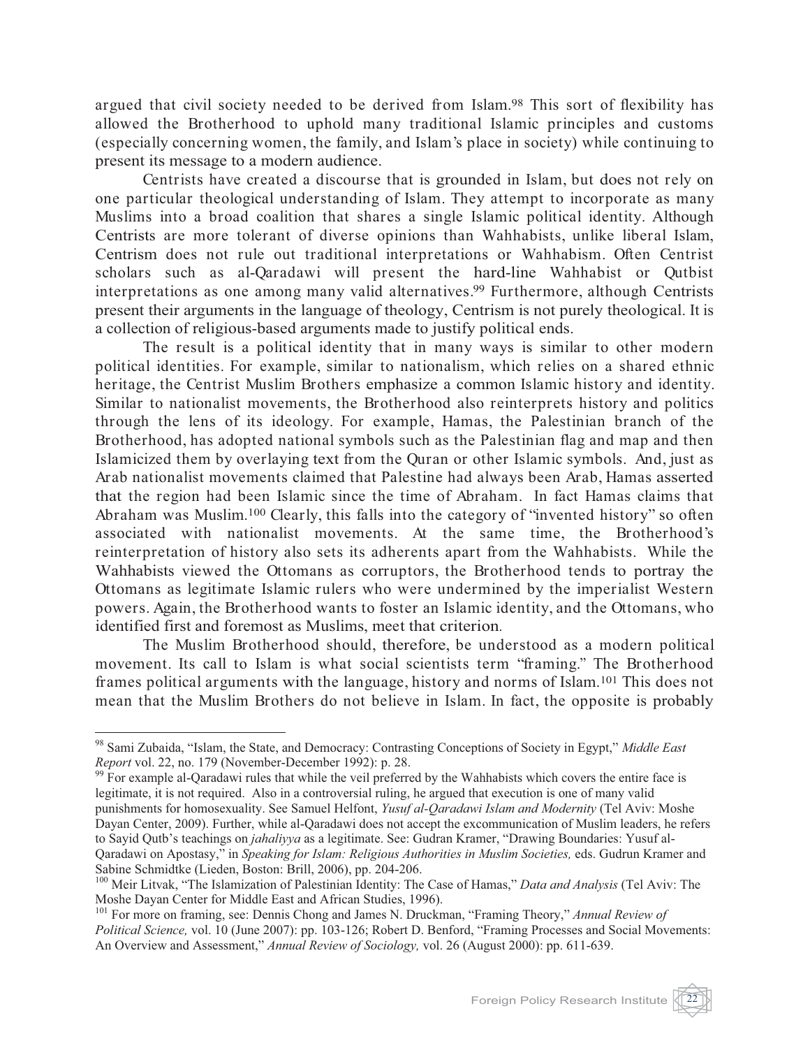argued that civil society needed to be derived from Islam.[98] This sort of flexibility has allowed the Brotherhood to uphold many traditional Islamic principles and customs (especially concerning women, the family, and Islam's place in society) while continuing to present its message to a modern audience.

Centrists have created a discourse that is grounded in Islam, but does not rely on one particular theological understanding of Islam. They attempt to incorporate as many Muslims into a broad coalition that shares a single Islamic political identity. Although Centrists are more tolerant of diverse opinions than Wahhabists, unlike liberal Islam, Centrism does not rule out traditional interpretations or Wahhabism. Often Centrist scholars such as al-Qaradawi will present the hard-line Wahhabist or Qutbist interpretations as one among many valid alternatives.[99] Furthermore, although Centrists present their arguments in the language of theology, Centrism is not purely theological. It is a collection of religious-based arguments made to justify political ends.

The result is a political identity that in many ways is similar to other modern political identities. For example, similar to nationalism, which relies on a shared ethnic heritage, the Centrist Muslim Brothers emphasize a common Islamic history and identity. Similar to nationalist movements, the Brotherhood also reinterprets history and politics through the lens of its ideology. For example, Hamas, the Palestinian branch of the Brotherhood, has adopted national symbols such as the Palestinian flag and map and then Islamicized them by overlaying text from the Quran or other Islamic symbols. And, just as Arab nationalist movements claimed that Palestine had always been Arab, Hamas asserted that the region had been Islamic since the time of Abraham. In fact Hamas claims that Abraham was Muslim.[100] Clearly, this falls into the category of "invented history" so often associated with nationalist movements. At the same time, the Brotherhood's reinterpretation of history also sets its adherents apart from the Wahhabists. While the Wahhabists viewed the Ottomans as corruptors, the Brotherhood tends to portray the Ottomans as legitimate Islamic rulers who were undermined by the imperialist Western powers. Again, the Brotherhood wants to foster an Islamic identity, and the Ottomans, who identified first and foremost as Muslims, meet that criterion.

The Muslim Brotherhood should, therefore, be understood as a modern political movement. Its call to Islam is what social scientists term "framing." The Brotherhood frames political arguments with the language, history and norms of Islam.[101] This does not mean that the Muslim Brothers do not believe in Islam. In fact, the opposite is probably

---

[98] Sami Zubaida, "Islam, the State, and Democracy: Contrasting Conceptions of Society in Egypt," *Middle East Report* vol. 22, no. 179 (November-December 1992): p. 28.

[99] For example al-Qaradawi rules that while the veil preferred by the Wahhabists which covers the entire face is legitimate, it is not required. Also in a controversial ruling, he argued that execution is one of many valid punishments for homosexuality. See Samuel Helfont, *Yusuf al-Qaradawi Islam and Modernity* (Tel Aviv: Moshe Dayan Center, 2009). Further, while al-Qaradawi does not accept the excommunication of Muslim leaders, he refers to Sayid Qutb's teachings on *jahaliyya* as a legitimate. See: Gudran Kramer, "Drawing Boundaries: Yusuf al-Qaradawi on Apostasy," in *Speaking for Islam: Religious Authorities in Muslim Societies,* eds. Gudrun Kramer and Sabine Schmidtke (Lieden, Boston: Brill, 2006), pp. 204-206.

[100] Meir Litvak, "The Islamization of Palestinian Identity: The Case of Hamas," *Data and Analysis* (Tel Aviv: The Moshe Dayan Center for Middle East and African Studies, 1996).

[101] For more on framing, see: Dennis Chong and James N. Druckman, "Framing Theory," *Annual Review of Political Science,* vol. 10 (June 2007): pp. 103-126; Robert D. Benford, "Framing Processes and Social Movements: An Overview and Assessment," *Annual Review of Sociology,* vol. 26 (August 2000): pp. 611-639.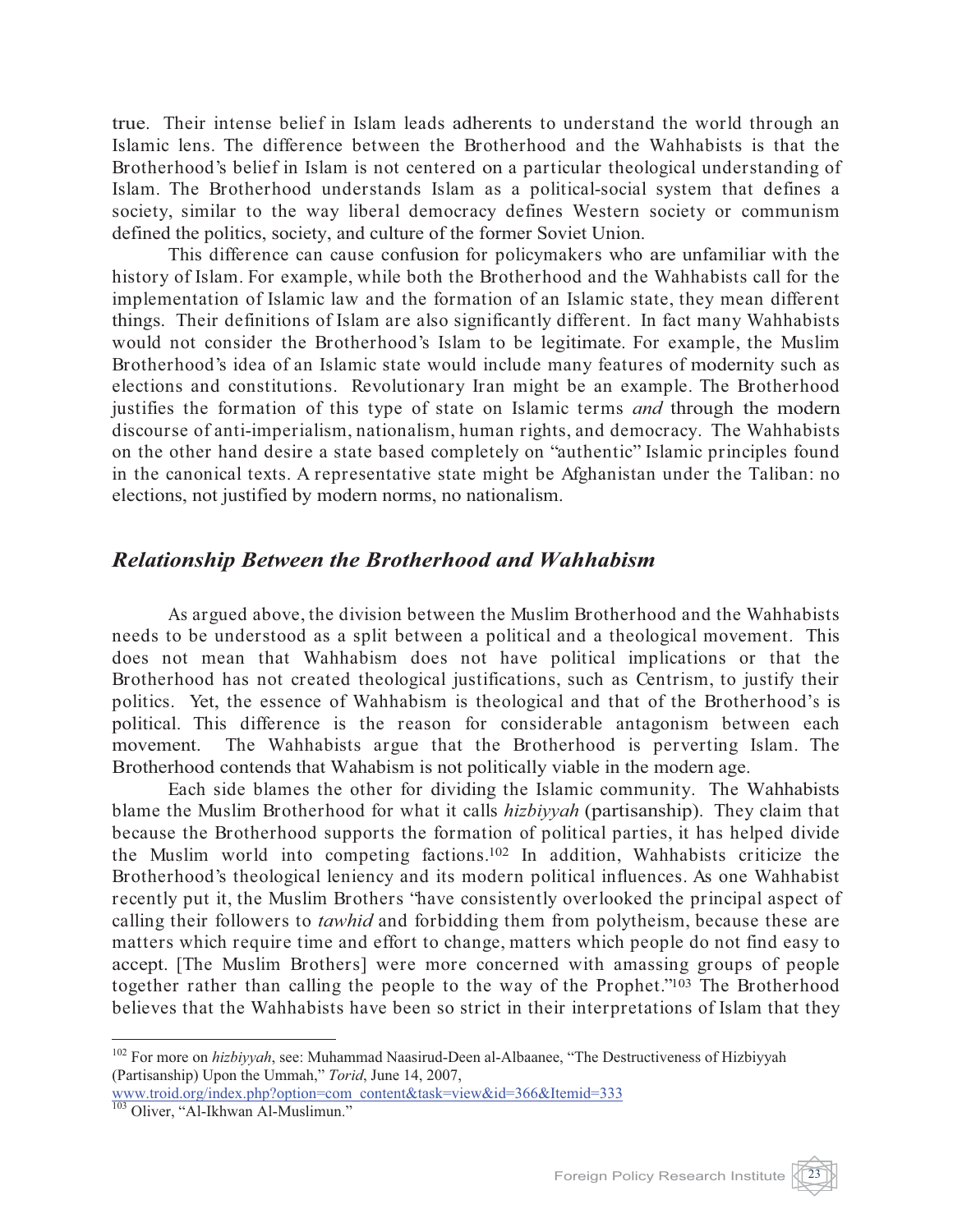true. Their intense belief in Islam leads adherents to understand the world through an Islamic lens. The difference between the Brotherhood and the Wahhabists is that the Brotherhood's belief in Islam is not centered on a particular theological understanding of Islam. The Brotherhood understands Islam as a political-social system that defines a society, similar to the way liberal democracy defines Western society or communism defined the politics, society, and culture of the former Soviet Union.

This difference can cause confusion for policymakers who are unfamiliar with the history of Islam. For example, while both the Brotherhood and the Wahhabists call for the implementation of Islamic law and the formation of an Islamic state, they mean different things. Their definitions of Islam are also significantly different. In fact many Wahhabists would not consider the Brotherhood's Islam to be legitimate. For example, the Muslim Brotherhood's idea of an Islamic state would include many features of modernity such as elections and constitutions. Revolutionary Iran might be an example. The Brotherhood justifies the formation of this type of state on Islamic terms *and* through the modern discourse of anti-imperialism, nationalism, human rights, and democracy. The Wahhabists on the other hand desire a state based completely on "authentic" Islamic principles found in the canonical texts. A representative state might be Afghanistan under the Taliban: no elections, not justified by modern norms, no nationalism.

## *Relationship Between the Brotherhood and Wahhabism*

As argued above, the division between the Muslim Brotherhood and the Wahhabists needs to be understood as a split between a political and a theological movement. This does not mean that Wahhabism does not have political implications or that the Brotherhood has not created theological justifications, such as Centrism, to justify their politics. Yet, the essence of Wahhabism is theological and that of the Brotherhood's is political. This difference is the reason for considerable antagonism between each movement. The Wahhabists argue that the Brotherhood is perverting Islam. The Brotherhood contends that Wahabism is not politically viable in the modern age.

Each side blames the other for dividing the Islamic community. The Wahhabists blame the Muslim Brotherhood for what it calls *hizbiyyah* (partisanship). They claim that because the Brotherhood supports the formation of political parties, it has helped divide the Muslim world into competing factions.[102] In addition, Wahhabists criticize the Brotherhood's theological leniency and its modern political influences. As one Wahhabist recently put it, the Muslim Brothers "have consistently overlooked the principal aspect of calling their followers to *tawhid* and forbidding them from polytheism, because these are matters which require time and effort to change, matters which people do not find easy to accept. [The Muslim Brothers] were more concerned with amassing groups of people together rather than calling the people to the way of the Prophet."[103] The Brotherhood believes that the Wahhabists have been so strict in their interpretations of Islam that they

---

[102] For more on *hizbiyyah*, see: Muhammad Naasirud-Deen al-Albaanee, "The Destructiveness of Hizbiyyah (Partisanship) Upon the Ummah," *Torid*, June 14, 2007, www.troid.org/index.php?option=com_content&task=view&id=366&Itemid=333

[103] Oliver, "Al-Ikhwan Al-Muslimun."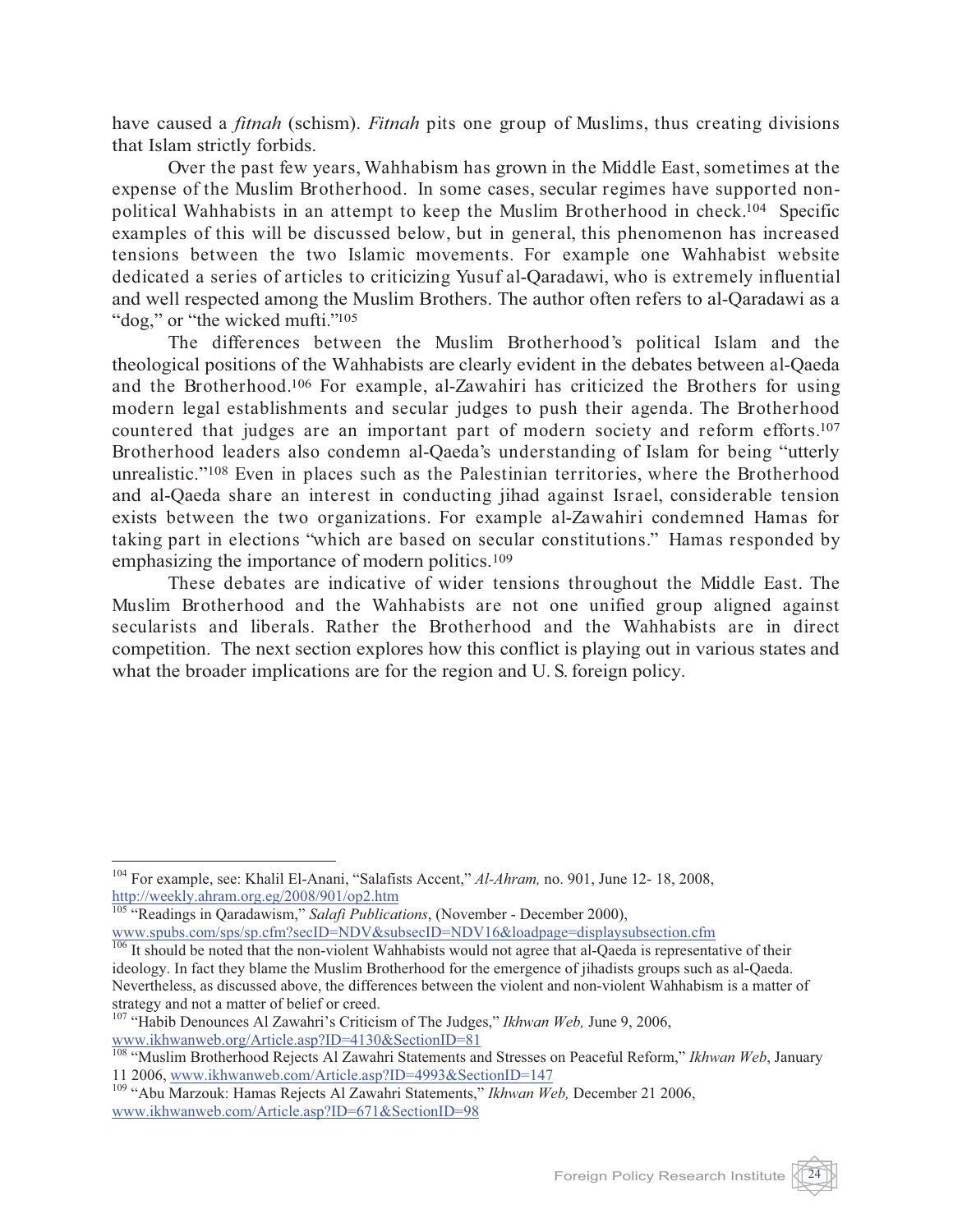have caused a *fitnah* (schism). *Fitnah* pits one group of Muslims, thus creating divisions that Islam strictly forbids.

Over the past few years, Wahhabism has grown in the Middle East, sometimes at the expense of the Muslim Brotherhood. In some cases, secular regimes have supported non-political Wahhabists in an attempt to keep the Muslim Brotherhood in check.[104] Specific examples of this will be discussed below, but in general, this phenomenon has increased tensions between the two Islamic movements. For example one Wahhabist website dedicated a series of articles to criticizing Yusuf al-Qaradawi, who is extremely influential and well respected among the Muslim Brothers. The author often refers to al-Qaradawi as a "dog," or "the wicked mufti."[105]

The differences between the Muslim Brotherhood's political Islam and the theological positions of the Wahhabists are clearly evident in the debates between al-Qaeda and the Brotherhood.[106] For example, al-Zawahiri has criticized the Brothers for using modern legal establishments and secular judges to push their agenda. The Brotherhood countered that judges are an important part of modern society and reform efforts.[107] Brotherhood leaders also condemn al-Qaeda's understanding of Islam for being "utterly unrealistic."[108] Even in places such as the Palestinian territories, where the Brotherhood and al-Qaeda share an interest in conducting jihad against Israel, considerable tension exists between the two organizations. For example al-Zawahiri condemned Hamas for taking part in elections "which are based on secular constitutions." Hamas responded by emphasizing the importance of modern politics.[109]

These debates are indicative of wider tensions throughout the Middle East. The Muslim Brotherhood and the Wahhabists are not one unified group aligned against secularists and liberals. Rather the Brotherhood and the Wahhabists are in direct competition. The next section explores how this conflict is playing out in various states and what the broader implications are for the region and U. S. foreign policy.

---

[104] For example, see: Khalil El-Anani, "Salafists Accent," *Al-Ahram,* no. 901, June 12- 18, 2008, http://weekly.ahram.org.eg/2008/901/op2.htm

[105] "Readings in Qaradawism," *Salafi Publications*, (November - December 2000), www.spubs.com/sps/sp.cfm?secID=NDV&subsecID=NDV16&loadpage=displaysubsection.cfm

[106] It should be noted that the non-violent Wahhabists would not agree that al-Qaeda is representative of their ideology. In fact they blame the Muslim Brotherhood for the emergence of jihadists groups such as al-Qaeda. Nevertheless, as discussed above, the differences between the violent and non-violent Wahhabism is a matter of strategy and not a matter of belief or creed.

[107] "Habib Denounces Al Zawahri's Criticism of The Judges," *Ikhwan Web,* June 9, 2006, www.ikhwanweb.org/Article.asp?ID=4130&SectionID=81

[108] "Muslim Brotherhood Rejects Al Zawahri Statements and Stresses on Peaceful Reform," *Ikhwan Web*, January 11 2006, www.ikhwanweb.com/Article.asp?ID=4993&SectionID=147

[109] "Abu Marzouk: Hamas Rejects Al Zawahri Statements," *Ikhwan Web,* December 21 2006, www.ikhwanweb.com/Article.asp?ID=671&SectionID=98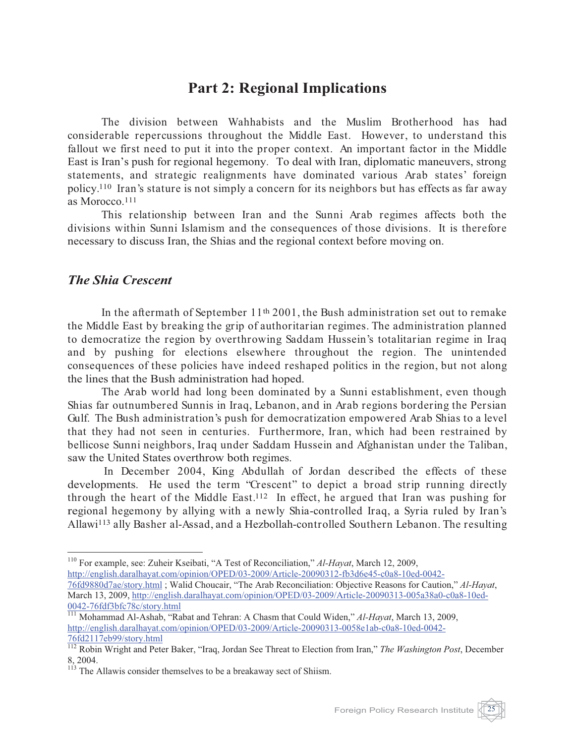# Part 2: Regional Implications

The division between Wahhabists and the Muslim Brotherhood has had considerable repercussions throughout the Middle East. However, to understand this fallout we first need to put it into the proper context. An important factor in the Middle East is Iran's push for regional hegemony. To deal with Iran, diplomatic maneuvers, strong statements, and strategic realignments have dominated various Arab states' foreign policy.[110] Iran's stature is not simply a concern for its neighbors but has effects as far away as Morocco.[111]

This relationship between Iran and the Sunni Arab regimes affects both the divisions within Sunni Islamism and the consequences of those divisions. It is therefore necessary to discuss Iran, the Shias and the regional context before moving on.

## *The Shia Crescent*

In the aftermath of September 11th 2001, the Bush administration set out to remake the Middle East by breaking the grip of authoritarian regimes. The administration planned to democratize the region by overthrowing Saddam Hussein's totalitarian regime in Iraq and by pushing for elections elsewhere throughout the region. The unintended consequences of these policies have indeed reshaped politics in the region, but not along the lines that the Bush administration had hoped.

The Arab world had long been dominated by a Sunni establishment, even though Shias far outnumbered Sunnis in Iraq, Lebanon, and in Arab regions bordering the Persian Gulf. The Bush administration's push for democratization empowered Arab Shias to a level that they had not seen in centuries. Furthermore, Iran, which had been restrained by bellicose Sunni neighbors, Iraq under Saddam Hussein and Afghanistan under the Taliban, saw the United States overthrow both regimes.

In December 2004, King Abdullah of Jordan described the effects of these developments. He used the term "Crescent" to depict a broad strip running directly through the heart of the Middle East.[112] In effect, he argued that Iran was pushing for regional hegemony by allying with a newly Shia-controlled Iraq, a Syria ruled by Iran's Allawi[113] ally Basher al-Assad, and a Hezbollah-controlled Southern Lebanon. The resulting

---

[110] For example, see: Zuheir Kseibati, "A Test of Reconciliation," *Al-Hayat*, March 12, 2009, http://english.daralhayat.com/opinion/OPED/03-2009/Article-20090312-fb3d6e45-c0a8-10ed-0042-76fd9880d7ae/story.html ; Walid Choucair, "The Arab Reconciliation: Objective Reasons for Caution," *Al-Hayat*, March 13, 2009, http://english.daralhayat.com/opinion/OPED/03-2009/Article-20090313-005a38a0-c0a8-10ed-0042-76fdf3bfc78c/story.html

[111] Mohammad Al-Ashab, "Rabat and Tehran: A Chasm that Could Widen," *Al-Hayat*, March 13, 2009, http://english.daralhayat.com/opinion/OPED/03-2009/Article-20090313-0058e1ab-c0a8-10ed-0042-76fd2117eb99/story.html

[112] Robin Wright and Peter Baker, "Iraq, Jordan See Threat to Election from Iran," *The Washington Post*, December 8, 2004.

[113] The Allawis consider themselves to be a breakaway sect of Shiism.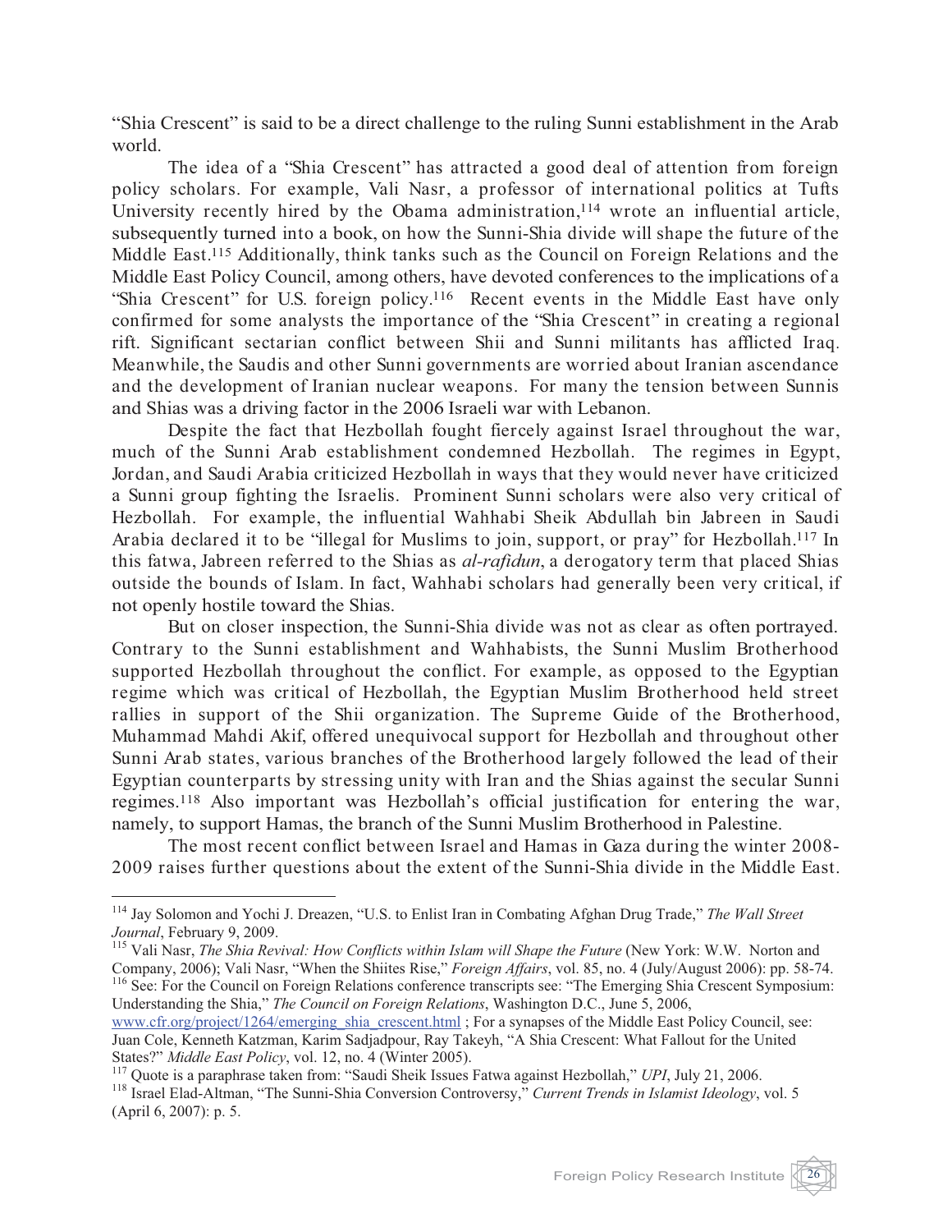"Shia Crescent" is said to be a direct challenge to the ruling Sunni establishment in the Arab world.

The idea of a "Shia Crescent" has attracted a good deal of attention from foreign policy scholars. For example, Vali Nasr, a professor of international politics at Tufts University recently hired by the Obama administration,[114] wrote an influential article, subsequently turned into a book, on how the Sunni-Shia divide will shape the future of the Middle East.[115] Additionally, think tanks such as the Council on Foreign Relations and the Middle East Policy Council, among others, have devoted conferences to the implications of a "Shia Crescent" for U.S. foreign policy.[116] Recent events in the Middle East have only confirmed for some analysts the importance of the "Shia Crescent" in creating a regional rift. Significant sectarian conflict between Shii and Sunni militants has afflicted Iraq. Meanwhile, the Saudis and other Sunni governments are worried about Iranian ascendance and the development of Iranian nuclear weapons. For many the tension between Sunnis and Shias was a driving factor in the 2006 Israeli war with Lebanon.

Despite the fact that Hezbollah fought fiercely against Israel throughout the war, much of the Sunni Arab establishment condemned Hezbollah. The regimes in Egypt, Jordan, and Saudi Arabia criticized Hezbollah in ways that they would never have criticized a Sunni group fighting the Israelis. Prominent Sunni scholars were also very critical of Hezbollah. For example, the influential Wahhabi Sheik Abdullah bin Jabreen in Saudi Arabia declared it to be "illegal for Muslims to join, support, or pray" for Hezbollah.[117] In this fatwa, Jabreen referred to the Shias as *al-rafidun*, a derogatory term that placed Shias outside the bounds of Islam. In fact, Wahhabi scholars had generally been very critical, if not openly hostile toward the Shias.

But on closer inspection, the Sunni-Shia divide was not as clear as often portrayed. Contrary to the Sunni establishment and Wahhabists, the Sunni Muslim Brotherhood supported Hezbollah throughout the conflict. For example, as opposed to the Egyptian regime which was critical of Hezbollah, the Egyptian Muslim Brotherhood held street rallies in support of the Shii organization. The Supreme Guide of the Brotherhood, Muhammad Mahdi Akif, offered unequivocal support for Hezbollah and throughout other Sunni Arab states, various branches of the Brotherhood largely followed the lead of their Egyptian counterparts by stressing unity with Iran and the Shias against the secular Sunni regimes.[118] Also important was Hezbollah's official justification for entering the war, namely, to support Hamas, the branch of the Sunni Muslim Brotherhood in Palestine.

The most recent conflict between Israel and Hamas in Gaza during the winter 2008-2009 raises further questions about the extent of the Sunni-Shia divide in the Middle East.

---

[114] Jay Solomon and Yochi J. Dreazen, "U.S. to Enlist Iran in Combating Afghan Drug Trade," *The Wall Street Journal*, February 9, 2009.

[115] Vali Nasr, *The Shia Revival: How Conflicts within Islam will Shape the Future* (New York: W.W. Norton and Company, 2006); Vali Nasr, "When the Shiites Rise," *Foreign Affairs*, vol. 85, no. 4 (July/August 2006): pp. 58-74.

[116] See: For the Council on Foreign Relations conference transcripts see: "The Emerging Shia Crescent Symposium: Understanding the Shia," *The Council on Foreign Relations*, Washington D.C., June 5, 2006, www.cfr.org/project/1264/emerging_shia_crescent.html ; For a synapses of the Middle East Policy Council, see: Juan Cole, Kenneth Katzman, Karim Sadjadpour, Ray Takeyh, "A Shia Crescent: What Fallout for the United States?" *Middle East Policy*, vol. 12, no. 4 (Winter 2005).

[117] Quote is a paraphrase taken from: "Saudi Sheik Issues Fatwa against Hezbollah," *UPI*, July 21, 2006.

[118] Israel Elad-Altman, "The Sunni-Shia Conversion Controversy," *Current Trends in Islamist Ideology*, vol. 5 (April 6, 2007): p. 5.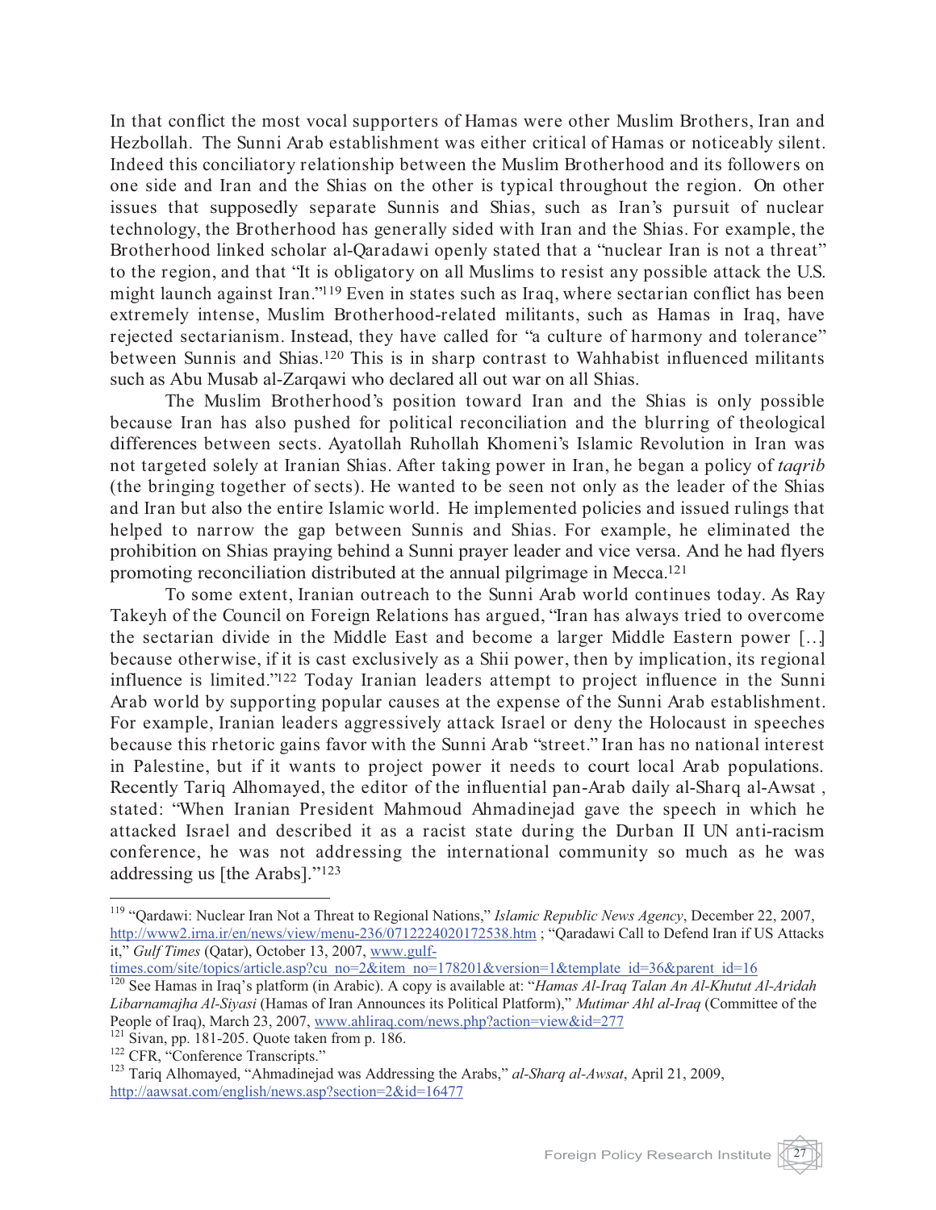In that conflict the most vocal supporters of Hamas were other Muslim Brothers, Iran and Hezbollah. The Sunni Arab establishment was either critical of Hamas or noticeably silent. Indeed this conciliatory relationship between the Muslim Brotherhood and its followers on one side and Iran and the Shias on the other is typical throughout the region. On other issues that supposedly separate Sunnis and Shias, such as Iran's pursuit of nuclear technology, the Brotherhood has generally sided with Iran and the Shias. For example, the Brotherhood linked scholar al-Qaradawi openly stated that a "nuclear Iran is not a threat" to the region, and that "It is obligatory on all Muslims to resist any possible attack the U.S. might launch against Iran."[119] Even in states such as Iraq, where sectarian conflict has been extremely intense, Muslim Brotherhood-related militants, such as Hamas in Iraq, have rejected sectarianism. Instead, they have called for "a culture of harmony and tolerance" between Sunnis and Shias.[120] This is in sharp contrast to Wahhabist influenced militants such as Abu Musab al-Zarqawi who declared all out war on all Shias.

The Muslim Brotherhood's position toward Iran and the Shias is only possible because Iran has also pushed for political reconciliation and the blurring of theological differences between sects. Ayatollah Ruhollah Khomeni's Islamic Revolution in Iran was not targeted solely at Iranian Shias. After taking power in Iran, he began a policy of *taqrib* (the bringing together of sects). He wanted to be seen not only as the leader of the Shias and Iran but also the entire Islamic world. He implemented policies and issued rulings that helped to narrow the gap between Sunnis and Shias. For example, he eliminated the prohibition on Shias praying behind a Sunni prayer leader and vice versa. And he had flyers promoting reconciliation distributed at the annual pilgrimage in Mecca.[121]

To some extent, Iranian outreach to the Sunni Arab world continues today. As Ray Takeyh of the Council on Foreign Relations has argued, "Iran has always tried to overcome the sectarian divide in the Middle East and become a larger Middle Eastern power [...] because otherwise, if it is cast exclusively as a Shii power, then by implication, its regional influence is limited."[122] Today Iranian leaders attempt to project influence in the Sunni Arab world by supporting popular causes at the expense of the Sunni Arab establishment. For example, Iranian leaders aggressively attack Israel or deny the Holocaust in speeches because this rhetoric gains favor with the Sunni Arab "street." Iran has no national interest in Palestine, but if it wants to project power it needs to court local Arab populations. Recently Tariq Alhomayed, the editor of the influential pan-Arab daily al-Sharq al-Awsat , stated: "When Iranian President Mahmoud Ahmadinejad gave the speech in which he attacked Israel and described it as a racist state during the Durban II UN anti-racism conference, he was not addressing the international community so much as he was addressing us [the Arabs]."[123]

---

[119] "Qardawi: Nuclear Iran Not a Threat to Regional Nations," *Islamic Republic News Agency*, December 22, 2007, http://www2.irna.ir/en/news/view/menu-236/0712224020172538.htm ; "Qaradawi Call to Defend Iran if US Attacks it," *Gulf Times* (Qatar), October 13, 2007, www.gulf-times.com/site/topics/article.asp?cu_no=2&item_no=178201&version=1&template_id=36&parent_id=16

[120] See Hamas in Iraq's platform (in Arabic). A copy is available at: "*Hamas Al-Iraq Talan An Al-Khutut Al-Aridah Libarnamajha Al-Siyasi* (Hamas of Iran Announces its Political Platform)," *Mutimar Ahl al-Iraq* (Committee of the People of Iraq), March 23, 2007, www.ahliraq.com/news.php?action=view&id=277

[121] Sivan, pp. 181-205. Quote taken from p. 186.

[122] CFR, "Conference Transcripts."

[123] Tariq Alhomayed, "Ahmadinejad was Addressing the Arabs," *al-Sharq al-Awsat*, April 21, 2009, http://aawsat.com/english/news.asp?section=2&id=16477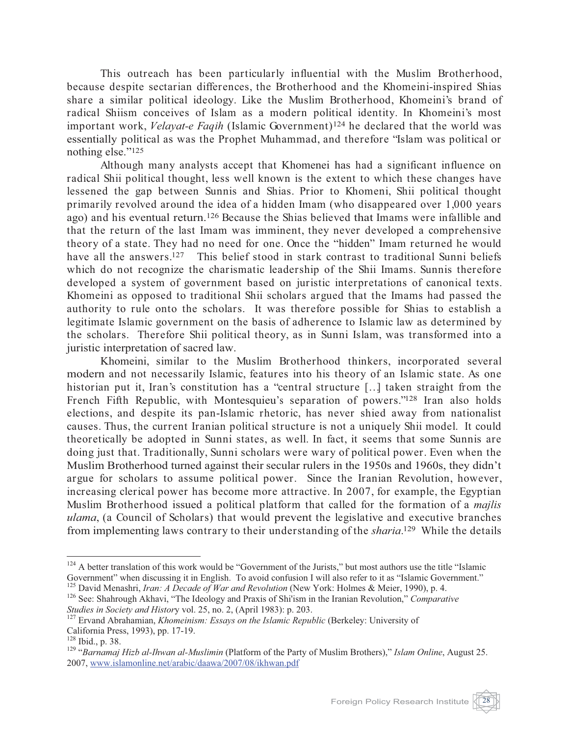This outreach has been particularly influential with the Muslim Brotherhood, because despite sectarian differences, the Brotherhood and the Khomeini-inspired Shias share a similar political ideology. Like the Muslim Brotherhood, Khomeini's brand of radical Shiism conceives of Islam as a modern political identity. In Khomeini's most important work, *Velayat-e Faqih* (Islamic Government)[124] he declared that the world was essentially political as was the Prophet Muhammad, and therefore "Islam was political or nothing else."[125]

Although many analysts accept that Khomenei has had a significant influence on radical Shii political thought, less well known is the extent to which these changes have lessened the gap between Sunnis and Shias. Prior to Khomeni, Shii political thought primarily revolved around the idea of a hidden Imam (who disappeared over 1,000 years ago) and his eventual return.[126] Because the Shias believed that Imams were infallible and that the return of the last Imam was imminent, they never developed a comprehensive theory of a state. They had no need for one. Once the "hidden" Imam returned he would have all the answers.[127] This belief stood in stark contrast to traditional Sunni beliefs which do not recognize the charismatic leadership of the Shii Imams. Sunnis therefore developed a system of government based on juristic interpretations of canonical texts. Khomeini as opposed to traditional Shii scholars argued that the Imams had passed the authority to rule onto the scholars. It was therefore possible for Shias to establish a legitimate Islamic government on the basis of adherence to Islamic law as determined by the scholars. Therefore Shii political theory, as in Sunni Islam, was transformed into a juristic interpretation of sacred law.

Khomeini, similar to the Muslim Brotherhood thinkers, incorporated several modern and not necessarily Islamic, features into his theory of an Islamic state. As one historian put it, Iran's constitution has a "central structure […] taken straight from the French Fifth Republic, with Montesquieu's separation of powers."[128] Iran also holds elections, and despite its pan-Islamic rhetoric, has never shied away from nationalist causes. Thus, the current Iranian political structure is not a uniquely Shii model. It could theoretically be adopted in Sunni states, as well. In fact, it seems that some Sunnis are doing just that. Traditionally, Sunni scholars were wary of political power. Even when the Muslim Brotherhood turned against their secular rulers in the 1950s and 1960s, they didn't argue for scholars to assume political power. Since the Iranian Revolution, however, increasing clerical power has become more attractive. In 2007, for example, the Egyptian Muslim Brotherhood issued a political platform that called for the formation of a *majlis ulama*, (a Council of Scholars) that would prevent the legislative and executive branches from implementing laws contrary to their understanding of the *sharia*.[129] While the details

---

[124] A better translation of this work would be "Government of the Jurists," but most authors use the title "Islamic Government" when discussing it in English. To avoid confusion I will also refer to it as "Islamic Government."

[125] David Menashri, *Iran: A Decade of War and Revolution* (New York: Holmes & Meier, 1990), p. 4.

[126] See: Shahrough Akhavi, "The Ideology and Praxis of Shi'ism in the Iranian Revolution," *Comparative Studies in Society and History* vol. 25, no. 2, (April 1983): p. 203.

[127] Ervand Abrahamian, *Khomeinism: Essays on the Islamic Republic* (Berkeley: University of California Press, 1993), pp. 17-19.

[128] Ibid., p. 38.

[129] "*Barnamaj Hizb al-Ihwan al-Muslimin* (Platform of the Party of Muslim Brothers)," *Islam Online*, August 25. 2007, www.islamonline.net/arabic/daawa/2007/08/ikhwan.pdf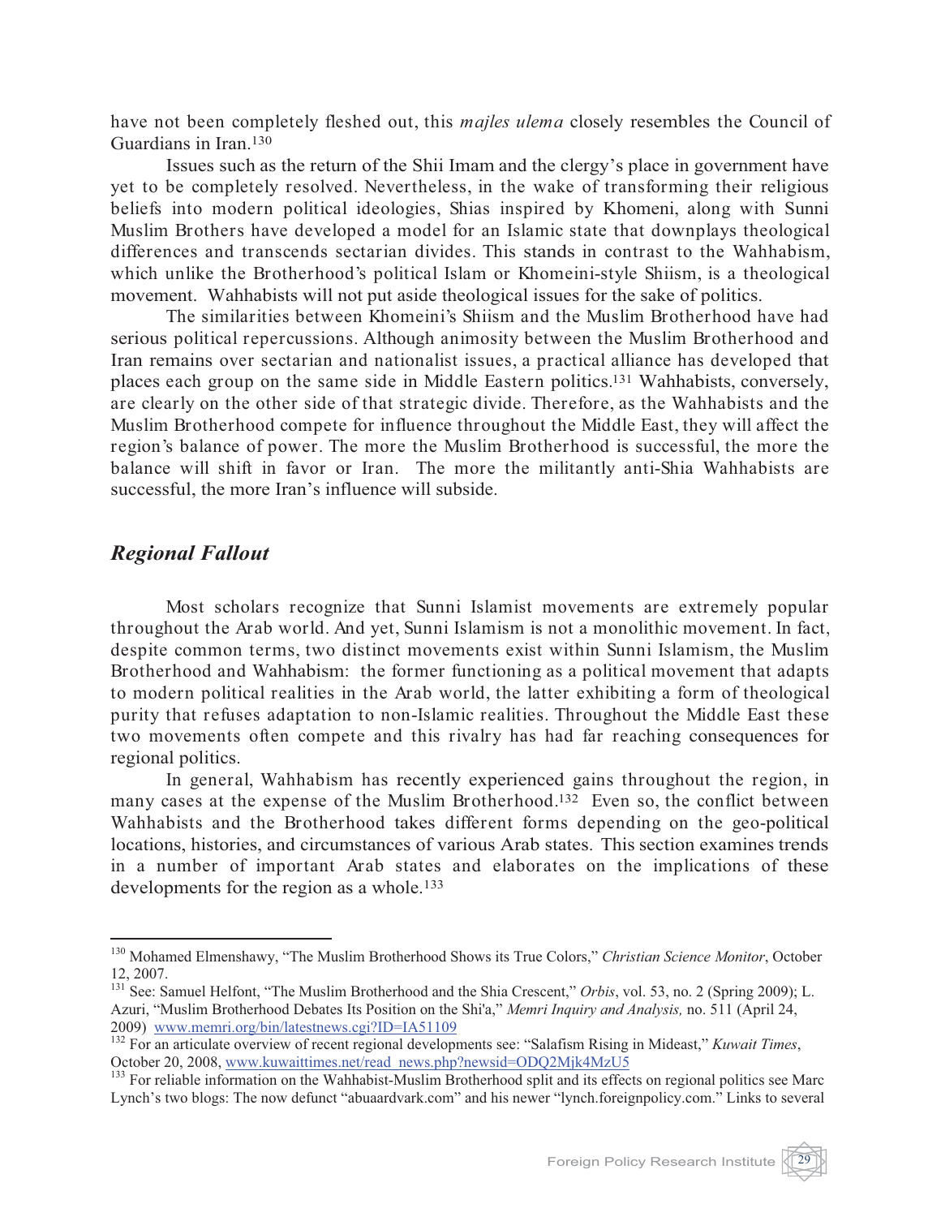have not been completely fleshed out, this *majles ulema* closely resembles the Council of Guardians in Iran.[130]

Issues such as the return of the Shii Imam and the clergy's place in government have yet to be completely resolved. Nevertheless, in the wake of transforming their religious beliefs into modern political ideologies, Shias inspired by Khomeni, along with Sunni Muslim Brothers have developed a model for an Islamic state that downplays theological differences and transcends sectarian divides. This stands in contrast to the Wahhabism, which unlike the Brotherhood's political Islam or Khomeini-style Shiism, is a theological movement. Wahhabists will not put aside theological issues for the sake of politics.

The similarities between Khomeini's Shiism and the Muslim Brotherhood have had serious political repercussions. Although animosity between the Muslim Brotherhood and Iran remains over sectarian and nationalist issues, a practical alliance has developed that places each group on the same side in Middle Eastern politics.[131] Wahhabists, conversely, are clearly on the other side of that strategic divide. Therefore, as the Wahhabists and the Muslim Brotherhood compete for influence throughout the Middle East, they will affect the region's balance of power. The more the Muslim Brotherhood is successful, the more the balance will shift in favor or Iran. The more the militantly anti-Shia Wahhabists are successful, the more Iran's influence will subside.

## *Regional Fallout*

Most scholars recognize that Sunni Islamist movements are extremely popular throughout the Arab world. And yet, Sunni Islamism is not a monolithic movement. In fact, despite common terms, two distinct movements exist within Sunni Islamism, the Muslim Brotherhood and Wahhabism: the former functioning as a political movement that adapts to modern political realities in the Arab world, the latter exhibiting a form of theological purity that refuses adaptation to non-Islamic realities. Throughout the Middle East these two movements often compete and this rivalry has had far reaching consequences for regional politics.

In general, Wahhabism has recently experienced gains throughout the region, in many cases at the expense of the Muslim Brotherhood.[132] Even so, the conflict between Wahhabists and the Brotherhood takes different forms depending on the geo-political locations, histories, and circumstances of various Arab states. This section examines trends in a number of important Arab states and elaborates on the implications of these developments for the region as a whole.[133]

---

[130] Mohamed Elmenshawy, "The Muslim Brotherhood Shows its True Colors," *Christian Science Monitor*, October 12, 2007.

[131] See: Samuel Helfont, "The Muslim Brotherhood and the Shia Crescent," *Orbis*, vol. 53, no. 2 (Spring 2009); L. Azuri, "Muslim Brotherhood Debates Its Position on the Shi'a," *Memri Inquiry and Analysis,* no. 511 (April 24, 2009) www.memri.org/bin/latestnews.cgi?ID=IA51109

[132] For an articulate overview of recent regional developments see: "Salafism Rising in Mideast," *Kuwait Times*, October 20, 2008, www.kuwaittimes.net/read_news.php?newsid=ODQ2Mjk4MzU5

[133] For reliable information on the Wahhabist-Muslim Brotherhood split and its effects on regional politics see Marc Lynch's two blogs: The now defunct "abuaardvark.com" and his newer "lynch.foreignpolicy.com." Links to several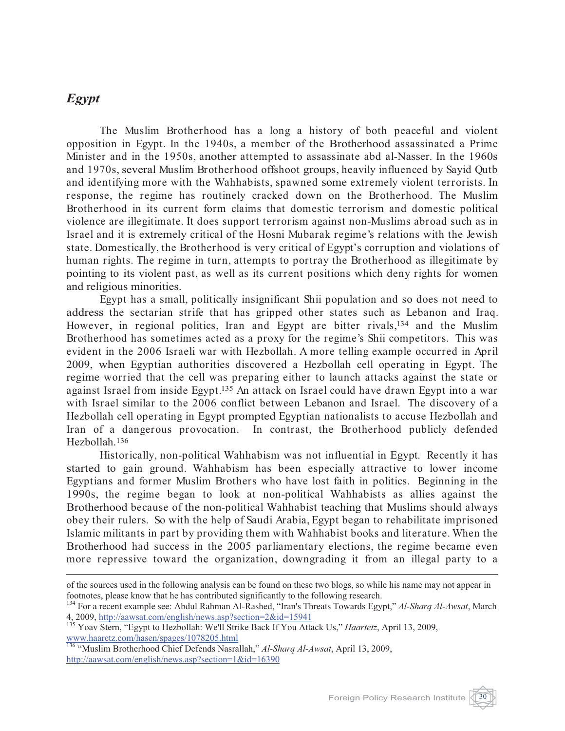## *Egypt*

The Muslim Brotherhood has a long a history of both peaceful and violent opposition in Egypt. In the 1940s, a member of the Brotherhood assassinated a Prime Minister and in the 1950s, another attempted to assassinate abd al-Nasser. In the 1960s and 1970s, several Muslim Brotherhood offshoot groups, heavily influenced by Sayid Qutb and identifying more with the Wahhabists, spawned some extremely violent terrorists. In response, the regime has routinely cracked down on the Brotherhood. The Muslim Brotherhood in its current form claims that domestic terrorism and domestic political violence are illegitimate. It does support terrorism against non-Muslims abroad such as in Israel and it is extremely critical of the Hosni Mubarak regime's relations with the Jewish state. Domestically, the Brotherhood is very critical of Egypt's corruption and violations of human rights. The regime in turn, attempts to portray the Brotherhood as illegitimate by pointing to its violent past, as well as its current positions which deny rights for women and religious minorities.

Egypt has a small, politically insignificant Shii population and so does not need to address the sectarian strife that has gripped other states such as Lebanon and Iraq. However, in regional politics, Iran and Egypt are bitter rivals,[134] and the Muslim Brotherhood has sometimes acted as a proxy for the regime's Shii competitors. This was evident in the 2006 Israeli war with Hezbollah. A more telling example occurred in April 2009, when Egyptian authorities discovered a Hezbollah cell operating in Egypt. The regime worried that the cell was preparing either to launch attacks against the state or against Israel from inside Egypt.[135] An attack on Israel could have drawn Egypt into a war with Israel similar to the 2006 conflict between Lebanon and Israel. The discovery of a Hezbollah cell operating in Egypt prompted Egyptian nationalists to accuse Hezbollah and Iran of a dangerous provocation. In contrast, the Brotherhood publicly defended Hezbollah.[136]

Historically, non-political Wahhabism was not influential in Egypt. Recently it has started to gain ground. Wahhabism has been especially attractive to lower income Egyptians and former Muslim Brothers who have lost faith in politics. Beginning in the 1990s, the regime began to look at non-political Wahhabists as allies against the Brotherhood because of the non-political Wahhabist teaching that Muslims should always obey their rulers. So with the help of Saudi Arabia, Egypt began to rehabilitate imprisoned Islamic militants in part by providing them with Wahhabist books and literature. When the Brotherhood had success in the 2005 parliamentary elections, the regime became even more repressive toward the organization, downgrading it from an illegal party to a

---

of the sources used in the following analysis can be found on these two blogs, so while his name may not appear in footnotes, please know that he has contributed significantly to the following research.

[134] For a recent example see: Abdul Rahman Al-Rashed, "Iran's Threats Towards Egypt," *Al-Sharq Al-Awsat*, March 4, 2009, http://aawsat.com/english/news.asp?section=2&id=15941

[135] Yoav Stern, "Egypt to Hezbollah: We'll Strike Back If You Attack Us," *Haartetz*, April 13, 2009, www.haaretz.com/hasen/spages/1078205.html

[136] "Muslim Brotherhood Chief Defends Nasrallah," *Al-Sharq Al-Awsat*, April 13, 2009, http://aawsat.com/english/news.asp?section=1&id=16390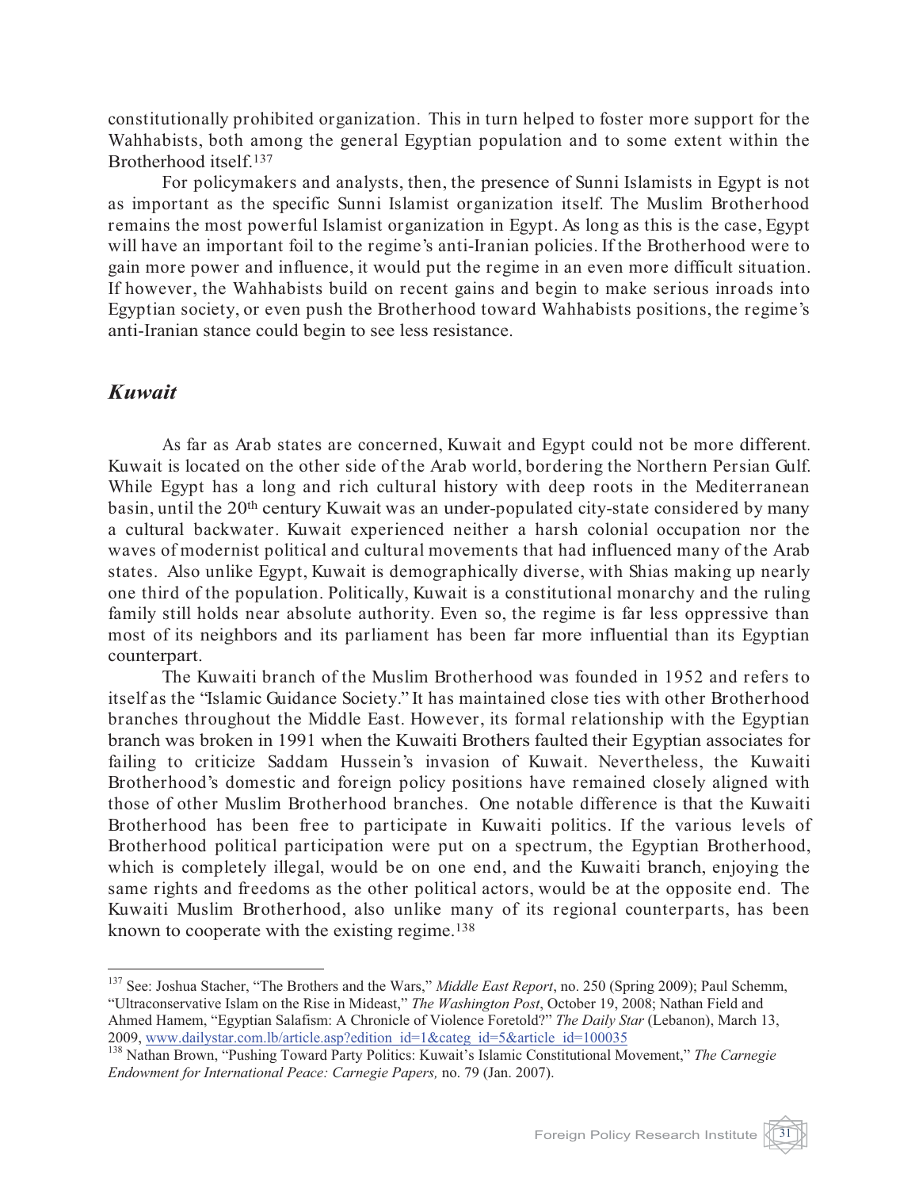constitutionally prohibited organization. This in turn helped to foster more support for the Wahhabists, both among the general Egyptian population and to some extent within the Brotherhood itself.[137]

For policymakers and analysts, then, the presence of Sunni Islamists in Egypt is not as important as the specific Sunni Islamist organization itself. The Muslim Brotherhood remains the most powerful Islamist organization in Egypt. As long as this is the case, Egypt will have an important foil to the regime's anti-Iranian policies. If the Brotherhood were to gain more power and influence, it would put the regime in an even more difficult situation. If however, the Wahhabists build on recent gains and begin to make serious inroads into Egyptian society, or even push the Brotherhood toward Wahhabists positions, the regime's anti-Iranian stance could begin to see less resistance.

## *Kuwait*

As far as Arab states are concerned, Kuwait and Egypt could not be more different. Kuwait is located on the other side of the Arab world, bordering the Northern Persian Gulf. While Egypt has a long and rich cultural history with deep roots in the Mediterranean basin, until the 20th century Kuwait was an under-populated city-state considered by many a cultural backwater. Kuwait experienced neither a harsh colonial occupation nor the waves of modernist political and cultural movements that had influenced many of the Arab states. Also unlike Egypt, Kuwait is demographically diverse, with Shias making up nearly one third of the population. Politically, Kuwait is a constitutional monarchy and the ruling family still holds near absolute authority. Even so, the regime is far less oppressive than most of its neighbors and its parliament has been far more influential than its Egyptian counterpart.

The Kuwaiti branch of the Muslim Brotherhood was founded in 1952 and refers to itself as the "Islamic Guidance Society." It has maintained close ties with other Brotherhood branches throughout the Middle East. However, its formal relationship with the Egyptian branch was broken in 1991 when the Kuwaiti Brothers faulted their Egyptian associates for failing to criticize Saddam Hussein's invasion of Kuwait. Nevertheless, the Kuwaiti Brotherhood's domestic and foreign policy positions have remained closely aligned with those of other Muslim Brotherhood branches. One notable difference is that the Kuwaiti Brotherhood has been free to participate in Kuwaiti politics. If the various levels of Brotherhood political participation were put on a spectrum, the Egyptian Brotherhood, which is completely illegal, would be on one end, and the Kuwaiti branch, enjoying the same rights and freedoms as the other political actors, would be at the opposite end. The Kuwaiti Muslim Brotherhood, also unlike many of its regional counterparts, has been known to cooperate with the existing regime.[138]

---

[137] See: Joshua Stacher, "The Brothers and the Wars," *Middle East Report*, no. 250 (Spring 2009); Paul Schemm, "Ultraconservative Islam on the Rise in Mideast," *The Washington Post*, October 19, 2008; Nathan Field and Ahmed Hamem, "Egyptian Salafism: A Chronicle of Violence Foretold?" *The Daily Star* (Lebanon), March 13, 2009, www.dailystar.com.lb/article.asp?edition_id=1&categ_id=5&article_id=100035

[138] Nathan Brown, "Pushing Toward Party Politics: Kuwait's Islamic Constitutional Movement," *The Carnegie Endowment for International Peace: Carnegie Papers,* no. 79 (Jan. 2007).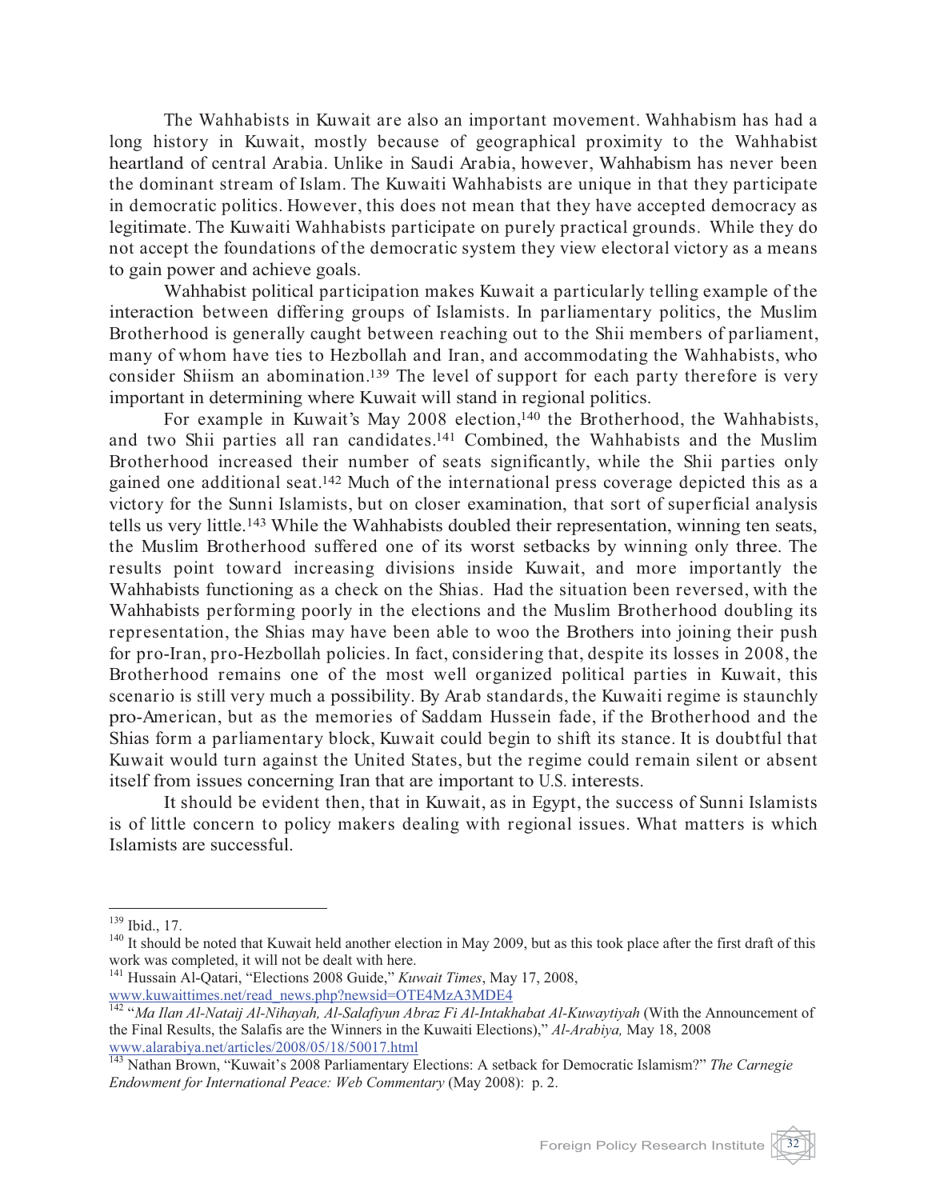The Wahhabists in Kuwait are also an important movement. Wahhabism has had a long history in Kuwait, mostly because of geographical proximity to the Wahhabist heartland of central Arabia. Unlike in Saudi Arabia, however, Wahhabism has never been the dominant stream of Islam. The Kuwaiti Wahhabists are unique in that they participate in democratic politics. However, this does not mean that they have accepted democracy as legitimate. The Kuwaiti Wahhabists participate on purely practical grounds. While they do not accept the foundations of the democratic system they view electoral victory as a means to gain power and achieve goals.

Wahhabist political participation makes Kuwait a particularly telling example of the interaction between differing groups of Islamists. In parliamentary politics, the Muslim Brotherhood is generally caught between reaching out to the Shii members of parliament, many of whom have ties to Hezbollah and Iran, and accommodating the Wahhabists, who consider Shiism an abomination.[139] The level of support for each party therefore is very important in determining where Kuwait will stand in regional politics.

For example in Kuwait's May 2008 election,[140] the Brotherhood, the Wahhabists, and two Shii parties all ran candidates.[141] Combined, the Wahhabists and the Muslim Brotherhood increased their number of seats significantly, while the Shii parties only gained one additional seat.[142] Much of the international press coverage depicted this as a victory for the Sunni Islamists, but on closer examination, that sort of superficial analysis tells us very little.[143] While the Wahhabists doubled their representation, winning ten seats, the Muslim Brotherhood suffered one of its worst setbacks by winning only three. The results point toward increasing divisions inside Kuwait, and more importantly the Wahhabists functioning as a check on the Shias. Had the situation been reversed, with the Wahhabists performing poorly in the elections and the Muslim Brotherhood doubling its representation, the Shias may have been able to woo the Brothers into joining their push for pro-Iran, pro-Hezbollah policies. In fact, considering that, despite its losses in 2008, the Brotherhood remains one of the most well organized political parties in Kuwait, this scenario is still very much a possibility. By Arab standards, the Kuwaiti regime is staunchly pro-American, but as the memories of Saddam Hussein fade, if the Brotherhood and the Shias form a parliamentary block, Kuwait could begin to shift its stance. It is doubtful that Kuwait would turn against the United States, but the regime could remain silent or absent itself from issues concerning Iran that are important to U.S. interests.

It should be evident then, that in Kuwait, as in Egypt, the success of Sunni Islamists is of little concern to policy makers dealing with regional issues. What matters is which Islamists are successful.

---

[139] Ibid., 17.

[140] It should be noted that Kuwait held another election in May 2009, but as this took place after the first draft of this work was completed, it will not be dealt with here.

[141] Hussain Al-Qatari, "Elections 2008 Guide," *Kuwait Times*, May 17, 2008, www.kuwaittimes.net/read_news.php?newsid=OTE4MzA3MDE4

[142] "*Ma Ilan Al-Nataij Al-Nihayah, Al-Salafiyun Abraz Fi Al-Intakhabat Al-Kuwaytiyah* (With the Announcement of the Final Results, the Salafis are the Winners in the Kuwaiti Elections)," *Al-Arabiya,* May 18, 2008 www.alarabiya.net/articles/2008/05/18/50017.html

[143] Nathan Brown, "Kuwait's 2008 Parliamentary Elections: A setback for Democratic Islamism?" *The Carnegie Endowment for International Peace: Web Commentary* (May 2008): p. 2.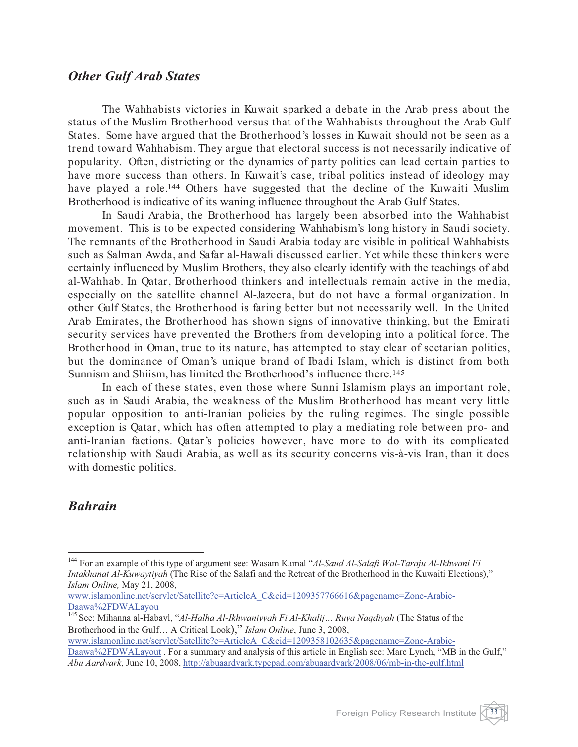## *Other Gulf Arab States*

The Wahhabists victories in Kuwait sparked a debate in the Arab press about the status of the Muslim Brotherhood versus that of the Wahhabists throughout the Arab Gulf States. Some have argued that the Brotherhood's losses in Kuwait should not be seen as a trend toward Wahhabism. They argue that electoral success is not necessarily indicative of popularity. Often, districting or the dynamics of party politics can lead certain parties to have more success than others. In Kuwait's case, tribal politics instead of ideology may have played a role.[144] Others have suggested that the decline of the Kuwaiti Muslim Brotherhood is indicative of its waning influence throughout the Arab Gulf States.

In Saudi Arabia, the Brotherhood has largely been absorbed into the Wahhabist movement. This is to be expected considering Wahhabism's long history in Saudi society. The remnants of the Brotherhood in Saudi Arabia today are visible in political Wahhabists such as Salman Awda, and Safar al-Hawali discussed earlier. Yet while these thinkers were certainly influenced by Muslim Brothers, they also clearly identify with the teachings of abd al-Wahhab. In Qatar, Brotherhood thinkers and intellectuals remain active in the media, especially on the satellite channel Al-Jazeera, but do not have a formal organization. In other Gulf States, the Brotherhood is faring better but not necessarily well. In the United Arab Emirates, the Brotherhood has shown signs of innovative thinking, but the Emirati security services have prevented the Brothers from developing into a political force. The Brotherhood in Oman, true to its nature, has attempted to stay clear of sectarian politics, but the dominance of Oman's unique brand of Ibadi Islam, which is distinct from both Sunnism and Shiism, has limited the Brotherhood's influence there.[145]

In each of these states, even those where Sunni Islamism plays an important role, such as in Saudi Arabia, the weakness of the Muslim Brotherhood has meant very little popular opposition to anti-Iranian policies by the ruling regimes. The single possible exception is Qatar, which has often attempted to play a mediating role between pro- and anti-Iranian factions. Qatar's policies however, have more to do with its complicated relationship with Saudi Arabia, as well as its security concerns vis-à-vis Iran, than it does with domestic politics.

## *Bahrain*

---

[144] For an example of this type of argument see: Wasam Kamal "*Al-Saud Al-Salafi Wal-Taraju Al-Ikhwani Fi Intakhanat Al-Kuwaytiyah* (The Rise of the Salafi and the Retreat of the Brotherhood in the Kuwaiti Elections)," *Islam Online,* May 21, 2008, www.islamonline.net/servlet/Satellite?c=ArticleA_C&cid=1209357766616&pagename=Zone-Arabic-Daawa%2FDWALayou

[145] See: Mihanna al-Habayl, "*Al-Halha Al-Ikhwaniyyah Fi Al-Khalij… Ruya Naqdiyah* (The Status of the Brotherhood in the Gulf… A Critical Look)," *Islam Online*, June 3, 2008, www.islamonline.net/servlet/Satellite?c=ArticleA_C&cid=1209358102635&pagename=Zone-Arabic-Daawa%2FDWALayout . For a summary and analysis of this article in English see: Marc Lynch, "MB in the Gulf," *Abu Aardvark*, June 10, 2008, http://abuaardvark.typepad.com/abuaardvark/2008/06/mb-in-the-gulf.html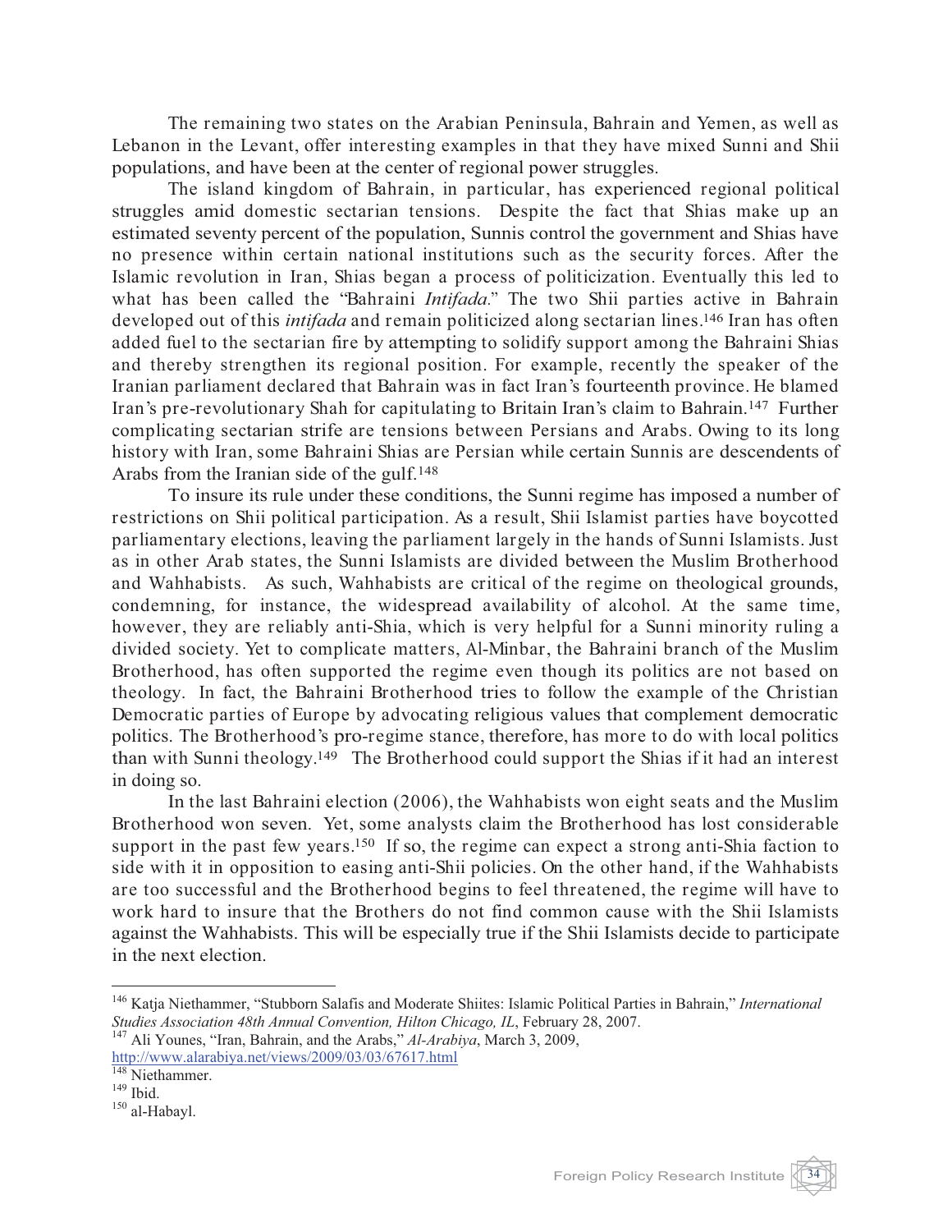The remaining two states on the Arabian Peninsula, Bahrain and Yemen, as well as Lebanon in the Levant, offer interesting examples in that they have mixed Sunni and Shii populations, and have been at the center of regional power struggles.

The island kingdom of Bahrain, in particular, has experienced regional political struggles amid domestic sectarian tensions. Despite the fact that Shias make up an estimated seventy percent of the population, Sunnis control the government and Shias have no presence within certain national institutions such as the security forces. After the Islamic revolution in Iran, Shias began a process of politicization. Eventually this led to what has been called the "Bahraini *Intifada*." The two Shii parties active in Bahrain developed out of this *intifada* and remain politicized along sectarian lines.[146] Iran has often added fuel to the sectarian fire by attempting to solidify support among the Bahraini Shias and thereby strengthen its regional position. For example, recently the speaker of the Iranian parliament declared that Bahrain was in fact Iran's fourteenth province. He blamed Iran's pre-revolutionary Shah for capitulating to Britain Iran's claim to Bahrain.[147] Further complicating sectarian strife are tensions between Persians and Arabs. Owing to its long history with Iran, some Bahraini Shias are Persian while certain Sunnis are descendents of Arabs from the Iranian side of the gulf.[148]

To insure its rule under these conditions, the Sunni regime has imposed a number of restrictions on Shii political participation. As a result, Shii Islamist parties have boycotted parliamentary elections, leaving the parliament largely in the hands of Sunni Islamists. Just as in other Arab states, the Sunni Islamists are divided between the Muslim Brotherhood and Wahhabists. As such, Wahhabists are critical of the regime on theological grounds, condemning, for instance, the widespread availability of alcohol. At the same time, however, they are reliably anti-Shia, which is very helpful for a Sunni minority ruling a divided society. Yet to complicate matters, Al-Minbar, the Bahraini branch of the Muslim Brotherhood, has often supported the regime even though its politics are not based on theology. In fact, the Bahraini Brotherhood tries to follow the example of the Christian Democratic parties of Europe by advocating religious values that complement democratic politics. The Brotherhood's pro-regime stance, therefore, has more to do with local politics than with Sunni theology.[149] The Brotherhood could support the Shias if it had an interest in doing so.

In the last Bahraini election (2006), the Wahhabists won eight seats and the Muslim Brotherhood won seven. Yet, some analysts claim the Brotherhood has lost considerable support in the past few years.[150] If so, the regime can expect a strong anti-Shia faction to side with it in opposition to easing anti-Shii policies. On the other hand, if the Wahhabists are too successful and the Brotherhood begins to feel threatened, the regime will have to work hard to insure that the Brothers do not find common cause with the Shii Islamists against the Wahhabists. This will be especially true if the Shii Islamists decide to participate in the next election.

---

[146] Katja Niethammer, "Stubborn Salafis and Moderate Shiites: Islamic Political Parties in Bahrain," *International Studies Association 48th Annual Convention, Hilton Chicago, IL*, February 28, 2007.

[147] Ali Younes, "Iran, Bahrain, and the Arabs," *Al-Arabiya*, March 3, 2009, http://www.alarabiya.net/views/2009/03/03/67617.html

[148] Niethammer.

[149] Ibid.

[150] al-Habayl.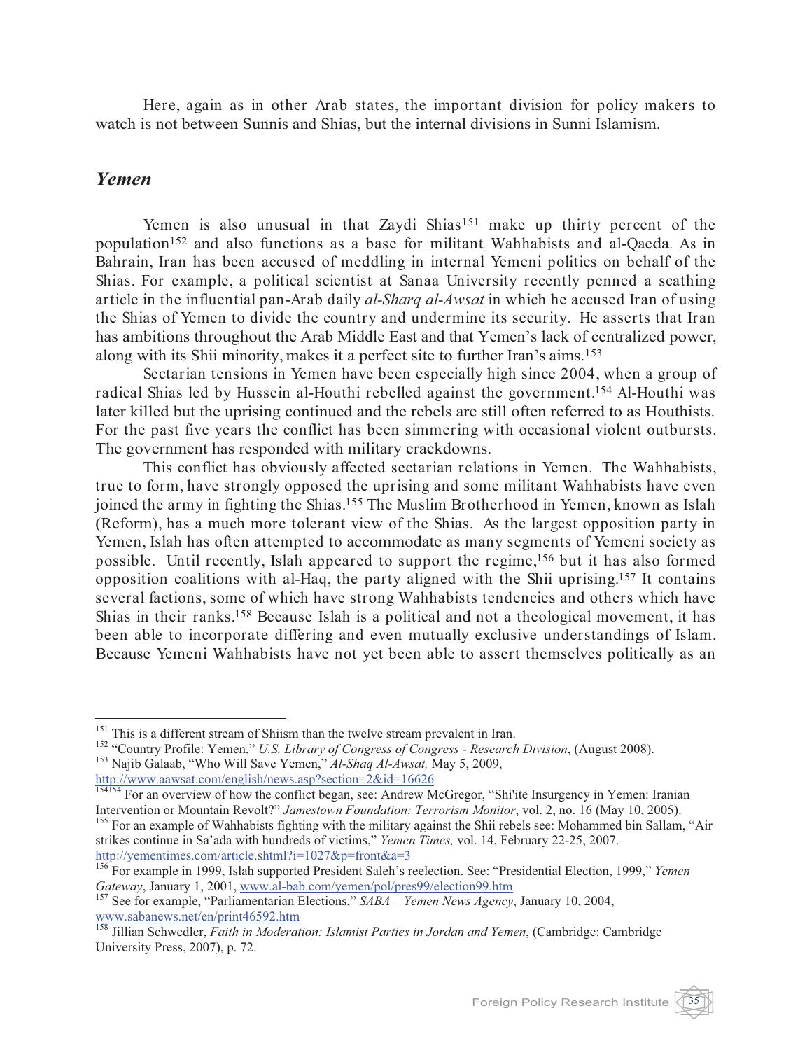Here, again as in other Arab states, the important division for policy makers to watch is not between Sunnis and Shias, but the internal divisions in Sunni Islamism.

## *Yemen*

Yemen is also unusual in that Zaydi Shias[151] make up thirty percent of the population[152] and also functions as a base for militant Wahhabists and al-Qaeda. As in Bahrain, Iran has been accused of meddling in internal Yemeni politics on behalf of the Shias. For example, a political scientist at Sanaa University recently penned a scathing article in the influential pan-Arab daily *al-Sharq al-Awsat* in which he accused Iran of using the Shias of Yemen to divide the country and undermine its security. He asserts that Iran has ambitions throughout the Arab Middle East and that Yemen's lack of centralized power, along with its Shii minority, makes it a perfect site to further Iran's aims.[153]

Sectarian tensions in Yemen have been especially high since 2004, when a group of radical Shias led by Hussein al-Houthi rebelled against the government.[154] Al-Houthi was later killed but the uprising continued and the rebels are still often referred to as Houthists. For the past five years the conflict has been simmering with occasional violent outbursts. The government has responded with military crackdowns.

This conflict has obviously affected sectarian relations in Yemen. The Wahhabists, true to form, have strongly opposed the uprising and some militant Wahhabists have even joined the army in fighting the Shias.[155] The Muslim Brotherhood in Yemen, known as Islah (Reform), has a much more tolerant view of the Shias. As the largest opposition party in Yemen, Islah has often attempted to accommodate as many segments of Yemeni society as possible. Until recently, Islah appeared to support the regime,[156] but it has also formed opposition coalitions with al-Haq, the party aligned with the Shii uprising.[157] It contains several factions, some of which have strong Wahhabists tendencies and others which have Shias in their ranks.[158] Because Islah is a political and not a theological movement, it has been able to incorporate differing and even mutually exclusive understandings of Islam. Because Yemeni Wahhabists have not yet been able to assert themselves politically as an

---

[151] This is a different stream of Shiism than the twelve stream prevalent in Iran.

[152] "Country Profile: Yemen," *U.S. Library of Congress of Congress - Research Division*, (August 2008).

[153] Najib Galaab, "Who Will Save Yemen," *Al-Shaq Al-Awsat,* May 5, 2009, http://www.aawsat.com/english/news.asp?section=2&id=16626

[154] For an overview of how the conflict began, see: Andrew McGregor, "Shi'ite Insurgency in Yemen: Iranian Intervention or Mountain Revolt?" *Jamestown Foundation: Terrorism Monitor*, vol. 2, no. 16 (May 10, 2005).

[155] For an example of Wahhabists fighting with the military against the Shii rebels see: Mohammed bin Sallam, "Air strikes continue in Sa'ada with hundreds of victims," *Yemen Times,* vol. 14, February 22-25, 2007. http://yementimes.com/article.shtml?i=1027&p=front&a=3

[156] For example in 1999, Islah supported President Saleh's reelection. See: "Presidential Election, 1999," *Yemen Gateway*, January 1, 2001, www.al-bab.com/yemen/pol/pres99/election99.htm

[157] See for example, "Parliamentarian Elections," *SABA – Yemen News Agency*, January 10, 2004, www.sabanews.net/en/print46592.htm

[158] Jillian Schwedler, *Faith in Moderation: Islamist Parties in Jordan and Yemen*, (Cambridge: Cambridge University Press, 2007), p. 72.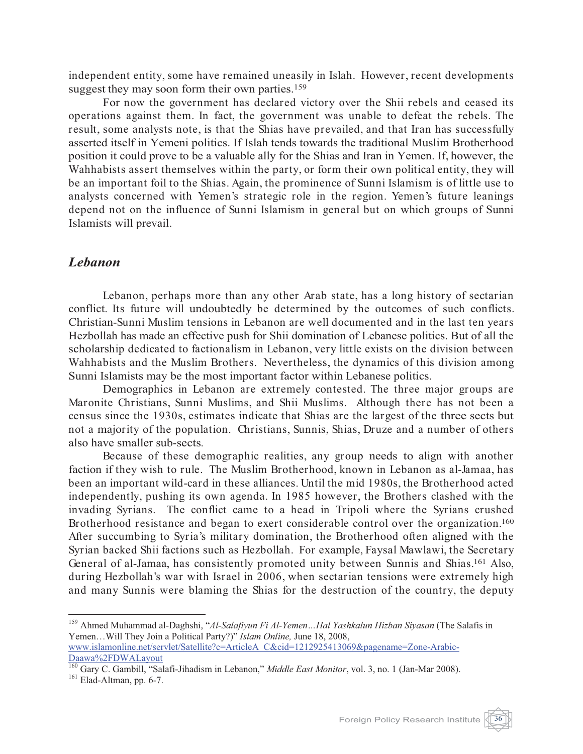independent entity, some have remained uneasily in Islah. However, recent developments suggest they may soon form their own parties.[159]

For now the government has declared victory over the Shii rebels and ceased its operations against them. In fact, the government was unable to defeat the rebels. The result, some analysts note, is that the Shias have prevailed, and that Iran has successfully asserted itself in Yemeni politics. If Islah tends towards the traditional Muslim Brotherhood position it could prove to be a valuable ally for the Shias and Iran in Yemen. If, however, the Wahhabists assert themselves within the party, or form their own political entity, they will be an important foil to the Shias. Again, the prominence of Sunni Islamism is of little use to analysts concerned with Yemen's strategic role in the region. Yemen's future leanings depend not on the influence of Sunni Islamism in general but on which groups of Sunni Islamists will prevail.

## *Lebanon*

Lebanon, perhaps more than any other Arab state, has a long history of sectarian conflict. Its future will undoubtedly be determined by the outcomes of such conflicts. Christian-Sunni Muslim tensions in Lebanon are well documented and in the last ten years Hezbollah has made an effective push for Shii domination of Lebanese politics. But of all the scholarship dedicated to factionalism in Lebanon, very little exists on the division between Wahhabists and the Muslim Brothers. Nevertheless, the dynamics of this division among Sunni Islamists may be the most important factor within Lebanese politics.

Demographics in Lebanon are extremely contested. The three major groups are Maronite Christians, Sunni Muslims, and Shii Muslims. Although there has not been a census since the 1930s, estimates indicate that Shias are the largest of the three sects but not a majority of the population. Christians, Sunnis, Shias, Druze and a number of others also have smaller sub-sects.

Because of these demographic realities, any group needs to align with another faction if they wish to rule. The Muslim Brotherhood, known in Lebanon as al-Jamaa, has been an important wild-card in these alliances. Until the mid 1980s, the Brotherhood acted independently, pushing its own agenda. In 1985 however, the Brothers clashed with the invading Syrians. The conflict came to a head in Tripoli where the Syrians crushed Brotherhood resistance and began to exert considerable control over the organization.[160] After succumbing to Syria's military domination, the Brotherhood often aligned with the Syrian backed Shii factions such as Hezbollah. For example, Faysal Mawlawi, the Secretary General of al-Jamaa, has consistently promoted unity between Sunnis and Shias.[161] Also, during Hezbollah's war with Israel in 2006, when sectarian tensions were extremely high and many Sunnis were blaming the Shias for the destruction of the country, the deputy

---

[159] Ahmed Muhammad al-Daghshi, "*Al-Salafiyun Fi Al-Yemen…Hal Yashkalun Hizban Siyasan* (The Salafis in Yemen…Will They Join a Political Party?)" *Islam Online,* June 18, 2008, www.islamonline.net/servlet/Satellite?c=ArticleA_C&cid=1212925413069&pagename=Zone-Arabic-Daawa%2FDWALayout

[160] Gary C. Gambill, "Salafi-Jihadism in Lebanon," *Middle East Monitor*, vol. 3, no. 1 (Jan-Mar 2008).

[161] Elad-Altman, pp. 6-7.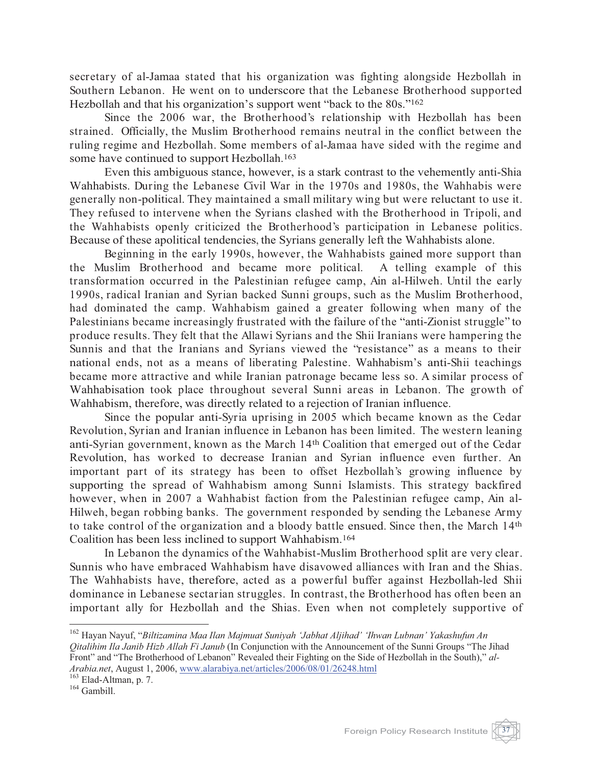secretary of al-Jamaa stated that his organization was fighting alongside Hezbollah in Southern Lebanon. He went on to underscore that the Lebanese Brotherhood supported Hezbollah and that his organization's support went "back to the 80s."[162]

Since the 2006 war, the Brotherhood's relationship with Hezbollah has been strained. Officially, the Muslim Brotherhood remains neutral in the conflict between the ruling regime and Hezbollah. Some members of al-Jamaa have sided with the regime and some have continued to support Hezbollah.[163]

Even this ambiguous stance, however, is a stark contrast to the vehemently anti-Shia Wahhabists. During the Lebanese Civil War in the 1970s and 1980s, the Wahhabis were generally non-political. They maintained a small military wing but were reluctant to use it. They refused to intervene when the Syrians clashed with the Brotherhood in Tripoli, and the Wahhabists openly criticized the Brotherhood's participation in Lebanese politics. Because of these apolitical tendencies, the Syrians generally left the Wahhabists alone.

Beginning in the early 1990s, however, the Wahhabists gained more support than the Muslim Brotherhood and became more political. A telling example of this transformation occurred in the Palestinian refugee camp, Ain al-Hilweh. Until the early 1990s, radical Iranian and Syrian backed Sunni groups, such as the Muslim Brotherhood, had dominated the camp. Wahhabism gained a greater following when many of the Palestinians became increasingly frustrated with the failure of the "anti-Zionist struggle" to produce results. They felt that the Allawi Syrians and the Shii Iranians were hampering the Sunnis and that the Iranians and Syrians viewed the "resistance" as a means to their national ends, not as a means of liberating Palestine. Wahhabism's anti-Shii teachings became more attractive and while Iranian patronage became less so. A similar process of Wahhabisation took place throughout several Sunni areas in Lebanon. The growth of Wahhabism, therefore, was directly related to a rejection of Iranian influence.

Since the popular anti-Syria uprising in 2005 which became known as the Cedar Revolution, Syrian and Iranian influence in Lebanon has been limited. The western leaning anti-Syrian government, known as the March 14th Coalition that emerged out of the Cedar Revolution, has worked to decrease Iranian and Syrian influence even further. An important part of its strategy has been to offset Hezbollah's growing influence by supporting the spread of Wahhabism among Sunni Islamists. This strategy backfired however, when in 2007 a Wahhabist faction from the Palestinian refugee camp, Ain al-Hilweh, began robbing banks. The government responded by sending the Lebanese Army to take control of the organization and a bloody battle ensued. Since then, the March 14th Coalition has been less inclined to support Wahhabism.[164]

In Lebanon the dynamics of the Wahhabist-Muslim Brotherhood split are very clear. Sunnis who have embraced Wahhabism have disavowed alliances with Iran and the Shias. The Wahhabists have, therefore, acted as a powerful buffer against Hezbollah-led Shii dominance in Lebanese sectarian struggles. In contrast, the Brotherhood has often been an important ally for Hezbollah and the Shias. Even when not completely supportive of

---

[162] Hayan Nayuf, "*Biltizamina Maa Ilan Majmuat Suniyah 'Jabhat Aljihad' 'Ihwan Lubnan' Yakashufun An Qitalihim Ila Janib Hizb Allah Fi Janub* (In Conjunction with the Announcement of the Sunni Groups "The Jihad Front" and "The Brotherhood of Lebanon" Revealed their Fighting on the Side of Hezbollah in the South)," *al-Arabia.net*, August 1, 2006, www.alarabiya.net/articles/2006/08/01/26248.html

[163] Elad-Altman, p. 7.

[164] Gambill.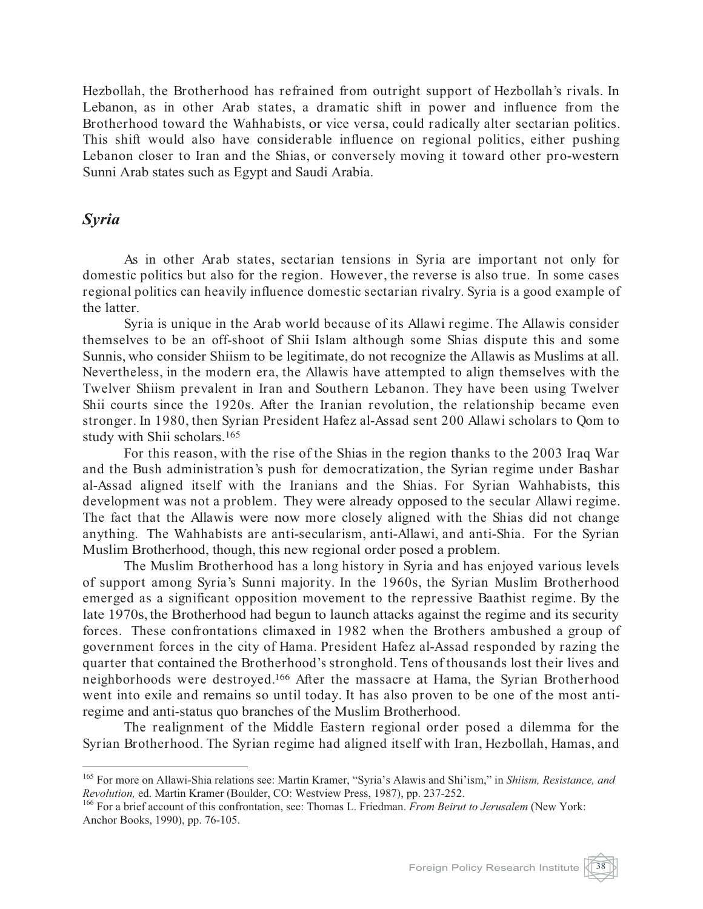Hezbollah, the Brotherhood has refrained from outright support of Hezbollah's rivals. In Lebanon, as in other Arab states, a dramatic shift in power and influence from the Brotherhood toward the Wahhabists, or vice versa, could radically alter sectarian politics. This shift would also have considerable influence on regional politics, either pushing Lebanon closer to Iran and the Shias, or conversely moving it toward other pro-western Sunni Arab states such as Egypt and Saudi Arabia.

## *Syria*

As in other Arab states, sectarian tensions in Syria are important not only for domestic politics but also for the region. However, the reverse is also true. In some cases regional politics can heavily influence domestic sectarian rivalry. Syria is a good example of the latter.

Syria is unique in the Arab world because of its Allawi regime. The Allawis consider themselves to be an off-shoot of Shii Islam although some Shias dispute this and some Sunnis, who consider Shiism to be legitimate, do not recognize the Allawis as Muslims at all. Nevertheless, in the modern era, the Allawis have attempted to align themselves with the Twelver Shiism prevalent in Iran and Southern Lebanon. They have been using Twelver Shii courts since the 1920s. After the Iranian revolution, the relationship became even stronger. In 1980, then Syrian President Hafez al-Assad sent 200 Allawi scholars to Qom to study with Shii scholars.[165]

For this reason, with the rise of the Shias in the region thanks to the 2003 Iraq War and the Bush administration's push for democratization, the Syrian regime under Bashar al-Assad aligned itself with the Iranians and the Shias. For Syrian Wahhabists, this development was not a problem. They were already opposed to the secular Allawi regime. The fact that the Allawis were now more closely aligned with the Shias did not change anything. The Wahhabists are anti-secularism, anti-Allawi, and anti-Shia. For the Syrian Muslim Brotherhood, though, this new regional order posed a problem.

The Muslim Brotherhood has a long history in Syria and has enjoyed various levels of support among Syria's Sunni majority. In the 1960s, the Syrian Muslim Brotherhood emerged as a significant opposition movement to the repressive Baathist regime. By the late 1970s, the Brotherhood had begun to launch attacks against the regime and its security forces. These confrontations climaxed in 1982 when the Brothers ambushed a group of government forces in the city of Hama. President Hafez al-Assad responded by razing the quarter that contained the Brotherhood's stronghold. Tens of thousands lost their lives and neighborhoods were destroyed.[166] After the massacre at Hama, the Syrian Brotherhood went into exile and remains so until today. It has also proven to be one of the most anti-regime and anti-status quo branches of the Muslim Brotherhood.

The realignment of the Middle Eastern regional order posed a dilemma for the Syrian Brotherhood. The Syrian regime had aligned itself with Iran, Hezbollah, Hamas, and

---

[165] For more on Allawi-Shia relations see: Martin Kramer, "Syria's Alawis and Shi'ism," in *Shiism, Resistance, and Revolution,* ed. Martin Kramer (Boulder, CO: Westview Press, 1987), pp. 237-252.

[166] For a brief account of this confrontation, see: Thomas L. Friedman. *From Beirut to Jerusalem* (New York: Anchor Books, 1990), pp. 76-105.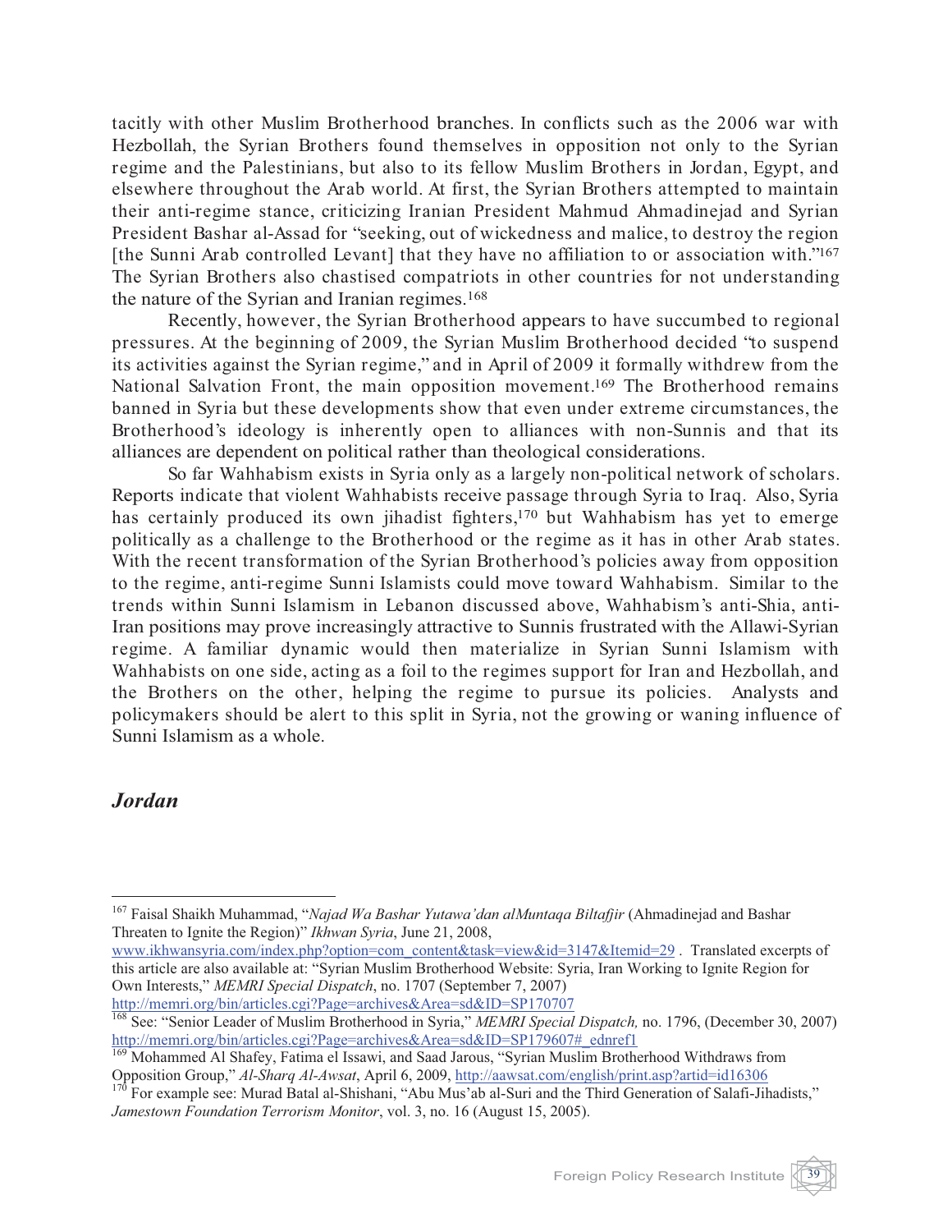tacitly with other Muslim Brotherhood branches. In conflicts such as the 2006 war with Hezbollah, the Syrian Brothers found themselves in opposition not only to the Syrian regime and the Palestinians, but also to its fellow Muslim Brothers in Jordan, Egypt, and elsewhere throughout the Arab world. At first, the Syrian Brothers attempted to maintain their anti-regime stance, criticizing Iranian President Mahmud Ahmadinejad and Syrian President Bashar al-Assad for "seeking, out of wickedness and malice, to destroy the region [the Sunni Arab controlled Levant] that they have no affiliation to or association with."[167] The Syrian Brothers also chastised compatriots in other countries for not understanding the nature of the Syrian and Iranian regimes.[168]

Recently, however, the Syrian Brotherhood appears to have succumbed to regional pressures. At the beginning of 2009, the Syrian Muslim Brotherhood decided "to suspend its activities against the Syrian regime," and in April of 2009 it formally withdrew from the National Salvation Front, the main opposition movement.[169] The Brotherhood remains banned in Syria but these developments show that even under extreme circumstances, the Brotherhood's ideology is inherently open to alliances with non-Sunnis and that its alliances are dependent on political rather than theological considerations.

So far Wahhabism exists in Syria only as a largely non-political network of scholars. Reports indicate that violent Wahhabists receive passage through Syria to Iraq. Also, Syria has certainly produced its own jihadist fighters,[170] but Wahhabism has yet to emerge politically as a challenge to the Brotherhood or the regime as it has in other Arab states. With the recent transformation of the Syrian Brotherhood's policies away from opposition to the regime, anti-regime Sunni Islamists could move toward Wahhabism. Similar to the trends within Sunni Islamism in Lebanon discussed above, Wahhabism's anti-Shia, anti-Iran positions may prove increasingly attractive to Sunnis frustrated with the Allawi-Syrian regime. A familiar dynamic would then materialize in Syrian Sunni Islamism with Wahhabists on one side, acting as a foil to the regimes support for Iran and Hezbollah, and the Brothers on the other, helping the regime to pursue its policies. Analysts and policymakers should be alert to this split in Syria, not the growing or waning influence of Sunni Islamism as a whole.

### *Jordan*

---

[167] Faisal Shaikh Muhammad, "*Najad Wa Bashar Yutawa'dan alMuntaqa Biltafjir* (Ahmadinejad and Bashar Threaten to Ignite the Region)" *Ikhwan Syria*, June 21, 2008, www.ikhwansyria.com/index.php?option=com_content&task=view&id=3147&Itemid=29 . Translated excerpts of this article are also available at: "Syrian Muslim Brotherhood Website: Syria, Iran Working to Ignite Region for Own Interests," *MEMRI Special Dispatch*, no. 1707 (September 7, 2007) http://memri.org/bin/articles.cgi?Page=archives&Area=sd&ID=SP170707

[168] See: "Senior Leader of Muslim Brotherhood in Syria," *MEMRI Special Dispatch,* no. 1796, (December 30, 2007) http://memri.org/bin/articles.cgi?Page=archives&Area=sd&ID=SP179607#_ednref1

[169] Mohammed Al Shafey, Fatima el Issawi, and Saad Jarous, "Syrian Muslim Brotherhood Withdraws from Opposition Group," *Al-Sharq Al-Awsat*, April 6, 2009, http://aawsat.com/english/print.asp?artid=id16306

[170] For example see: Murad Batal al-Shishani, "Abu Mus'ab al-Suri and the Third Generation of Salafi-Jihadists," *Jamestown Foundation Terrorism Monitor*, vol. 3, no. 16 (August 15, 2005).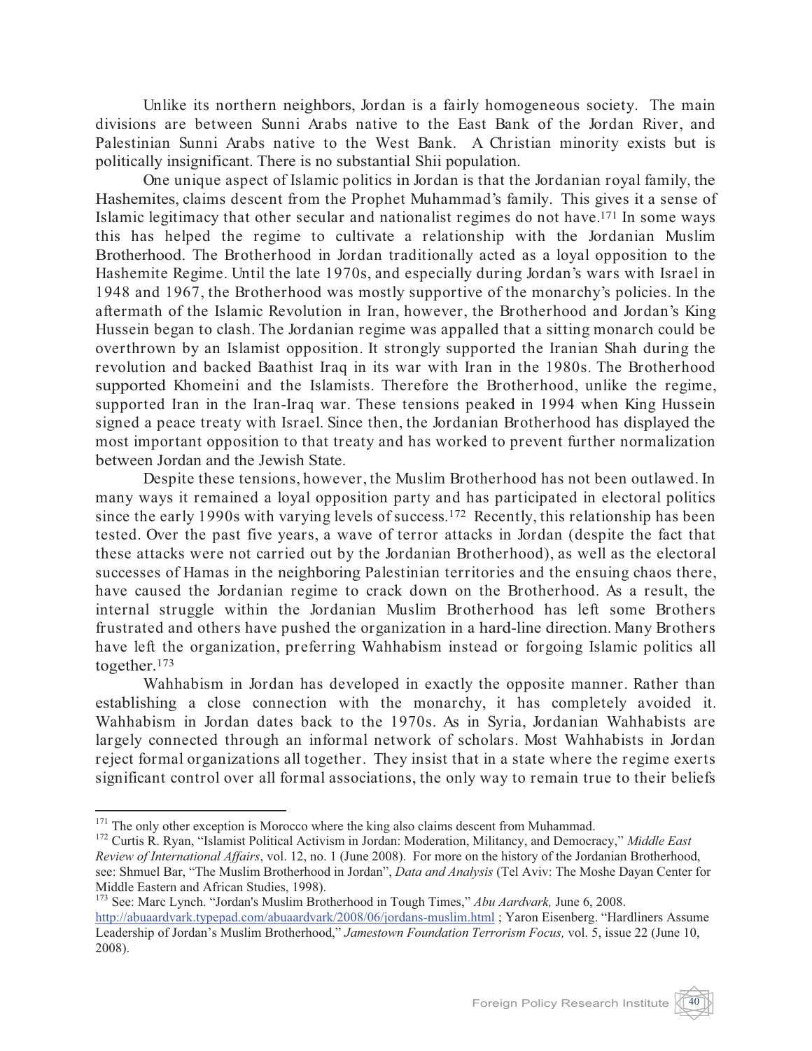Unlike its northern neighbors, Jordan is a fairly homogeneous society. The main divisions are between Sunni Arabs native to the East Bank of the Jordan River, and Palestinian Sunni Arabs native to the West Bank. A Christian minority exists but is politically insignificant. There is no substantial Shii population.

One unique aspect of Islamic politics in Jordan is that the Jordanian royal family, the Hashemites, claims descent from the Prophet Muhammad's family. This gives it a sense of Islamic legitimacy that other secular and nationalist regimes do not have.[171] In some ways this has helped the regime to cultivate a relationship with the Jordanian Muslim Brotherhood. The Brotherhood in Jordan traditionally acted as a loyal opposition to the Hashemite Regime. Until the late 1970s, and especially during Jordan's wars with Israel in 1948 and 1967, the Brotherhood was mostly supportive of the monarchy's policies. In the aftermath of the Islamic Revolution in Iran, however, the Brotherhood and Jordan's King Hussein began to clash. The Jordanian regime was appalled that a sitting monarch could be overthrown by an Islamist opposition. It strongly supported the Iranian Shah during the revolution and backed Baathist Iraq in its war with Iran in the 1980s. The Brotherhood supported Khomeini and the Islamists. Therefore the Brotherhood, unlike the regime, supported Iran in the Iran-Iraq war. These tensions peaked in 1994 when King Hussein signed a peace treaty with Israel. Since then, the Jordanian Brotherhood has displayed the most important opposition to that treaty and has worked to prevent further normalization between Jordan and the Jewish State.

Despite these tensions, however, the Muslim Brotherhood has not been outlawed. In many ways it remained a loyal opposition party and has participated in electoral politics since the early 1990s with varying levels of success.[172] Recently, this relationship has been tested. Over the past five years, a wave of terror attacks in Jordan (despite the fact that these attacks were not carried out by the Jordanian Brotherhood), as well as the electoral successes of Hamas in the neighboring Palestinian territories and the ensuing chaos there, have caused the Jordanian regime to crack down on the Brotherhood. As a result, the internal struggle within the Jordanian Muslim Brotherhood has left some Brothers frustrated and others have pushed the organization in a hard-line direction. Many Brothers have left the organization, preferring Wahhabism instead or forgoing Islamic politics all together.[173]

Wahhabism in Jordan has developed in exactly the opposite manner. Rather than establishing a close connection with the monarchy, it has completely avoided it. Wahhabism in Jordan dates back to the 1970s. As in Syria, Jordanian Wahhabists are largely connected through an informal network of scholars. Most Wahhabists in Jordan reject formal organizations all together. They insist that in a state where the regime exerts significant control over all formal associations, the only way to remain true to their beliefs

---

[171] The only other exception is Morocco where the king also claims descent from Muhammad.

[172] Curtis R. Ryan, "Islamist Political Activism in Jordan: Moderation, Militancy, and Democracy," *Middle East Review of International Affairs*, vol. 12, no. 1 (June 2008). For more on the history of the Jordanian Brotherhood, see: Shmuel Bar, "The Muslim Brotherhood in Jordan", *Data and Analysis* (Tel Aviv: The Moshe Dayan Center for Middle Eastern and African Studies, 1998).

[173] See: Marc Lynch. "Jordan's Muslim Brotherhood in Tough Times," *Abu Aardvark,* June 6, 2008. http://abuaardvark.typepad.com/abuaardvark/2008/06/jordans-muslim.html ; Yaron Eisenberg. "Hardliners Assume Leadership of Jordan's Muslim Brotherhood," *Jamestown Foundation Terrorism Focus,* vol. 5, issue 22 (June 10, 2008).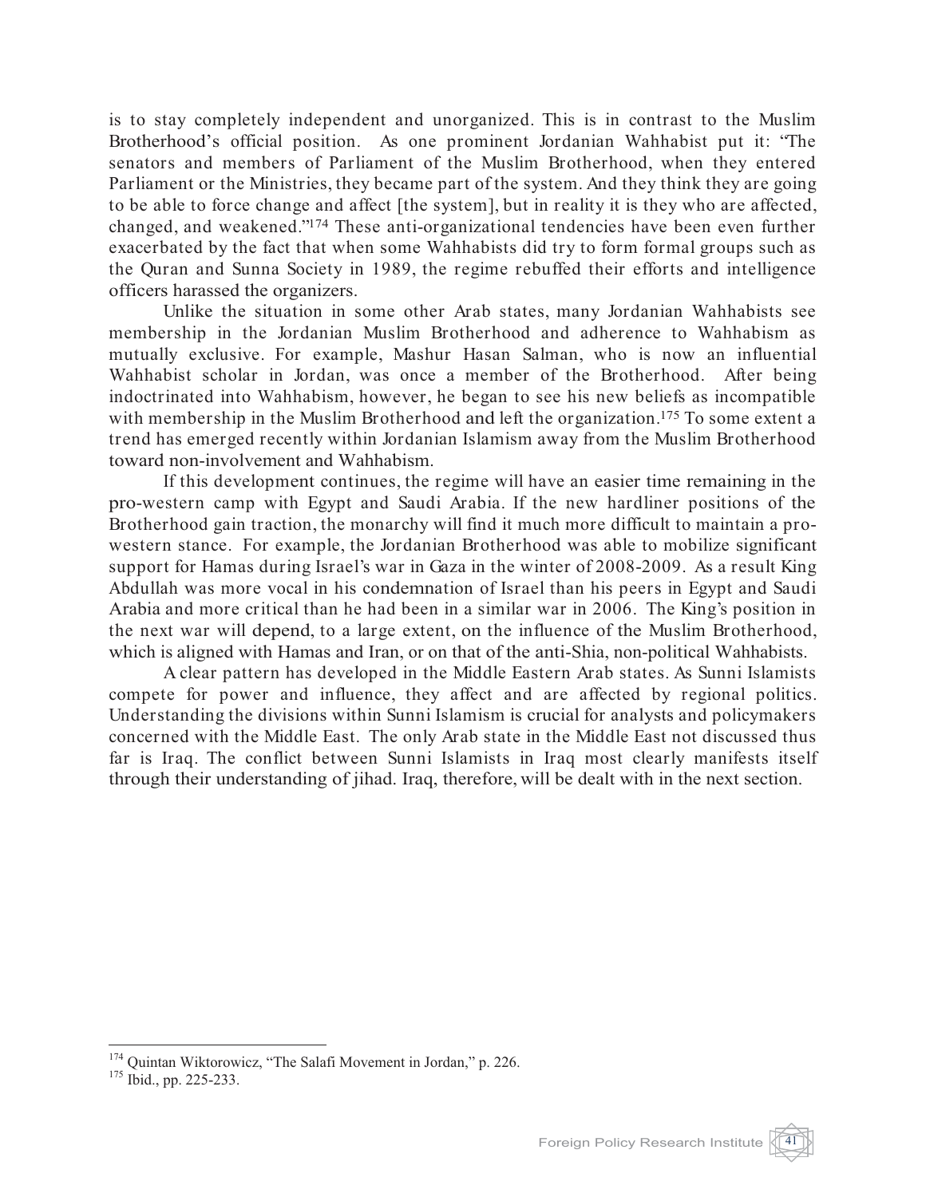is to stay completely independent and unorganized. This is in contrast to the Muslim Brotherhood's official position. As one prominent Jordanian Wahhabist put it: "The senators and members of Parliament of the Muslim Brotherhood, when they entered Parliament or the Ministries, they became part of the system. And they think they are going to be able to force change and affect [the system], but in reality it is they who are affected, changed, and weakened."[174] These anti-organizational tendencies have been even further exacerbated by the fact that when some Wahhabists did try to form formal groups such as the Quran and Sunna Society in 1989, the regime rebuffed their efforts and intelligence officers harassed the organizers.

Unlike the situation in some other Arab states, many Jordanian Wahhabists see membership in the Jordanian Muslim Brotherhood and adherence to Wahhabism as mutually exclusive. For example, Mashur Hasan Salman, who is now an influential Wahhabist scholar in Jordan, was once a member of the Brotherhood. After being indoctrinated into Wahhabism, however, he began to see his new beliefs as incompatible with membership in the Muslim Brotherhood and left the organization.[175] To some extent a trend has emerged recently within Jordanian Islamism away from the Muslim Brotherhood toward non-involvement and Wahhabism.

If this development continues, the regime will have an easier time remaining in the pro-western camp with Egypt and Saudi Arabia. If the new hardliner positions of the Brotherhood gain traction, the monarchy will find it much more difficult to maintain a pro-western stance. For example, the Jordanian Brotherhood was able to mobilize significant support for Hamas during Israel's war in Gaza in the winter of 2008-2009. As a result King Abdullah was more vocal in his condemnation of Israel than his peers in Egypt and Saudi Arabia and more critical than he had been in a similar war in 2006. The King's position in the next war will depend, to a large extent, on the influence of the Muslim Brotherhood, which is aligned with Hamas and Iran, or on that of the anti-Shia, non-political Wahhabists.

A clear pattern has developed in the Middle Eastern Arab states. As Sunni Islamists compete for power and influence, they affect and are affected by regional politics. Understanding the divisions within Sunni Islamism is crucial for analysts and policymakers concerned with the Middle East. The only Arab state in the Middle East not discussed thus far is Iraq. The conflict between Sunni Islamists in Iraq most clearly manifests itself through their understanding of jihad. Iraq, therefore, will be dealt with in the next section.

---

[174] Quintan Wiktorowicz, "The Salafi Movement in Jordan," p. 226.

[175] Ibid., pp. 225-233.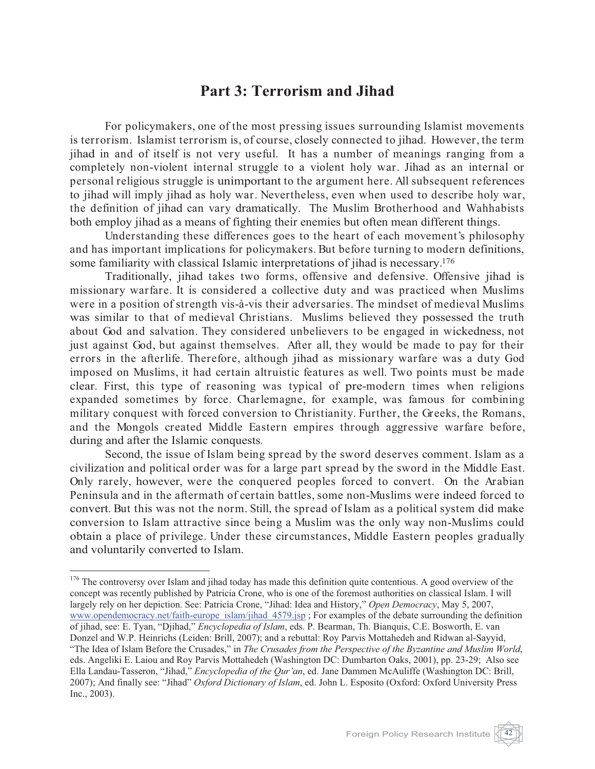# Part 3: Terrorism and Jihad

For policymakers, one of the most pressing issues surrounding Islamist movements is terrorism. Islamist terrorism is, of course, closely connected to jihad. However, the term jihad in and of itself is not very useful. It has a number of meanings ranging from a completely non-violent internal struggle to a violent holy war. Jihad as an internal or personal religious struggle is unimportant to the argument here. All subsequent references to jihad will imply jihad as holy war. Nevertheless, even when used to describe holy war, the definition of jihad can vary dramatically. The Muslim Brotherhood and Wahhabists both employ jihad as a means of fighting their enemies but often mean different things.

Understanding these differences goes to the heart of each movement's philosophy and has important implications for policymakers. But before turning to modern definitions, some familiarity with classical Islamic interpretations of jihad is necessary.[176]

Traditionally, jihad takes two forms, offensive and defensive. Offensive jihad is missionary warfare. It is considered a collective duty and was practiced when Muslims were in a position of strength vis-à-vis their adversaries. The mindset of medieval Muslims was similar to that of medieval Christians. Muslims believed they possessed the truth about God and salvation. They considered unbelievers to be engaged in wickedness, not just against God, but against themselves. After all, they would be made to pay for their errors in the afterlife. Therefore, although jihad as missionary warfare was a duty God imposed on Muslims, it had certain altruistic features as well. Two points must be made clear. First, this type of reasoning was typical of pre-modern times when religions expanded sometimes by force. Charlemagne, for example, was famous for combining military conquest with forced conversion to Christianity. Further, the Greeks, the Romans, and the Mongols created Middle Eastern empires through aggressive warfare before, during and after the Islamic conquests.

Second, the issue of Islam being spread by the sword deserves comment. Islam as a civilization and political order was for a large part spread by the sword in the Middle East. Only rarely, however, were the conquered peoples forced to convert. On the Arabian Peninsula and in the aftermath of certain battles, some non-Muslims were indeed forced to convert. But this was not the norm. Still, the spread of Islam as a political system did make conversion to Islam attractive since being a Muslim was the only way non-Muslims could obtain a place of privilege. Under these circumstances, Middle Eastern peoples gradually and voluntarily converted to Islam.

---

[176] The controversy over Islam and jihad today has made this definition quite contentious. A good overview of the concept was recently published by Patricia Crone, who is one of the foremost authorities on classical Islam. I will largely rely on her depiction. See: Patricia Crone, "Jihad: Idea and History," *Open Democracy*, May 5, 2007, www.opendemocracy.net/faith-europe_islam/jihad_4579.jsp ; For examples of the debate surrounding the definition of jihad, see: E. Tyan, "Djihad," *Encyclopedia of Islam*, eds. P. Bearman, Th. Bianquis, C.E. Bosworth, E. van Donzel and W.P. Heinrichs (Leiden: Brill, 2007); and a rebuttal: Roy Parvis Mottahedeh and Ridwan al-Sayyid, "The Idea of Islam Before the Crusades," in *The Crusades from the Perspective of the Byzantine and Muslim World*, eds. Angeliki E. Laiou and Roy Parvis Mottahedeh (Washington DC: Dumbarton Oaks, 2001), pp. 23-29; Also see Ella Landau-Tasseron, "Jihad," *Encyclopedia of the Qur'an*, ed. Jane Dammen McAuliffe (Washington DC: Brill, 2007); And finally see: "Jihad" *Oxford Dictionary of Islam*, ed. John L. Esposito (Oxford: Oxford University Press Inc., 2003).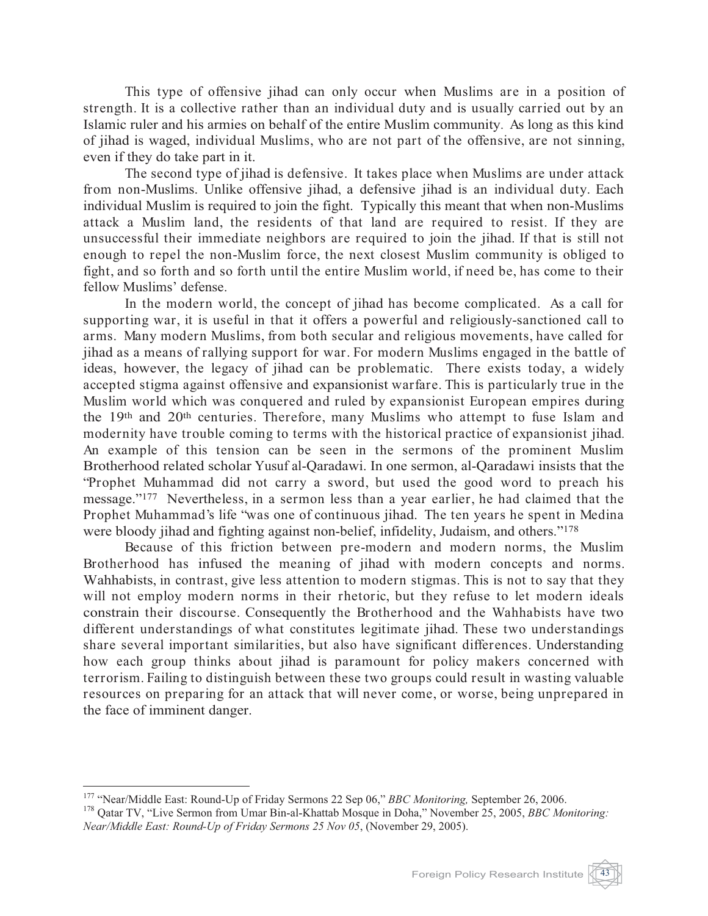This type of offensive jihad can only occur when Muslims are in a position of strength. It is a collective rather than an individual duty and is usually carried out by an Islamic ruler and his armies on behalf of the entire Muslim community. As long as this kind of jihad is waged, individual Muslims, who are not part of the offensive, are not sinning, even if they do take part in it.

The second type of jihad is defensive. It takes place when Muslims are under attack from non-Muslims. Unlike offensive jihad, a defensive jihad is an individual duty. Each individual Muslim is required to join the fight. Typically this meant that when non-Muslims attack a Muslim land, the residents of that land are required to resist. If they are unsuccessful their immediate neighbors are required to join the jihad. If that is still not enough to repel the non-Muslim force, the next closest Muslim community is obliged to fight, and so forth and so forth until the entire Muslim world, if need be, has come to their fellow Muslims' defense.

In the modern world, the concept of jihad has become complicated. As a call for supporting war, it is useful in that it offers a powerful and religiously-sanctioned call to arms. Many modern Muslims, from both secular and religious movements, have called for jihad as a means of rallying support for war. For modern Muslims engaged in the battle of ideas, however, the legacy of jihad can be problematic. There exists today, a widely accepted stigma against offensive and expansionist warfare. This is particularly true in the Muslim world which was conquered and ruled by expansionist European empires during the 19th and 20th centuries. Therefore, many Muslims who attempt to fuse Islam and modernity have trouble coming to terms with the historical practice of expansionist jihad. An example of this tension can be seen in the sermons of the prominent Muslim Brotherhood related scholar Yusuf al-Qaradawi. In one sermon, al-Qaradawi insists that the "Prophet Muhammad did not carry a sword, but used the good word to preach his message."[177] Nevertheless, in a sermon less than a year earlier, he had claimed that the Prophet Muhammad's life "was one of continuous jihad. The ten years he spent in Medina were bloody jihad and fighting against non-belief, infidelity, Judaism, and others."[178]

Because of this friction between pre-modern and modern norms, the Muslim Brotherhood has infused the meaning of jihad with modern concepts and norms. Wahhabists, in contrast, give less attention to modern stigmas. This is not to say that they will not employ modern norms in their rhetoric, but they refuse to let modern ideals constrain their discourse. Consequently the Brotherhood and the Wahhabists have two different understandings of what constitutes legitimate jihad. These two understandings share several important similarities, but also have significant differences. Understanding how each group thinks about jihad is paramount for policy makers concerned with terrorism. Failing to distinguish between these two groups could result in wasting valuable resources on preparing for an attack that will never come, or worse, being unprepared in the face of imminent danger.

---

[177] "Near/Middle East: Round-Up of Friday Sermons 22 Sep 06," *BBC Monitoring,* September 26, 2006.

[178] Qatar TV, "Live Sermon from Umar Bin-al-Khattab Mosque in Doha," November 25, 2005, *BBC Monitoring: Near/Middle East: Round-Up of Friday Sermons 25 Nov 05*, (November 29, 2005).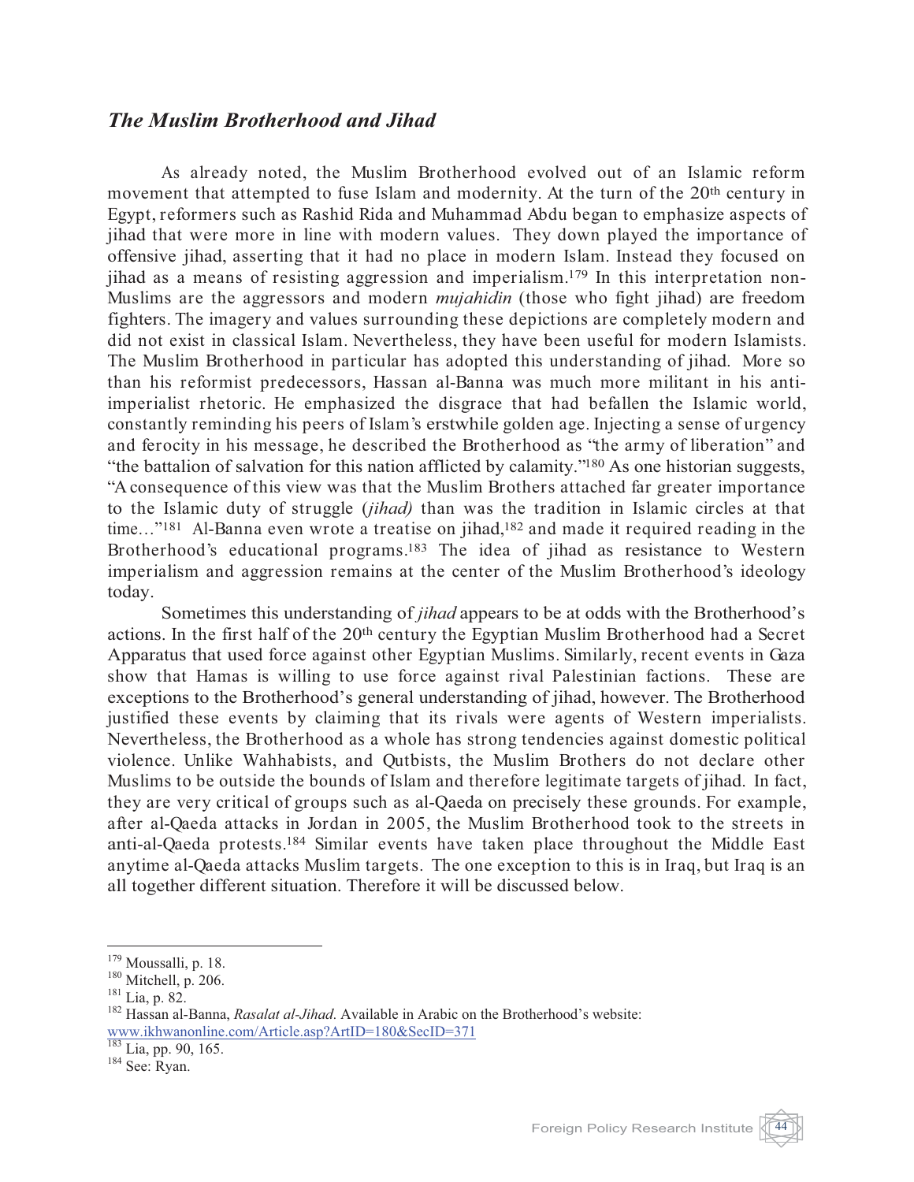### *The Muslim Brotherhood and Jihad*

As already noted, the Muslim Brotherhood evolved out of an Islamic reform movement that attempted to fuse Islam and modernity. At the turn of the 20th century in Egypt, reformers such as Rashid Rida and Muhammad Abdu began to emphasize aspects of jihad that were more in line with modern values. They down played the importance of offensive jihad, asserting that it had no place in modern Islam. Instead they focused on jihad as a means of resisting aggression and imperialism.[179] In this interpretation non-Muslims are the aggressors and modern *mujahidin* (those who fight jihad) are freedom fighters. The imagery and values surrounding these depictions are completely modern and did not exist in classical Islam. Nevertheless, they have been useful for modern Islamists. The Muslim Brotherhood in particular has adopted this understanding of jihad. More so than his reformist predecessors, Hassan al-Banna was much more militant in his anti-imperialist rhetoric. He emphasized the disgrace that had befallen the Islamic world, constantly reminding his peers of Islam's erstwhile golden age. Injecting a sense of urgency and ferocity in his message, he described the Brotherhood as "the army of liberation" and "the battalion of salvation for this nation afflicted by calamity."[180] As one historian suggests, "A consequence of this view was that the Muslim Brothers attached far greater importance to the Islamic duty of struggle (*jihad*) than was the tradition in Islamic circles at that time…"[181] Al-Banna even wrote a treatise on jihad,[182] and made it required reading in the Brotherhood's educational programs.[183] The idea of jihad as resistance to Western imperialism and aggression remains at the center of the Muslim Brotherhood's ideology today.

Sometimes this understanding of *jihad* appears to be at odds with the Brotherhood's actions. In the first half of the 20th century the Egyptian Muslim Brotherhood had a Secret Apparatus that used force against other Egyptian Muslims. Similarly, recent events in Gaza show that Hamas is willing to use force against rival Palestinian factions. These are exceptions to the Brotherhood's general understanding of jihad, however. The Brotherhood justified these events by claiming that its rivals were agents of Western imperialists. Nevertheless, the Brotherhood as a whole has strong tendencies against domestic political violence. Unlike Wahhabists, and Qutbists, the Muslim Brothers do not declare other Muslims to be outside the bounds of Islam and therefore legitimate targets of jihad. In fact, they are very critical of groups such as al-Qaeda on precisely these grounds. For example, after al-Qaeda attacks in Jordan in 2005, the Muslim Brotherhood took to the streets in anti-al-Qaeda protests.[184] Similar events have taken place throughout the Middle East anytime al-Qaeda attacks Muslim targets. The one exception to this is in Iraq, but Iraq is an all together different situation. Therefore it will be discussed below.

---

[179] Moussalli, p. 18.

[180] Mitchell, p. 206.

[181] Lia, p. 82.

[182] Hassan al-Banna, *Rasalat al-Jihad*. Available in Arabic on the Brotherhood's website: www.ikhwanonline.com/Article.asp?ArtID=180&SecID=371

[183] Lia, pp. 90, 165.

[184] See: Ryan.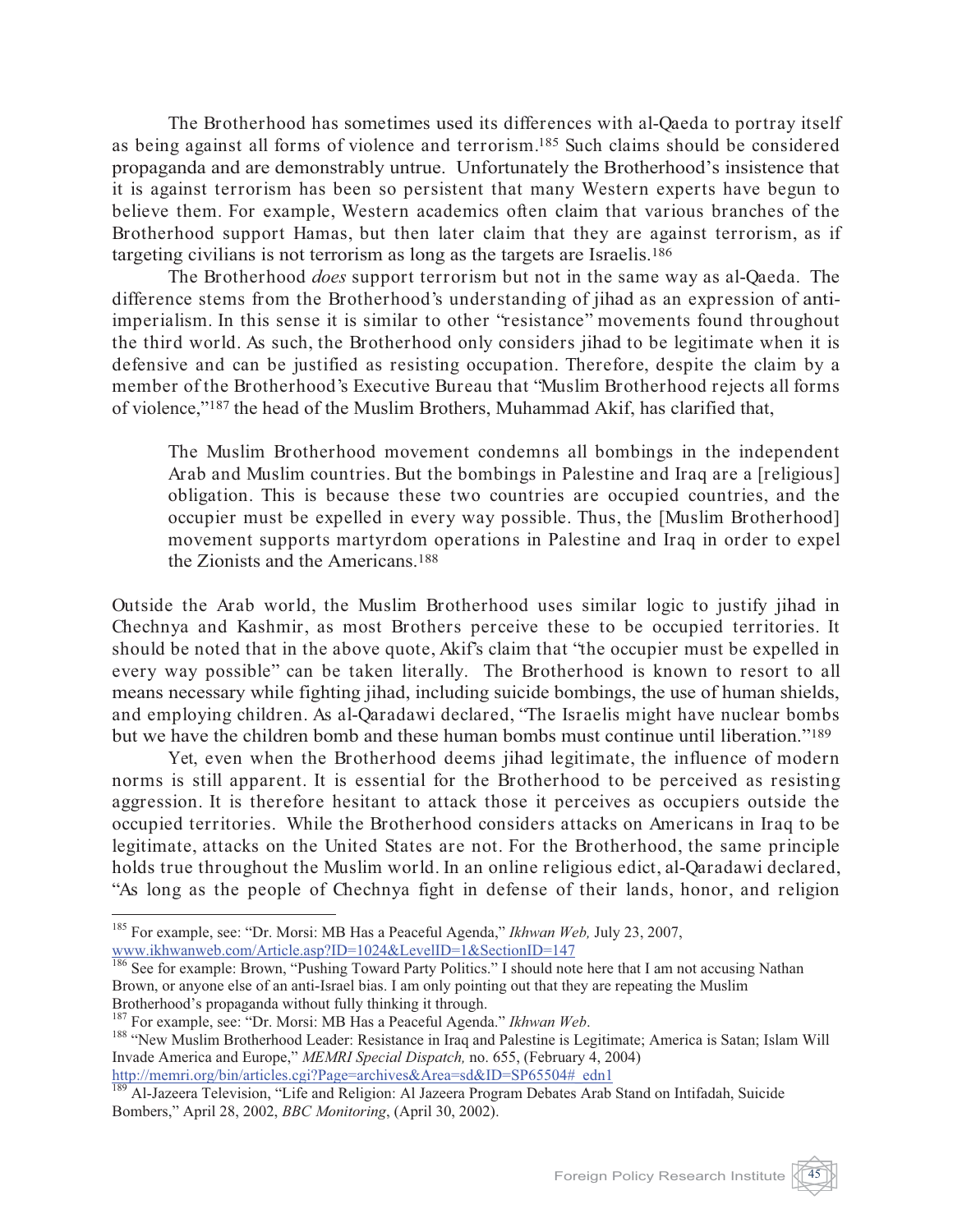The Brotherhood has sometimes used its differences with al-Qaeda to portray itself as being against all forms of violence and terrorism.[185] Such claims should be considered propaganda and are demonstrably untrue. Unfortunately the Brotherhood's insistence that it is against terrorism has been so persistent that many Western experts have begun to believe them. For example, Western academics often claim that various branches of the Brotherhood support Hamas, but then later claim that they are against terrorism, as if targeting civilians is not terrorism as long as the targets are Israelis.[186]

The Brotherhood *does* support terrorism but not in the same way as al-Qaeda. The difference stems from the Brotherhood's understanding of jihad as an expression of anti-imperialism. In this sense it is similar to other "resistance" movements found throughout the third world. As such, the Brotherhood only considers jihad to be legitimate when it is defensive and can be justified as resisting occupation. Therefore, despite the claim by a member of the Brotherhood's Executive Bureau that "Muslim Brotherhood rejects all forms of violence,"[187] the head of the Muslim Brothers, Muhammad Akif, has clarified that,

> The Muslim Brotherhood movement condemns all bombings in the independent Arab and Muslim countries. But the bombings in Palestine and Iraq are a [religious] obligation. This is because these two countries are occupied countries, and the occupier must be expelled in every way possible. Thus, the [Muslim Brotherhood] movement supports martyrdom operations in Palestine and Iraq in order to expel the Zionists and the Americans.[188]

Outside the Arab world, the Muslim Brotherhood uses similar logic to justify jihad in Chechnya and Kashmir, as most Brothers perceive these to be occupied territories. It should be noted that in the above quote, Akif's claim that "the occupier must be expelled in every way possible" can be taken literally. The Brotherhood is known to resort to all means necessary while fighting jihad, including suicide bombings, the use of human shields, and employing children. As al-Qaradawi declared, "The Israelis might have nuclear bombs but we have the children bomb and these human bombs must continue until liberation."[189]

Yet, even when the Brotherhood deems jihad legitimate, the influence of modern norms is still apparent. It is essential for the Brotherhood to be perceived as resisting aggression. It is therefore hesitant to attack those it perceives as occupiers outside the occupied territories. While the Brotherhood considers attacks on Americans in Iraq to be legitimate, attacks on the United States are not. For the Brotherhood, the same principle holds true throughout the Muslim world. In an online religious edict, al-Qaradawi declared, "As long as the people of Chechnya fight in defense of their lands, honor, and religion

---

[185] For example, see: "Dr. Morsi: MB Has a Peaceful Agenda," *Ikhwan Web,* July 23, 2007, www.ikhwanweb.com/Article.asp?ID=1024&LevelID=1&SectionID=147

[186] See for example: Brown, "Pushing Toward Party Politics." I should note here that I am not accusing Nathan Brown, or anyone else of an anti-Israel bias. I am only pointing out that they are repeating the Muslim Brotherhood's propaganda without fully thinking it through.

[187] For example, see: "Dr. Morsi: MB Has a Peaceful Agenda." *Ikhwan Web*.

[188] "New Muslim Brotherhood Leader: Resistance in Iraq and Palestine is Legitimate; America is Satan; Islam Will Invade America and Europe," *MEMRI Special Dispatch,* no. 655, (February 4, 2004) http://memri.org/bin/articles.cgi?Page=archives&Area=sd&ID=SP65504#_edn1

[189] Al-Jazeera Television, "Life and Religion: Al Jazeera Program Debates Arab Stand on Intifadah, Suicide Bombers," April 28, 2002, *BBC Monitoring*, (April 30, 2002).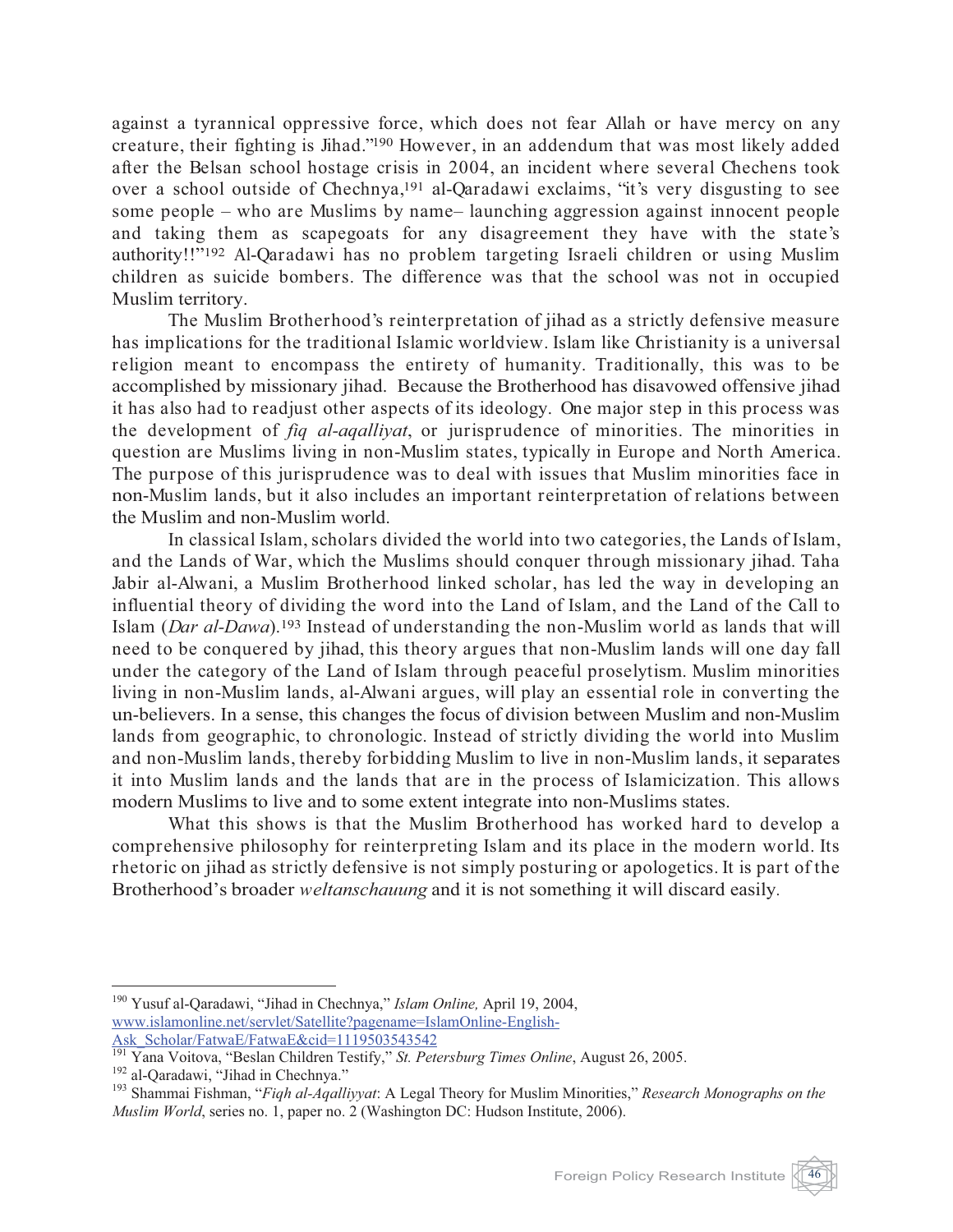against a tyrannical oppressive force, which does not fear Allah or have mercy on any creature, their fighting is Jihad."[190] However, in an addendum that was most likely added after the Belsan school hostage crisis in 2004, an incident where several Chechens took over a school outside of Chechnya,[191] al-Qaradawi exclaims, "it's very disgusting to see some people – who are Muslims by name– launching aggression against innocent people and taking them as scapegoats for any disagreement they have with the state's authority!!"[192] Al-Qaradawi has no problem targeting Israeli children or using Muslim children as suicide bombers. The difference was that the school was not in occupied Muslim territory.

The Muslim Brotherhood's reinterpretation of jihad as a strictly defensive measure has implications for the traditional Islamic worldview. Islam like Christianity is a universal religion meant to encompass the entirety of humanity. Traditionally, this was to be accomplished by missionary jihad. Because the Brotherhood has disavowed offensive jihad it has also had to readjust other aspects of its ideology. One major step in this process was the development of *fiq al-aqalliyat*, or jurisprudence of minorities. The minorities in question are Muslims living in non-Muslim states, typically in Europe and North America. The purpose of this jurisprudence was to deal with issues that Muslim minorities face in non-Muslim lands, but it also includes an important reinterpretation of relations between the Muslim and non-Muslim world.

In classical Islam, scholars divided the world into two categories, the Lands of Islam, and the Lands of War, which the Muslims should conquer through missionary jihad. Taha Jabir al-Alwani, a Muslim Brotherhood linked scholar, has led the way in developing an influential theory of dividing the word into the Land of Islam, and the Land of the Call to Islam (*Dar al-Dawa*).[193] Instead of understanding the non-Muslim world as lands that will need to be conquered by jihad, this theory argues that non-Muslim lands will one day fall under the category of the Land of Islam through peaceful proselytism. Muslim minorities living in non-Muslim lands, al-Alwani argues, will play an essential role in converting the un-believers. In a sense, this changes the focus of division between Muslim and non-Muslim lands from geographic, to chronologic. Instead of strictly dividing the world into Muslim and non-Muslim lands, thereby forbidding Muslim to live in non-Muslim lands, it separates it into Muslim lands and the lands that are in the process of Islamicization. This allows modern Muslims to live and to some extent integrate into non-Muslims states.

What this shows is that the Muslim Brotherhood has worked hard to develop a comprehensive philosophy for reinterpreting Islam and its place in the modern world. Its rhetoric on jihad as strictly defensive is not simply posturing or apologetics. It is part of the Brotherhood's broader *weltanschauung* and it is not something it will discard easily.

---

[190] Yusuf al-Qaradawi, "Jihad in Chechnya," *Islam Online,* April 19, 2004, www.islamonline.net/servlet/Satellite?pagename=IslamOnline-English-Ask_Scholar/FatwaE/FatwaE&cid=1119503543542

[191] Yana Voitova, "Beslan Children Testify," *St. Petersburg Times Online*, August 26, 2005.

[192] al-Qaradawi, "Jihad in Chechnya."

[193] Shammai Fishman, "*Fiqh al-Aqalliyyat*: A Legal Theory for Muslim Minorities," *Research Monographs on the Muslim World*, series no. 1, paper no. 2 (Washington DC: Hudson Institute, 2006).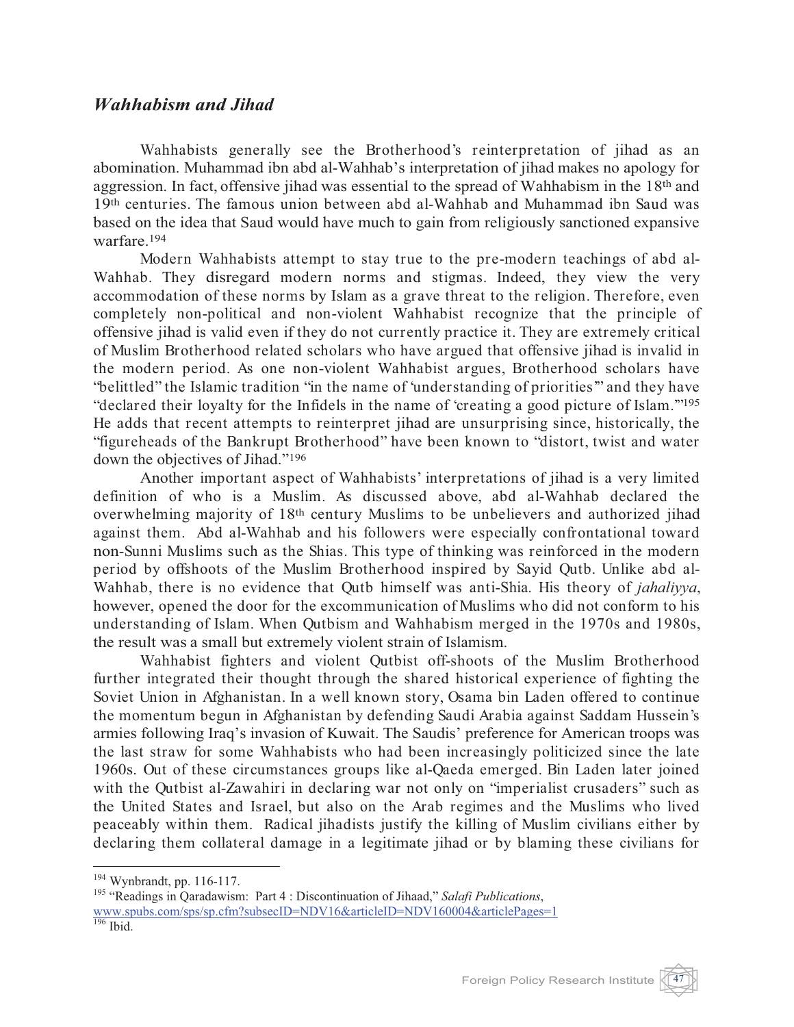## *Wahhabism and Jihad*

Wahhabists generally see the Brotherhood's reinterpretation of jihad as an abomination. Muhammad ibn abd al-Wahhab's interpretation of jihad makes no apology for aggression. In fact, offensive jihad was essential to the spread of Wahhabism in the 18th and 19th centuries. The famous union between abd al-Wahhab and Muhammad ibn Saud was based on the idea that Saud would have much to gain from religiously sanctioned expansive warfare.[194]

Modern Wahhabists attempt to stay true to the pre-modern teachings of abd al-Wahhab. They disregard modern norms and stigmas. Indeed, they view the very accommodation of these norms by Islam as a grave threat to the religion. Therefore, even completely non-political and non-violent Wahhabist recognize that the principle of offensive jihad is valid even if they do not currently practice it. They are extremely critical of Muslim Brotherhood related scholars who have argued that offensive jihad is invalid in the modern period. As one non-violent Wahhabist argues, Brotherhood scholars have "belittled" the Islamic tradition "in the name of 'understanding of priorities'" and they have "declared their loyalty for the Infidels in the name of 'creating a good picture of Islam.'"[195] He adds that recent attempts to reinterpret jihad are unsurprising since, historically, the "figureheads of the Bankrupt Brotherhood" have been known to "distort, twist and water down the objectives of Jihad."[196]

Another important aspect of Wahhabists' interpretations of jihad is a very limited definition of who is a Muslim. As discussed above, abd al-Wahhab declared the overwhelming majority of 18th century Muslims to be unbelievers and authorized jihad against them. Abd al-Wahhab and his followers were especially confrontational toward non-Sunni Muslims such as the Shias. This type of thinking was reinforced in the modern period by offshoots of the Muslim Brotherhood inspired by Sayid Qutb. Unlike abd al-Wahhab, there is no evidence that Qutb himself was anti-Shia. His theory of *jahaliyya*, however, opened the door for the excommunication of Muslims who did not conform to his understanding of Islam. When Qutbism and Wahhabism merged in the 1970s and 1980s, the result was a small but extremely violent strain of Islamism.

Wahhabist fighters and violent Qutbist off-shoots of the Muslim Brotherhood further integrated their thought through the shared historical experience of fighting the Soviet Union in Afghanistan. In a well known story, Osama bin Laden offered to continue the momentum begun in Afghanistan by defending Saudi Arabia against Saddam Hussein's armies following Iraq's invasion of Kuwait. The Saudis' preference for American troops was the last straw for some Wahhabists who had been increasingly politicized since the late 1960s. Out of these circumstances groups like al-Qaeda emerged. Bin Laden later joined with the Qutbist al-Zawahiri in declaring war not only on "imperialist crusaders" such as the United States and Israel, but also on the Arab regimes and the Muslims who lived peaceably within them. Radical jihadists justify the killing of Muslim civilians either by declaring them collateral damage in a legitimate jihad or by blaming these civilians for

---

[194] Wynbrandt, pp. 116-117.

[195] "Readings in Qaradawism: Part 4 : Discontinuation of Jihaad," *Salafi Publications*, www.spubs.com/sps/sp.cfm?subsecID=NDV16&articleID=NDV160004&articlePages=1

[196] Ibid.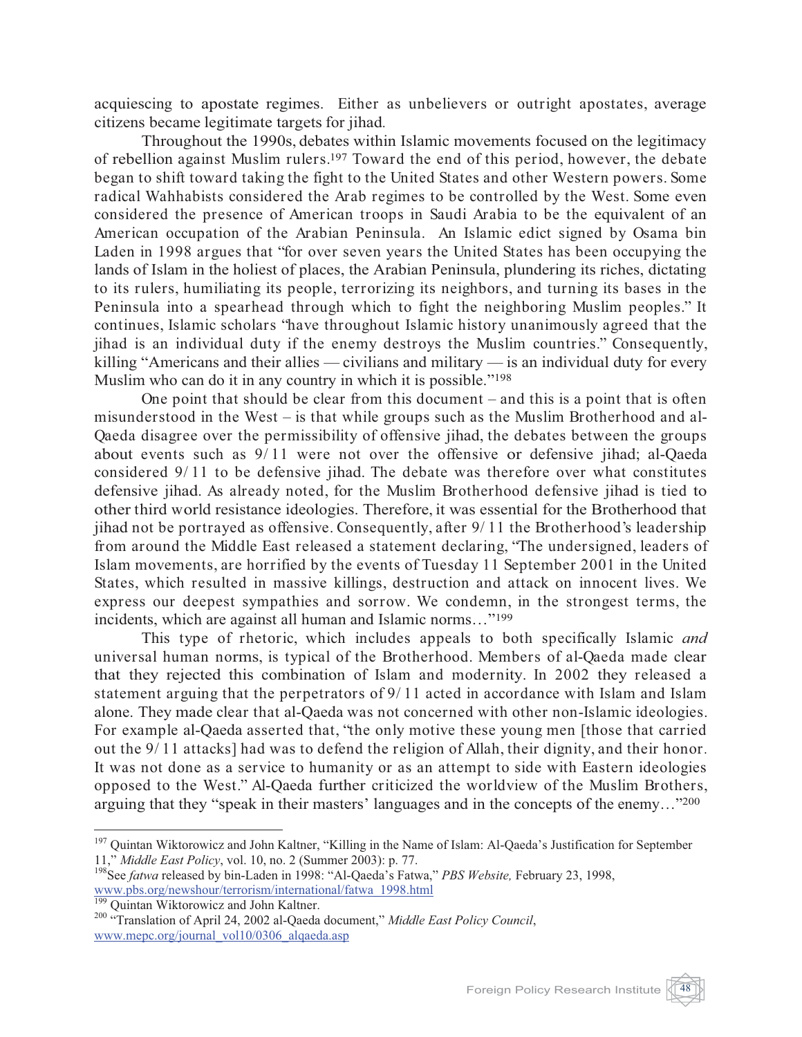acquiescing to apostate regimes. Either as unbelievers or outright apostates, average citizens became legitimate targets for jihad.

Throughout the 1990s, debates within Islamic movements focused on the legitimacy of rebellion against Muslim rulers.[197] Toward the end of this period, however, the debate began to shift toward taking the fight to the United States and other Western powers. Some radical Wahhabists considered the Arab regimes to be controlled by the West. Some even considered the presence of American troops in Saudi Arabia to be the equivalent of an American occupation of the Arabian Peninsula. An Islamic edict signed by Osama bin Laden in 1998 argues that "for over seven years the United States has been occupying the lands of Islam in the holiest of places, the Arabian Peninsula, plundering its riches, dictating to its rulers, humiliating its people, terrorizing its neighbors, and turning its bases in the Peninsula into a spearhead through which to fight the neighboring Muslim peoples." It continues, Islamic scholars "have throughout Islamic history unanimously agreed that the jihad is an individual duty if the enemy destroys the Muslim countries." Consequently, killing "Americans and their allies — civilians and military — is an individual duty for every Muslim who can do it in any country in which it is possible."[198]

One point that should be clear from this document – and this is a point that is often misunderstood in the West – is that while groups such as the Muslim Brotherhood and al-Qaeda disagree over the permissibility of offensive jihad, the debates between the groups about events such as 9/11 were not over the offensive or defensive jihad; al-Qaeda considered 9/11 to be defensive jihad. The debate was therefore over what constitutes defensive jihad. As already noted, for the Muslim Brotherhood defensive jihad is tied to other third world resistance ideologies. Therefore, it was essential for the Brotherhood that jihad not be portrayed as offensive. Consequently, after 9/11 the Brotherhood's leadership from around the Middle East released a statement declaring, "The undersigned, leaders of Islam movements, are horrified by the events of Tuesday 11 September 2001 in the United States, which resulted in massive killings, destruction and attack on innocent lives. We express our deepest sympathies and sorrow. We condemn, in the strongest terms, the incidents, which are against all human and Islamic norms…"[199]

This type of rhetoric, which includes appeals to both specifically Islamic *and* universal human norms, is typical of the Brotherhood. Members of al-Qaeda made clear that they rejected this combination of Islam and modernity. In 2002 they released a statement arguing that the perpetrators of 9/11 acted in accordance with Islam and Islam alone. They made clear that al-Qaeda was not concerned with other non-Islamic ideologies. For example al-Qaeda asserted that, "the only motive these young men [those that carried out the 9/11 attacks] had was to defend the religion of Allah, their dignity, and their honor. It was not done as a service to humanity or as an attempt to side with Eastern ideologies opposed to the West." Al-Qaeda further criticized the worldview of the Muslim Brothers, arguing that they "speak in their masters' languages and in the concepts of the enemy…"[200]

---

[197] Quintan Wiktorowicz and John Kaltner, "Killing in the Name of Islam: Al-Qaeda's Justification for September 11," *Middle East Policy*, vol. 10, no. 2 (Summer 2003): p. 77.

[198] See *fatwa* released by bin-Laden in 1998: "Al-Qaeda's Fatwa," *PBS Website,* February 23, 1998, www.pbs.org/newshour/terrorism/international/fatwa_1998.html

[199] Quintan Wiktorowicz and John Kaltner.

[200] "Translation of April 24, 2002 al-Qaeda document," *Middle East Policy Council*, www.mepc.org/journal_vol10/0306_alqaeda.asp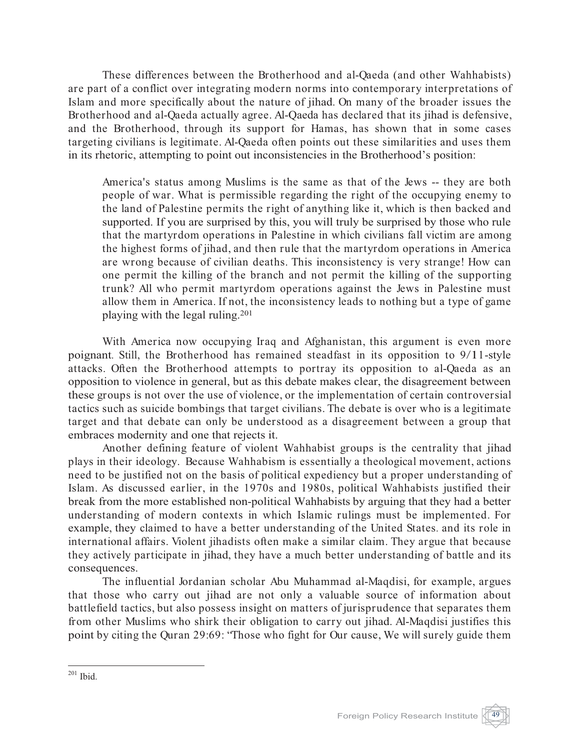These differences between the Brotherhood and al-Qaeda (and other Wahhabists) are part of a conflict over integrating modern norms into contemporary interpretations of Islam and more specifically about the nature of jihad. On many of the broader issues the Brotherhood and al-Qaeda actually agree. Al-Qaeda has declared that its jihad is defensive, and the Brotherhood, through its support for Hamas, has shown that in some cases targeting civilians is legitimate. Al-Qaeda often points out these similarities and uses them in its rhetoric, attempting to point out inconsistencies in the Brotherhood's position:

> America's status among Muslims is the same as that of the Jews -- they are both people of war. What is permissible regarding the right of the occupying enemy to the land of Palestine permits the right of anything like it, which is then backed and supported. If you are surprised by this, you will truly be surprised by those who rule that the martyrdom operations in Palestine in which civilians fall victim are among the highest forms of jihad, and then rule that the martyrdom operations in America are wrong because of civilian deaths. This inconsistency is very strange! How can one permit the killing of the branch and not permit the killing of the supporting trunk? All who permit martyrdom operations against the Jews in Palestine must allow them in America. If not, the inconsistency leads to nothing but a type of game playing with the legal ruling.[201]

With America now occupying Iraq and Afghanistan, this argument is even more poignant. Still, the Brotherhood has remained steadfast in its opposition to 9/11-style attacks. Often the Brotherhood attempts to portray its opposition to al-Qaeda as an opposition to violence in general, but as this debate makes clear, the disagreement between these groups is not over the use of violence, or the implementation of certain controversial tactics such as suicide bombings that target civilians. The debate is over who is a legitimate target and that debate can only be understood as a disagreement between a group that embraces modernity and one that rejects it.

Another defining feature of violent Wahhabist groups is the centrality that jihad plays in their ideology. Because Wahhabism is essentially a theological movement, actions need to be justified not on the basis of political expediency but a proper understanding of Islam. As discussed earlier, in the 1970s and 1980s, political Wahhabists justified their break from the more established non-political Wahhabists by arguing that they had a better understanding of modern contexts in which Islamic rulings must be implemented. For example, they claimed to have a better understanding of the United States. and its role in international affairs. Violent jihadists often make a similar claim. They argue that because they actively participate in jihad, they have a much better understanding of battle and its consequences.

The influential Jordanian scholar Abu Muhammad al-Maqdisi, for example, argues that those who carry out jihad are not only a valuable source of information about battlefield tactics, but also possess insight on matters of jurisprudence that separates them from other Muslims who shirk their obligation to carry out jihad. Al-Maqdisi justifies this point by citing the Quran 29:69: "Those who fight for Our cause, We will surely guide them

---

[201] Ibid.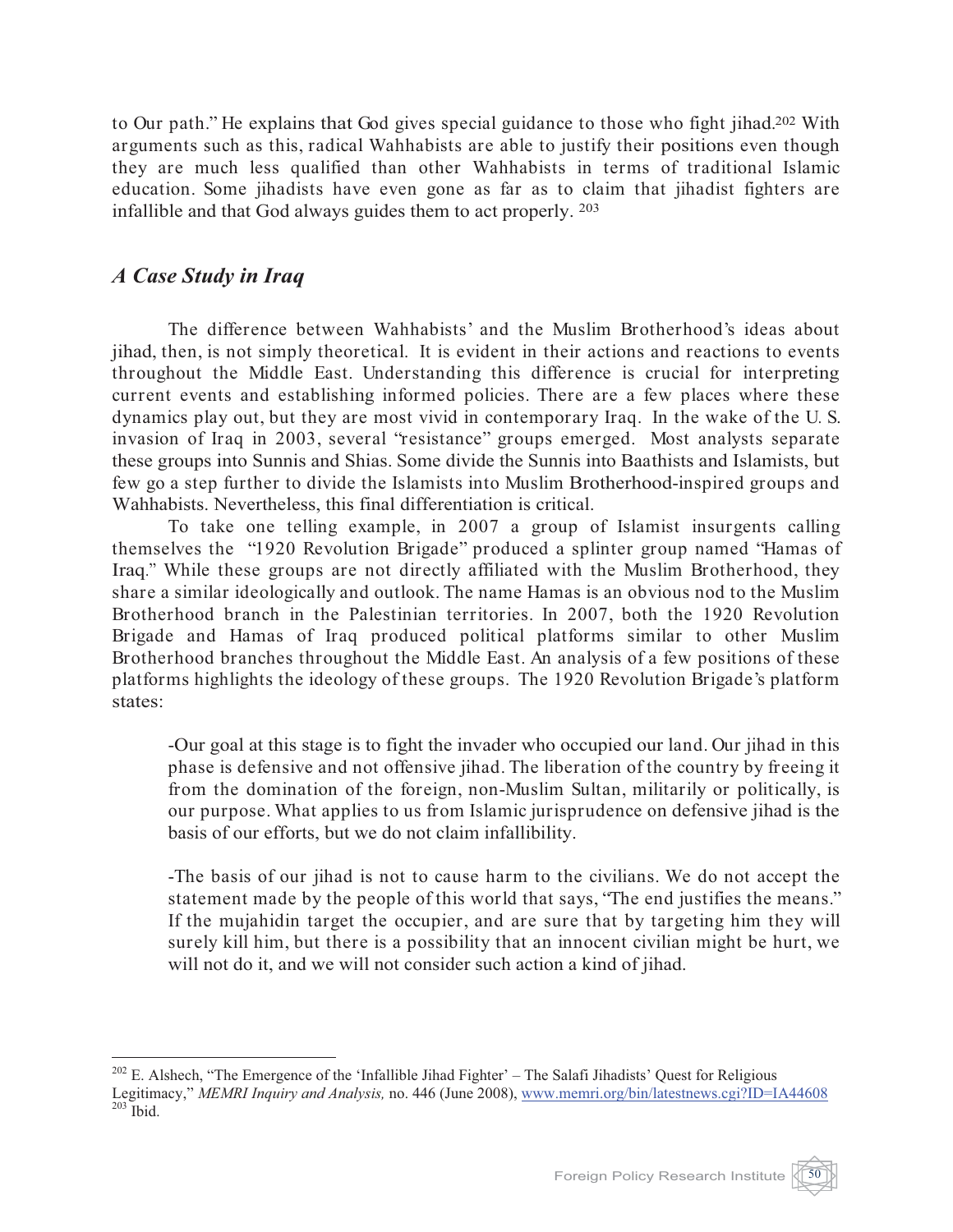to Our path." He explains that God gives special guidance to those who fight jihad.[202] With arguments such as this, radical Wahhabists are able to justify their positions even though they are much less qualified than other Wahhabists in terms of traditional Islamic education. Some jihadists have even gone as far as to claim that jihadist fighters are infallible and that God always guides them to act properly. [203]

## *A Case Study in Iraq*

The difference between Wahhabists' and the Muslim Brotherhood's ideas about jihad, then, is not simply theoretical. It is evident in their actions and reactions to events throughout the Middle East. Understanding this difference is crucial for interpreting current events and establishing informed policies. There are a few places where these dynamics play out, but they are most vivid in contemporary Iraq. In the wake of the U. S. invasion of Iraq in 2003, several "resistance" groups emerged. Most analysts separate these groups into Sunnis and Shias. Some divide the Sunnis into Baathists and Islamists, but few go a step further to divide the Islamists into Muslim Brotherhood-inspired groups and Wahhabists. Nevertheless, this final differentiation is critical.

To take one telling example, in 2007 a group of Islamist insurgents calling themselves the "1920 Revolution Brigade" produced a splinter group named "Hamas of Iraq." While these groups are not directly affiliated with the Muslim Brotherhood, they share a similar ideologically and outlook. The name Hamas is an obvious nod to the Muslim Brotherhood branch in the Palestinian territories. In 2007, both the 1920 Revolution Brigade and Hamas of Iraq produced political platforms similar to other Muslim Brotherhood branches throughout the Middle East. An analysis of a few positions of these platforms highlights the ideology of these groups. The 1920 Revolution Brigade's platform states:

> -Our goal at this stage is to fight the invader who occupied our land. Our jihad in this phase is defensive and not offensive jihad. The liberation of the country by freeing it from the domination of the foreign, non-Muslim Sultan, militarily or politically, is our purpose. What applies to us from Islamic jurisprudence on defensive jihad is the basis of our efforts, but we do not claim infallibility.
>
> -The basis of our jihad is not to cause harm to the civilians. We do not accept the statement made by the people of this world that says, "The end justifies the means." If the mujahidin target the occupier, and are sure that by targeting him they will surely kill him, but there is a possibility that an innocent civilian might be hurt, we will not do it, and we will not consider such action a kind of jihad.

---

[202] E. Alshech, "The Emergence of the 'Infallible Jihad Fighter' – The Salafi Jihadists' Quest for Religious Legitimacy," *MEMRI Inquiry and Analysis,* no. 446 (June 2008), www.memri.org/bin/latestnews.cgi?ID=IA44608

[203] Ibid.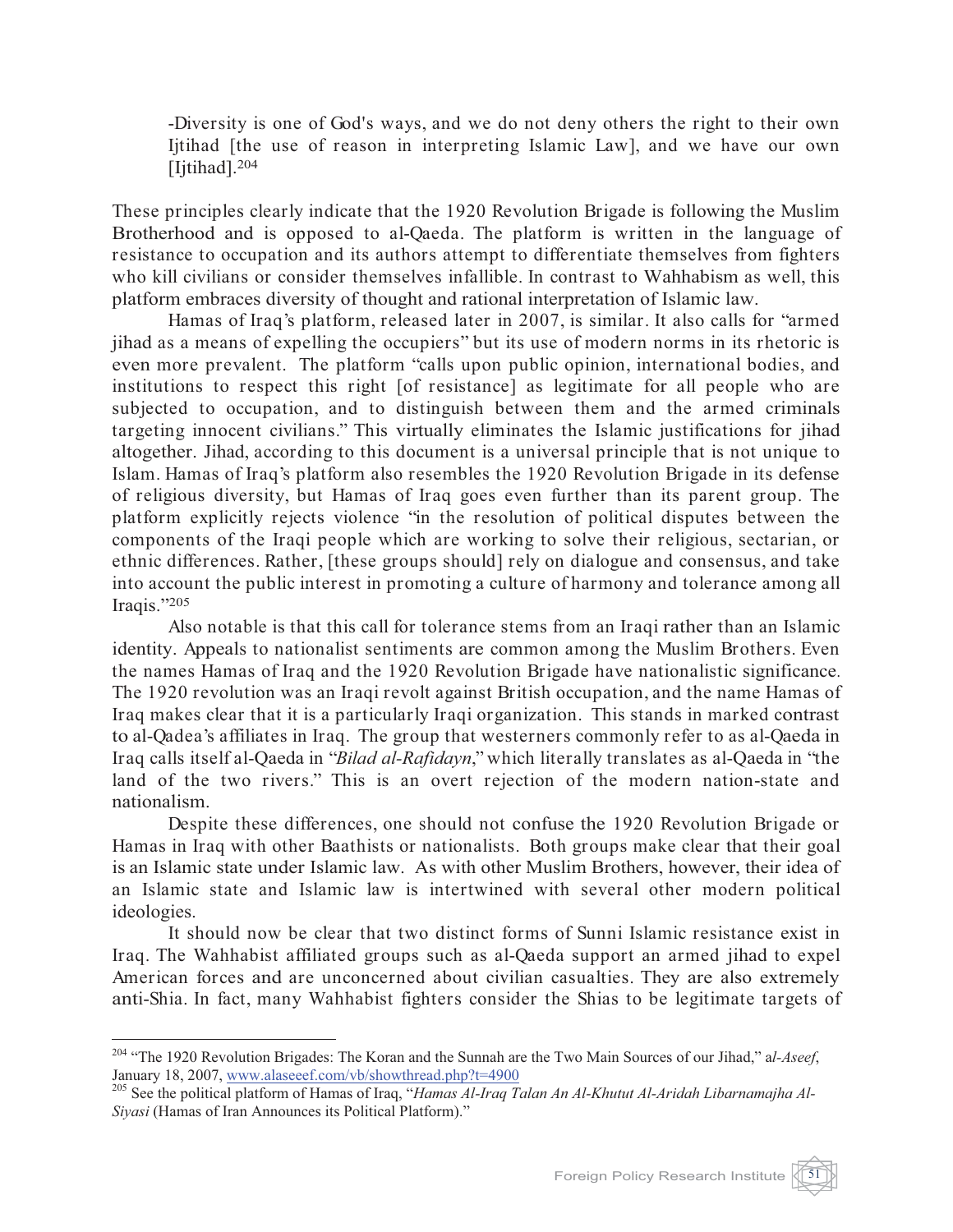-Diversity is one of God's ways, and we do not deny others the right to their own Ijtihad [the use of reason in interpreting Islamic Law], and we have our own [Ijtihad].[204]

These principles clearly indicate that the 1920 Revolution Brigade is following the Muslim Brotherhood and is opposed to al-Qaeda. The platform is written in the language of resistance to occupation and its authors attempt to differentiate themselves from fighters who kill civilians or consider themselves infallible. In contrast to Wahhabism as well, this platform embraces diversity of thought and rational interpretation of Islamic law.

Hamas of Iraq's platform, released later in 2007, is similar. It also calls for "armed jihad as a means of expelling the occupiers" but its use of modern norms in its rhetoric is even more prevalent. The platform "calls upon public opinion, international bodies, and institutions to respect this right [of resistance] as legitimate for all people who are subjected to occupation, and to distinguish between them and the armed criminals targeting innocent civilians." This virtually eliminates the Islamic justifications for jihad altogether. Jihad, according to this document is a universal principle that is not unique to Islam. Hamas of Iraq's platform also resembles the 1920 Revolution Brigade in its defense of religious diversity, but Hamas of Iraq goes even further than its parent group. The platform explicitly rejects violence "in the resolution of political disputes between the components of the Iraqi people which are working to solve their religious, sectarian, or ethnic differences. Rather, [these groups should] rely on dialogue and consensus, and take into account the public interest in promoting a culture of harmony and tolerance among all Iraqis."[205]

Also notable is that this call for tolerance stems from an Iraqi rather than an Islamic identity. Appeals to nationalist sentiments are common among the Muslim Brothers. Even the names Hamas of Iraq and the 1920 Revolution Brigade have nationalistic significance. The 1920 revolution was an Iraqi revolt against British occupation, and the name Hamas of Iraq makes clear that it is a particularly Iraqi organization. This stands in marked contrast to al-Qadea's affiliates in Iraq. The group that westerners commonly refer to as al-Qaeda in Iraq calls itself al-Qaeda in "*Bilad al-Rafidayn*," which literally translates as al-Qaeda in "the land of the two rivers." This is an overt rejection of the modern nation-state and nationalism.

Despite these differences, one should not confuse the 1920 Revolution Brigade or Hamas in Iraq with other Baathists or nationalists. Both groups make clear that their goal is an Islamic state under Islamic law. As with other Muslim Brothers, however, their idea of an Islamic state and Islamic law is intertwined with several other modern political ideologies.

It should now be clear that two distinct forms of Sunni Islamic resistance exist in Iraq. The Wahhabist affiliated groups such as al-Qaeda support an armed jihad to expel American forces and are unconcerned about civilian casualties. They are also extremely anti-Shia. In fact, many Wahhabist fighters consider the Shias to be legitimate targets of

---

[204] "The 1920 Revolution Brigades: The Koran and the Sunnah are the Two Main Sources of our Jihad," *al-Aseef*, January 18, 2007, www.alaseeef.com/vb/showthread.php?t=4900

[205] See the political platform of Hamas of Iraq, "*Hamas Al-Iraq Talan An Al-Khutut Al-Aridah Libarnamajha Al-Siyasi* (Hamas of Iran Announces its Political Platform)."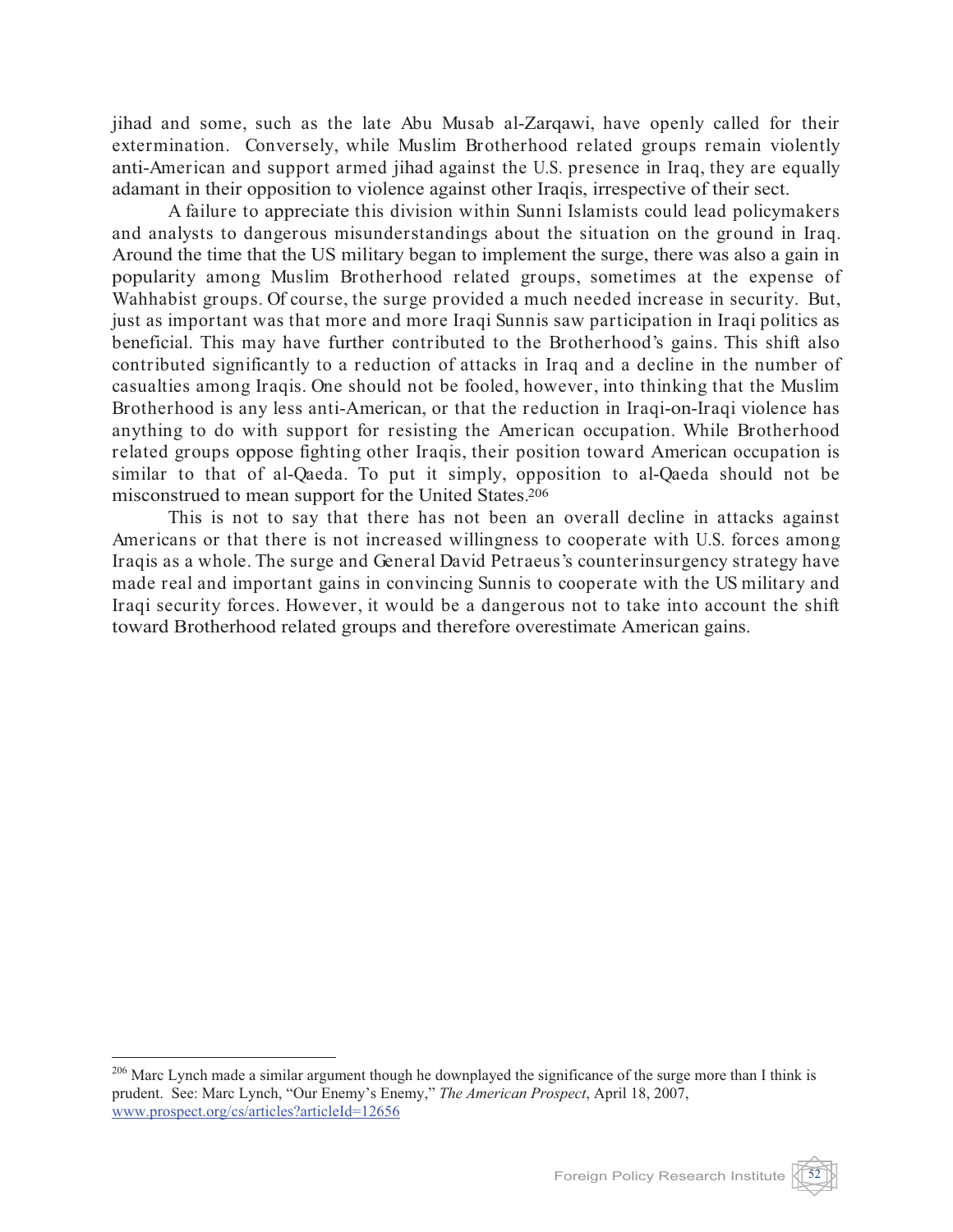jihad and some, such as the late Abu Musab al-Zarqawi, have openly called for their extermination. Conversely, while Muslim Brotherhood related groups remain violently anti-American and support armed jihad against the U.S. presence in Iraq, they are equally adamant in their opposition to violence against other Iraqis, irrespective of their sect.

A failure to appreciate this division within Sunni Islamists could lead policymakers and analysts to dangerous misunderstandings about the situation on the ground in Iraq. Around the time that the US military began to implement the surge, there was also a gain in popularity among Muslim Brotherhood related groups, sometimes at the expense of Wahhabist groups. Of course, the surge provided a much needed increase in security. But, just as important was that more and more Iraqi Sunnis saw participation in Iraqi politics as beneficial. This may have further contributed to the Brotherhood's gains. This shift also contributed significantly to a reduction of attacks in Iraq and a decline in the number of casualties among Iraqis. One should not be fooled, however, into thinking that the Muslim Brotherhood is any less anti-American, or that the reduction in Iraqi-on-Iraqi violence has anything to do with support for resisting the American occupation. While Brotherhood related groups oppose fighting other Iraqis, their position toward American occupation is similar to that of al-Qaeda. To put it simply, opposition to al-Qaeda should not be misconstrued to mean support for the United States.[206]

This is not to say that there has not been an overall decline in attacks against Americans or that there is not increased willingness to cooperate with U.S. forces among Iraqis as a whole. The surge and General David Petraeus's counterinsurgency strategy have made real and important gains in convincing Sunnis to cooperate with the US military and Iraqi security forces. However, it would be a dangerous not to take into account the shift toward Brotherhood related groups and therefore overestimate American gains.

---

[206] Marc Lynch made a similar argument though he downplayed the significance of the surge more than I think is prudent. See: Marc Lynch, "Our Enemy's Enemy," *The American Prospect*, April 18, 2007, www.prospect.org/cs/articles?articleId=12656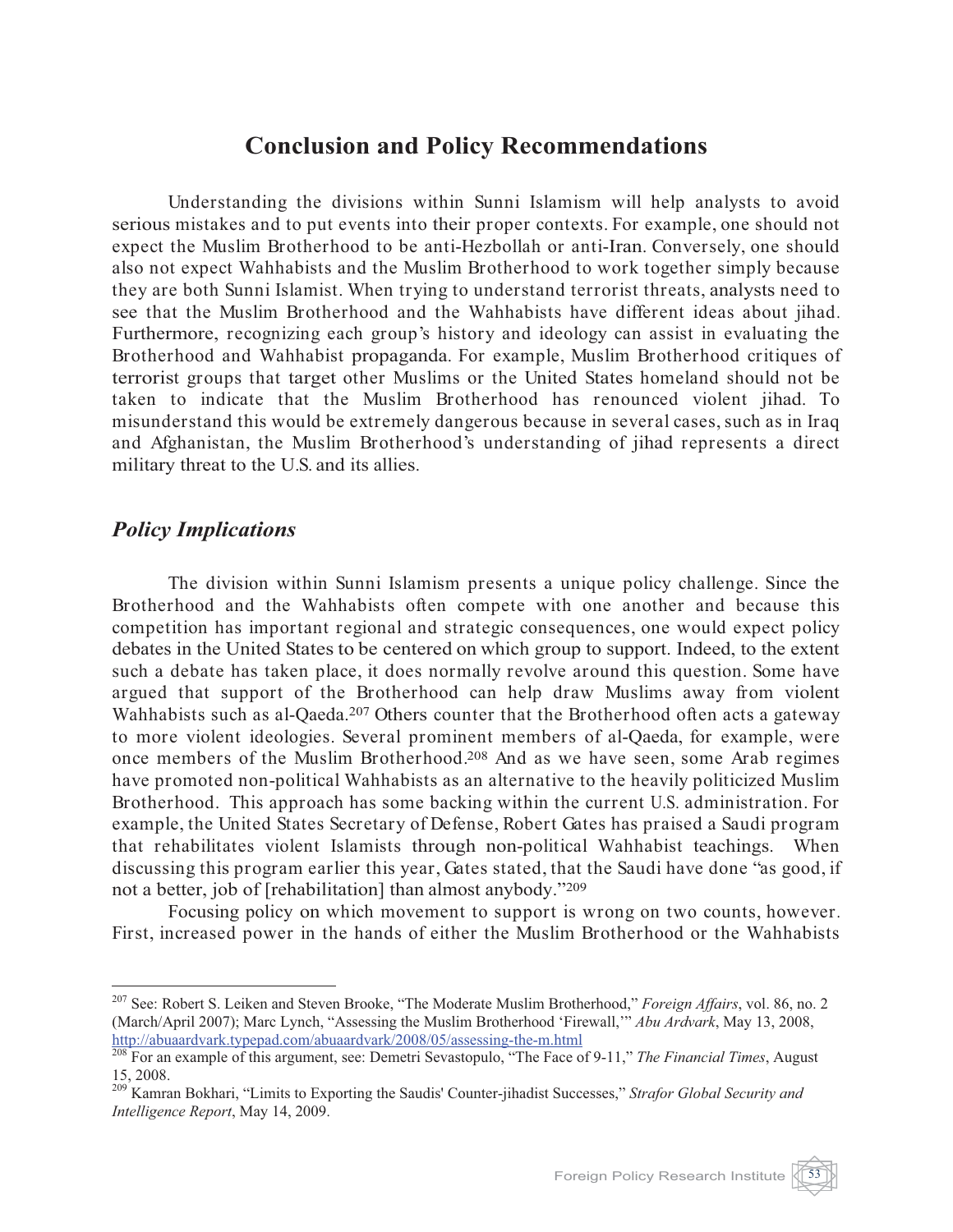## Conclusion and Policy Recommendations

Understanding the divisions within Sunni Islamism will help analysts to avoid serious mistakes and to put events into their proper contexts. For example, one should not expect the Muslim Brotherhood to be anti-Hezbollah or anti-Iran. Conversely, one should also not expect Wahhabists and the Muslim Brotherhood to work together simply because they are both Sunni Islamist. When trying to understand terrorist threats, analysts need to see that the Muslim Brotherhood and the Wahhabists have different ideas about jihad. Furthermore, recognizing each group's history and ideology can assist in evaluating the Brotherhood and Wahhabist propaganda. For example, Muslim Brotherhood critiques of terrorist groups that target other Muslims or the United States homeland should not be taken to indicate that the Muslim Brotherhood has renounced violent jihad. To misunderstand this would be extremely dangerous because in several cases, such as in Iraq and Afghanistan, the Muslim Brotherhood's understanding of jihad represents a direct military threat to the U.S. and its allies.

### *Policy Implications*

The division within Sunni Islamism presents a unique policy challenge. Since the Brotherhood and the Wahhabists often compete with one another and because this competition has important regional and strategic consequences, one would expect policy debates in the United States to be centered on which group to support. Indeed, to the extent such a debate has taken place, it does normally revolve around this question. Some have argued that support of the Brotherhood can help draw Muslims away from violent Wahhabists such as al-Qaeda.[207] Others counter that the Brotherhood often acts a gateway to more violent ideologies. Several prominent members of al-Qaeda, for example, were once members of the Muslim Brotherhood.[208] And as we have seen, some Arab regimes have promoted non-political Wahhabists as an alternative to the heavily politicized Muslim Brotherhood. This approach has some backing within the current U.S. administration. For example, the United States Secretary of Defense, Robert Gates has praised a Saudi program that rehabilitates violent Islamists through non-political Wahhabist teachings. When discussing this program earlier this year, Gates stated, that the Saudi have done "as good, if not a better, job of [rehabilitation] than almost anybody."[209]

Focusing policy on which movement to support is wrong on two counts, however. First, increased power in the hands of either the Muslim Brotherhood or the Wahhabists

---

[207] See: Robert S. Leiken and Steven Brooke, "The Moderate Muslim Brotherhood," *Foreign Affairs*, vol. 86, no. 2 (March/April 2007); Marc Lynch, "Assessing the Muslim Brotherhood 'Firewall,'" *Abu Ardvark*, May 13, 2008, http://abuaardvark.typepad.com/abuaardvark/2008/05/assessing-the-m.html

[208] For an example of this argument, see: Demetri Sevastopulo, "The Face of 9-11," *The Financial Times*, August 15, 2008.

[209] Kamran Bokhari, "Limits to Exporting the Saudis' Counter-jihadist Successes," *Strafor Global Security and Intelligence Report*, May 14, 2009.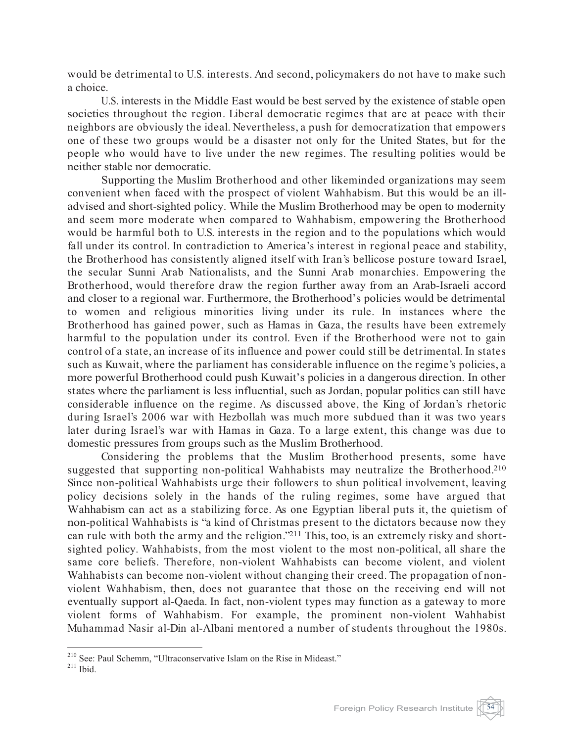would be detrimental to U.S. interests. And second, policymakers do not have to make such a choice.

U.S. interests in the Middle East would be best served by the existence of stable open societies throughout the region. Liberal democratic regimes that are at peace with their neighbors are obviously the ideal. Nevertheless, a push for democratization that empowers one of these two groups would be a disaster not only for the United States, but for the people who would have to live under the new regimes. The resulting polities would be neither stable nor democratic.

Supporting the Muslim Brotherhood and other likeminded organizations may seem convenient when faced with the prospect of violent Wahhabism. But this would be an ill-advised and short-sighted policy. While the Muslim Brotherhood may be open to modernity and seem more moderate when compared to Wahhabism, empowering the Brotherhood would be harmful both to U.S. interests in the region and to the populations which would fall under its control. In contradiction to America's interest in regional peace and stability, the Brotherhood has consistently aligned itself with Iran's bellicose posture toward Israel, the secular Sunni Arab Nationalists, and the Sunni Arab monarchies. Empowering the Brotherhood, would therefore draw the region further away from an Arab-Israeli accord and closer to a regional war. Furthermore, the Brotherhood's policies would be detrimental to women and religious minorities living under its rule. In instances where the Brotherhood has gained power, such as Hamas in Gaza, the results have been extremely harmful to the population under its control. Even if the Brotherhood were not to gain control of a state, an increase of its influence and power could still be detrimental. In states such as Kuwait, where the parliament has considerable influence on the regime's policies, a more powerful Brotherhood could push Kuwait's policies in a dangerous direction. In other states where the parliament is less influential, such as Jordan, popular politics can still have considerable influence on the regime. As discussed above, the King of Jordan's rhetoric during Israel's 2006 war with Hezbollah was much more subdued than it was two years later during Israel's war with Hamas in Gaza. To a large extent, this change was due to domestic pressures from groups such as the Muslim Brotherhood.

Considering the problems that the Muslim Brotherhood presents, some have suggested that supporting non-political Wahhabists may neutralize the Brotherhood.[210] Since non-political Wahhabists urge their followers to shun political involvement, leaving policy decisions solely in the hands of the ruling regimes, some have argued that Wahhabism can act as a stabilizing force. As one Egyptian liberal puts it, the quietism of non-political Wahhabists is "a kind of Christmas present to the dictators because now they can rule with both the army and the religion."[211] This, too, is an extremely risky and short-sighted policy. Wahhabists, from the most violent to the most non-political, all share the same core beliefs. Therefore, non-violent Wahhabists can become violent, and violent Wahhabists can become non-violent without changing their creed. The propagation of non-violent Wahhabism, then, does not guarantee that those on the receiving end will not eventually support al-Qaeda. In fact, non-violent types may function as a gateway to more violent forms of Wahhabism. For example, the prominent non-violent Wahhabist Muhammad Nasir al-Din al-Albani mentored a number of students throughout the 1980s.

---

[210] See: Paul Schemm, "Ultraconservative Islam on the Rise in Mideast."

[211] Ibid.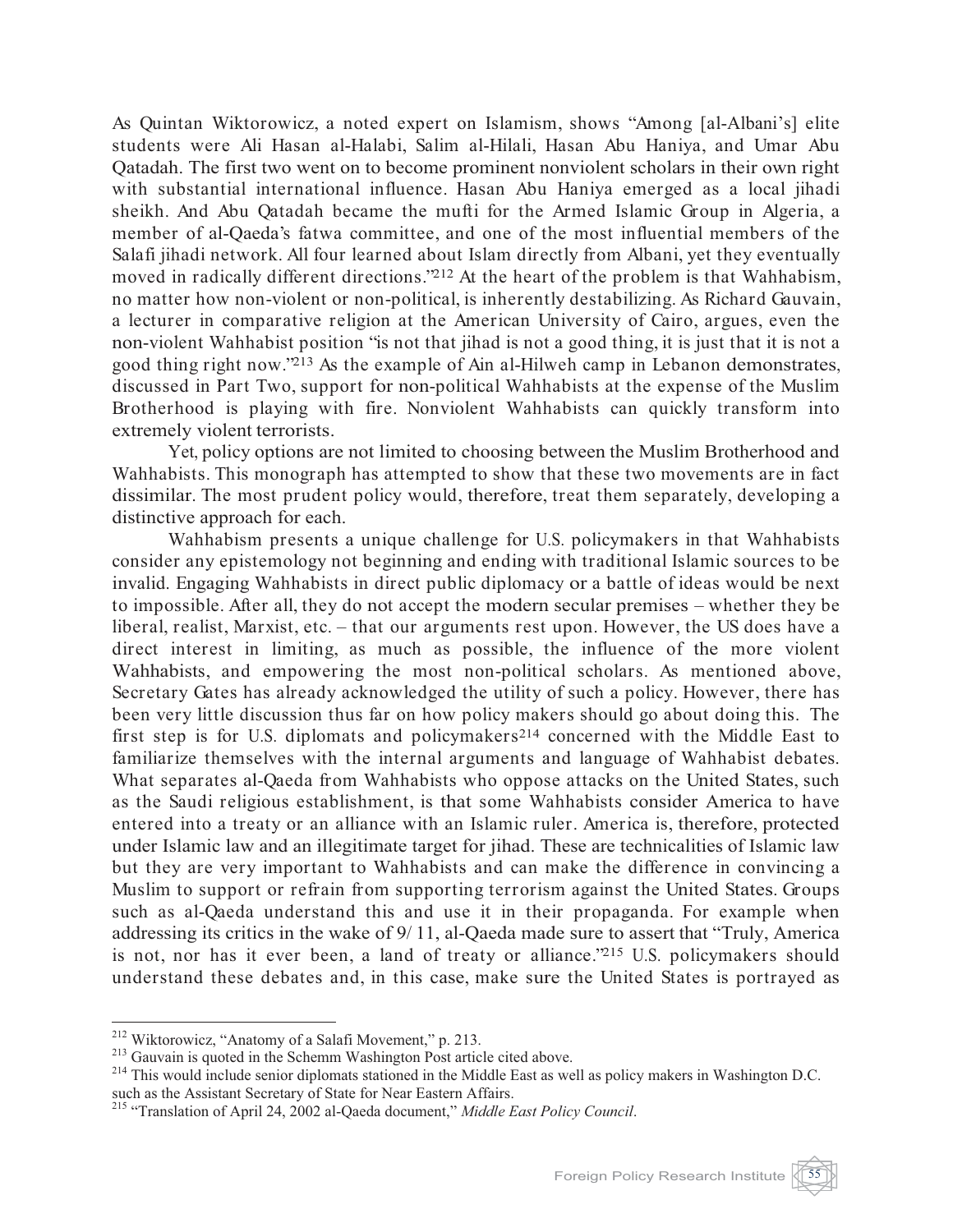As Quintan Wiktorowicz, a noted expert on Islamism, shows "Among [al-Albani's] elite students were Ali Hasan al-Halabi, Salim al-Hilali, Hasan Abu Haniya, and Umar Abu Qatadah. The first two went on to become prominent nonviolent scholars in their own right with substantial international influence. Hasan Abu Haniya emerged as a local jihadi sheikh. And Abu Qatadah became the mufti for the Armed Islamic Group in Algeria, a member of al-Qaeda's fatwa committee, and one of the most influential members of the Salafi jihadi network. All four learned about Islam directly from Albani, yet they eventually moved in radically different directions."[212] At the heart of the problem is that Wahhabism, no matter how non-violent or non-political, is inherently destabilizing. As Richard Gauvain, a lecturer in comparative religion at the American University of Cairo, argues, even the non-violent Wahhabist position "is not that jihad is not a good thing, it is just that it is not a good thing right now."[213] As the example of Ain al-Hilweh camp in Lebanon demonstrates, discussed in Part Two, support for non-political Wahhabists at the expense of the Muslim Brotherhood is playing with fire. Nonviolent Wahhabists can quickly transform into extremely violent terrorists.

Yet, policy options are not limited to choosing between the Muslim Brotherhood and Wahhabists. This monograph has attempted to show that these two movements are in fact dissimilar. The most prudent policy would, therefore, treat them separately, developing a distinctive approach for each.

Wahhabism presents a unique challenge for U.S. policymakers in that Wahhabists consider any epistemology not beginning and ending with traditional Islamic sources to be invalid. Engaging Wahhabists in direct public diplomacy or a battle of ideas would be next to impossible. After all, they do not accept the modern secular premises – whether they be liberal, realist, Marxist, etc. – that our arguments rest upon. However, the US does have a direct interest in limiting, as much as possible, the influence of the more violent Wahhabists, and empowering the most non-political scholars. As mentioned above, Secretary Gates has already acknowledged the utility of such a policy. However, there has been very little discussion thus far on how policy makers should go about doing this. The first step is for U.S. diplomats and policymakers[214] concerned with the Middle East to familiarize themselves with the internal arguments and language of Wahhabist debates. What separates al-Qaeda from Wahhabists who oppose attacks on the United States, such as the Saudi religious establishment, is that some Wahhabists consider America to have entered into a treaty or an alliance with an Islamic ruler. America is, therefore, protected under Islamic law and an illegitimate target for jihad. These are technicalities of Islamic law but they are very important to Wahhabists and can make the difference in convincing a Muslim to support or refrain from supporting terrorism against the United States. Groups such as al-Qaeda understand this and use it in their propaganda. For example when addressing its critics in the wake of 9/11, al-Qaeda made sure to assert that "Truly, America is not, nor has it ever been, a land of treaty or alliance."[215] U.S. policymakers should understand these debates and, in this case, make sure the United States is portrayed as

---

[212] Wiktorowicz, "Anatomy of a Salafi Movement," p. 213.

[213] Gauvain is quoted in the Schemm Washington Post article cited above.

[214] This would include senior diplomats stationed in the Middle East as well as policy makers in Washington D.C. such as the Assistant Secretary of State for Near Eastern Affairs.

[215] "Translation of April 24, 2002 al-Qaeda document," *Middle East Policy Council*.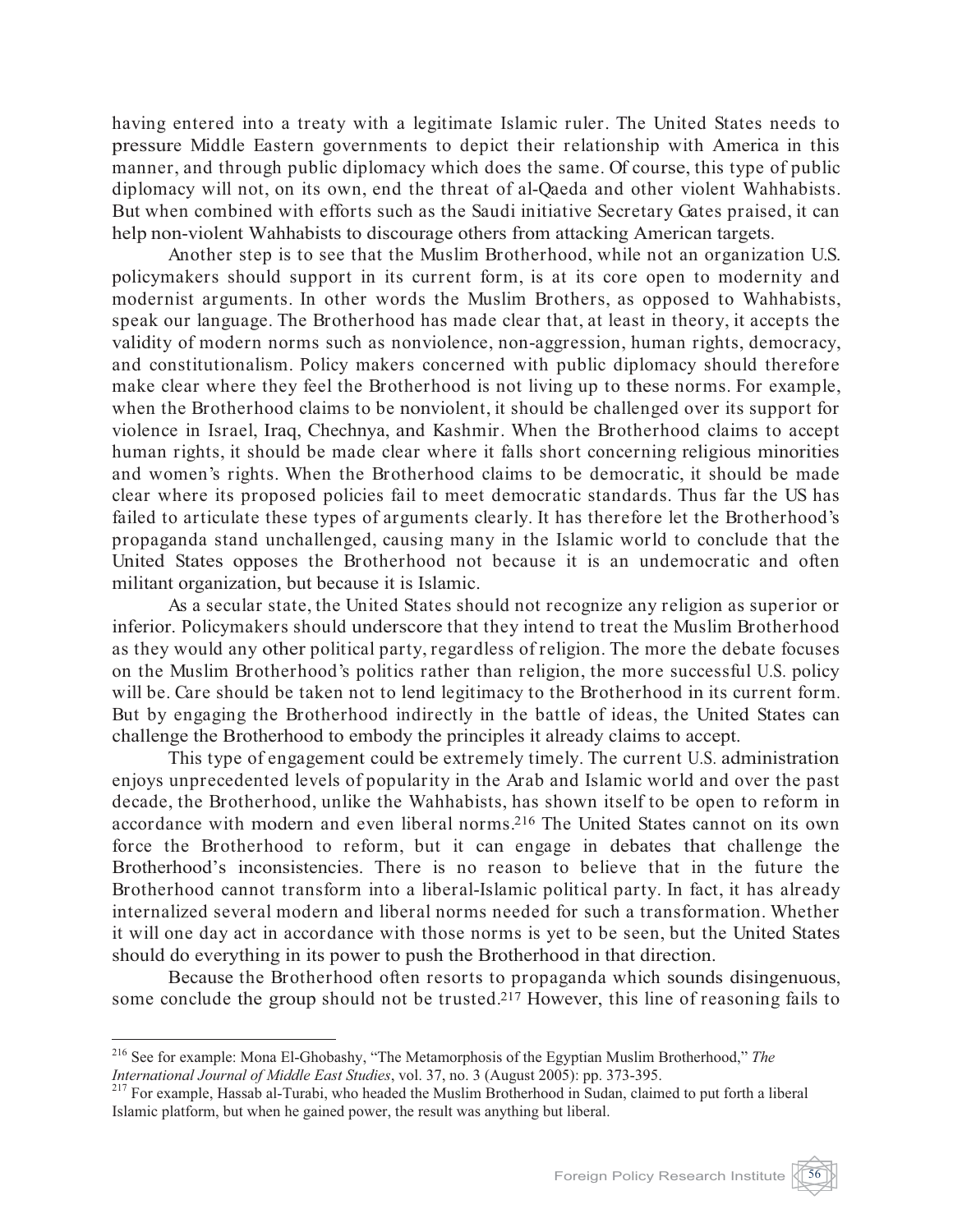having entered into a treaty with a legitimate Islamic ruler. The United States needs to pressure Middle Eastern governments to depict their relationship with America in this manner, and through public diplomacy which does the same. Of course, this type of public diplomacy will not, on its own, end the threat of al-Qaeda and other violent Wahhabists. But when combined with efforts such as the Saudi initiative Secretary Gates praised, it can help non-violent Wahhabists to discourage others from attacking American targets.

Another step is to see that the Muslim Brotherhood, while not an organization U.S. policymakers should support in its current form, is at its core open to modernity and modernist arguments. In other words the Muslim Brothers, as opposed to Wahhabists, speak our language. The Brotherhood has made clear that, at least in theory, it accepts the validity of modern norms such as nonviolence, non-aggression, human rights, democracy, and constitutionalism. Policy makers concerned with public diplomacy should therefore make clear where they feel the Brotherhood is not living up to these norms. For example, when the Brotherhood claims to be nonviolent, it should be challenged over its support for violence in Israel, Iraq, Chechnya, and Kashmir. When the Brotherhood claims to accept human rights, it should be made clear where it falls short concerning religious minorities and women's rights. When the Brotherhood claims to be democratic, it should be made clear where its proposed policies fail to meet democratic standards. Thus far the US has failed to articulate these types of arguments clearly. It has therefore let the Brotherhood's propaganda stand unchallenged, causing many in the Islamic world to conclude that the United States opposes the Brotherhood not because it is an undemocratic and often militant organization, but because it is Islamic.

As a secular state, the United States should not recognize any religion as superior or inferior. Policymakers should underscore that they intend to treat the Muslim Brotherhood as they would any other political party, regardless of religion. The more the debate focuses on the Muslim Brotherhood's politics rather than religion, the more successful U.S. policy will be. Care should be taken not to lend legitimacy to the Brotherhood in its current form. But by engaging the Brotherhood indirectly in the battle of ideas, the United States can challenge the Brotherhood to embody the principles it already claims to accept.

This type of engagement could be extremely timely. The current U.S. administration enjoys unprecedented levels of popularity in the Arab and Islamic world and over the past decade, the Brotherhood, unlike the Wahhabists, has shown itself to be open to reform in accordance with modern and even liberal norms.[216] The United States cannot on its own force the Brotherhood to reform, but it can engage in debates that challenge the Brotherhood's inconsistencies. There is no reason to believe that in the future the Brotherhood cannot transform into a liberal-Islamic political party. In fact, it has already internalized several modern and liberal norms needed for such a transformation. Whether it will one day act in accordance with those norms is yet to be seen, but the United States should do everything in its power to push the Brotherhood in that direction.

Because the Brotherhood often resorts to propaganda which sounds disingenuous, some conclude the group should not be trusted.[217] However, this line of reasoning fails to

---

[216] See for example: Mona El-Ghobashy, "The Metamorphosis of the Egyptian Muslim Brotherhood," *The International Journal of Middle East Studies*, vol. 37, no. 3 (August 2005): pp. 373-395.

[217] For example, Hassab al-Turabi, who headed the Muslim Brotherhood in Sudan, claimed to put forth a liberal Islamic platform, but when he gained power, the result was anything but liberal.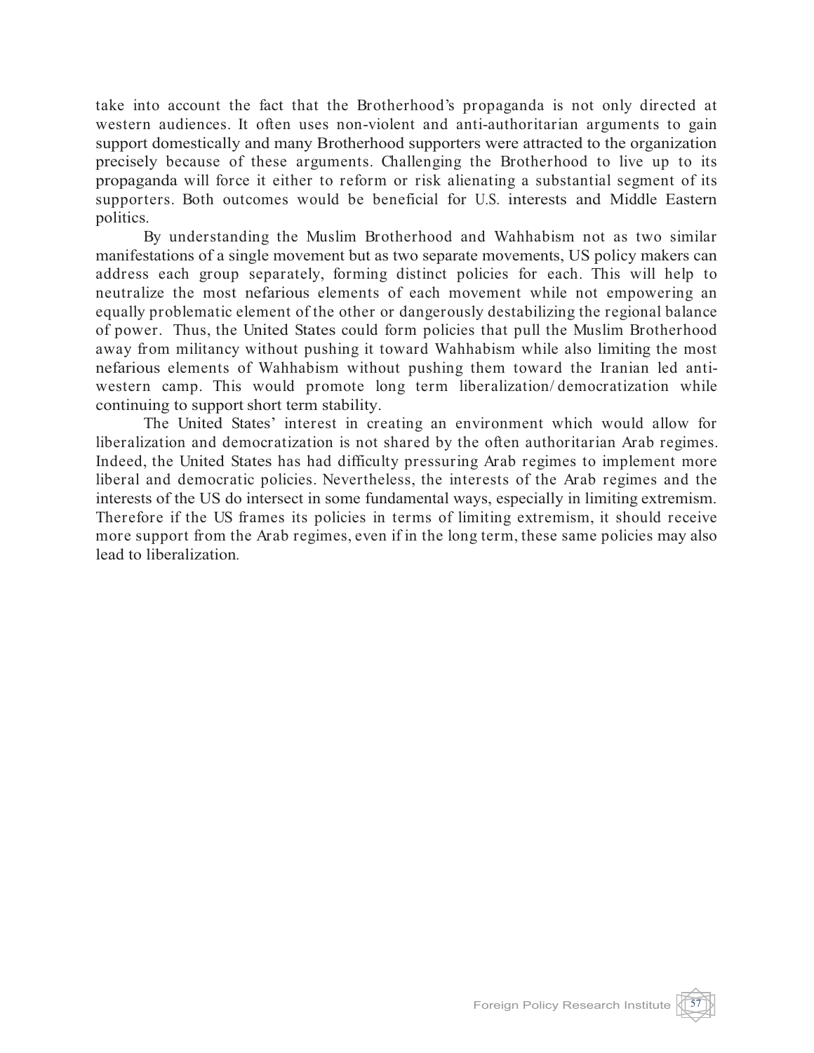take into account the fact that the Brotherhood's propaganda is not only directed at western audiences. It often uses non-violent and anti-authoritarian arguments to gain support domestically and many Brotherhood supporters were attracted to the organization precisely because of these arguments. Challenging the Brotherhood to live up to its propaganda will force it either to reform or risk alienating a substantial segment of its supporters. Both outcomes would be beneficial for U.S. interests and Middle Eastern politics.

By understanding the Muslim Brotherhood and Wahhabism not as two similar manifestations of a single movement but as two separate movements, US policy makers can address each group separately, forming distinct policies for each. This will help to neutralize the most nefarious elements of each movement while not empowering an equally problematic element of the other or dangerously destabilizing the regional balance of power. Thus, the United States could form policies that pull the Muslim Brotherhood away from militancy without pushing it toward Wahhabism while also limiting the most nefarious elements of Wahhabism without pushing them toward the Iranian led anti-western camp. This would promote long term liberalization/democratization while continuing to support short term stability.

The United States' interest in creating an environment which would allow for liberalization and democratization is not shared by the often authoritarian Arab regimes. Indeed, the United States has had difficulty pressuring Arab regimes to implement more liberal and democratic policies. Nevertheless, the interests of the Arab regimes and the interests of the US do intersect in some fundamental ways, especially in limiting extremism. Therefore if the US frames its policies in terms of limiting extremism, it should receive more support from the Arab regimes, even if in the long term, these same policies may also lead to liberalization.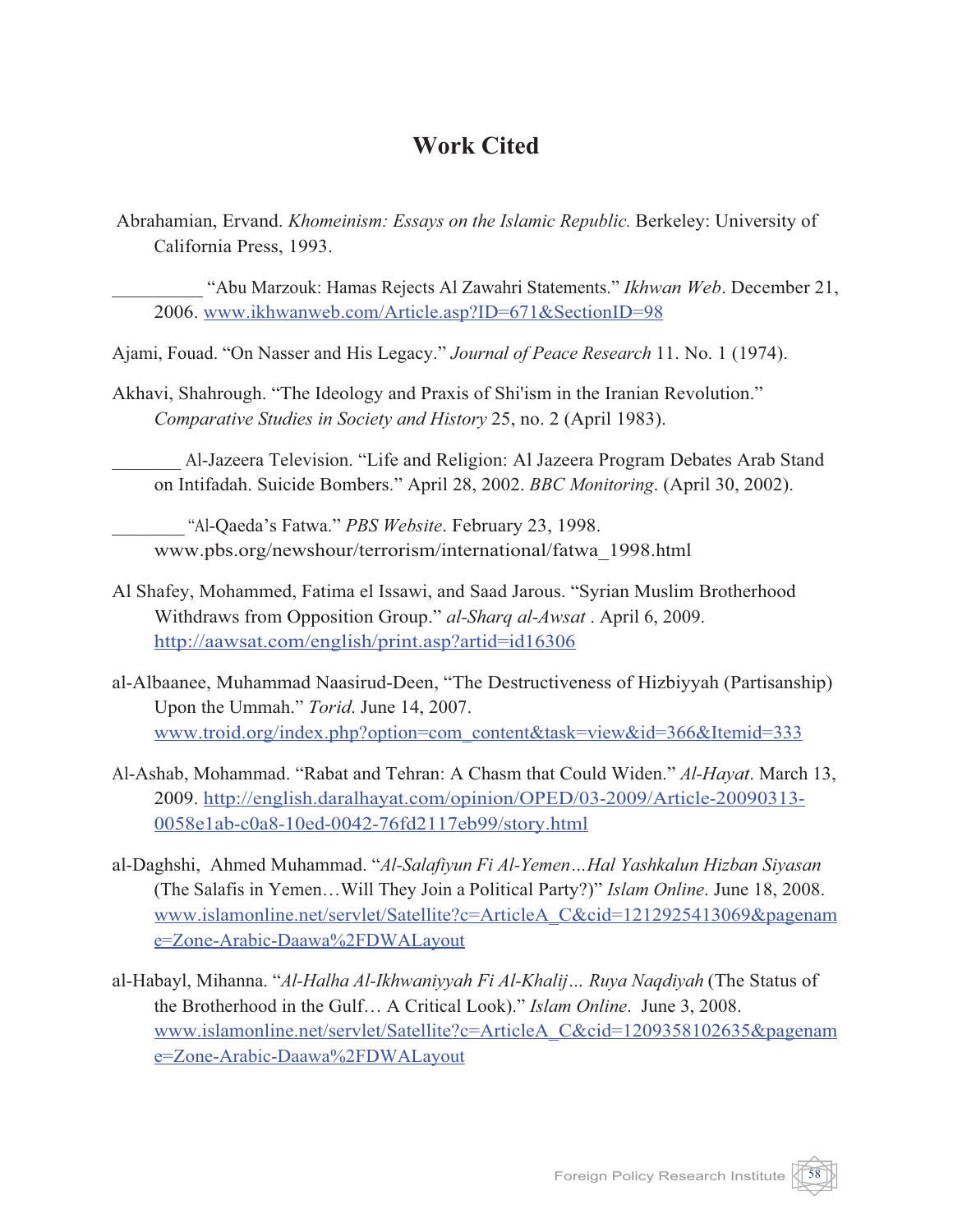# Work Cited

Abrahamian, Ervand. *Khomeinism: Essays on the Islamic Republic.* Berkeley: University of California Press, 1993.

__________ "Abu Marzouk: Hamas Rejects Al Zawahri Statements." *Ikhwan Web*. December 21, 2006. www.ikhwanweb.com/Article.asp?ID=671&SectionID=98

Ajami, Fouad. "On Nasser and His Legacy." *Journal of Peace Research* 11. No. 1 (1974).

Akhavi, Shahrough. "The Ideology and Praxis of Shi'ism in the Iranian Revolution." *Comparative Studies in Society and History* 25, no. 2 (April 1983).

________ Al-Jazeera Television. "Life and Religion: Al Jazeera Program Debates Arab Stand on Intifadah. Suicide Bombers." April 28, 2002. *BBC Monitoring*. (April 30, 2002).

________ "Al-Qaeda's Fatwa." *PBS Website*. February 23, 1998. www.pbs.org/newshour/terrorism/international/fatwa_1998.html

Al Shafey, Mohammed, Fatima el Issawi, and Saad Jarous. "Syrian Muslim Brotherhood Withdraws from Opposition Group." *al-Sharq al-Awsat* . April 6, 2009. http://aawsat.com/english/print.asp?artid=id16306

al-Albaanee, Muhammad Naasirud-Deen, "The Destructiveness of Hizbiyyah (Partisanship) Upon the Ummah." *Torid*. June 14, 2007. www.troid.org/index.php?option=com_content&task=view&id=366&Itemid=333

Al-Ashab, Mohammad. "Rabat and Tehran: A Chasm that Could Widen." *Al-Hayat*. March 13, 2009. http://english.daralhayat.com/opinion/OPED/03-2009/Article-20090313-0058e1ab-c0a8-10ed-0042-76fd2117eb99/story.html

al-Daghshi, Ahmed Muhammad. "*Al-Salafiyun Fi Al-Yemen…Hal Yashkalun Hizban Siyasan* (The Salafis in Yemen…Will They Join a Political Party?)" *Islam Online*. June 18, 2008. www.islamonline.net/servlet/Satellite?c=ArticleA_C&cid=1212925413069&pagename=Zone-Arabic-Daawa%2FDWALayout

al-Habayl, Mihanna. "*Al-Halha Al-Ikhwaniyyah Fi Al-Khalij… Ruya Naqdiyah* (The Status of the Brotherhood in the Gulf… A Critical Look)." *Islam Online*. June 3, 2008. www.islamonline.net/servlet/Satellite?c=ArticleA_C&cid=1209358102635&pagename=Zone-Arabic-Daawa%2FDWALayout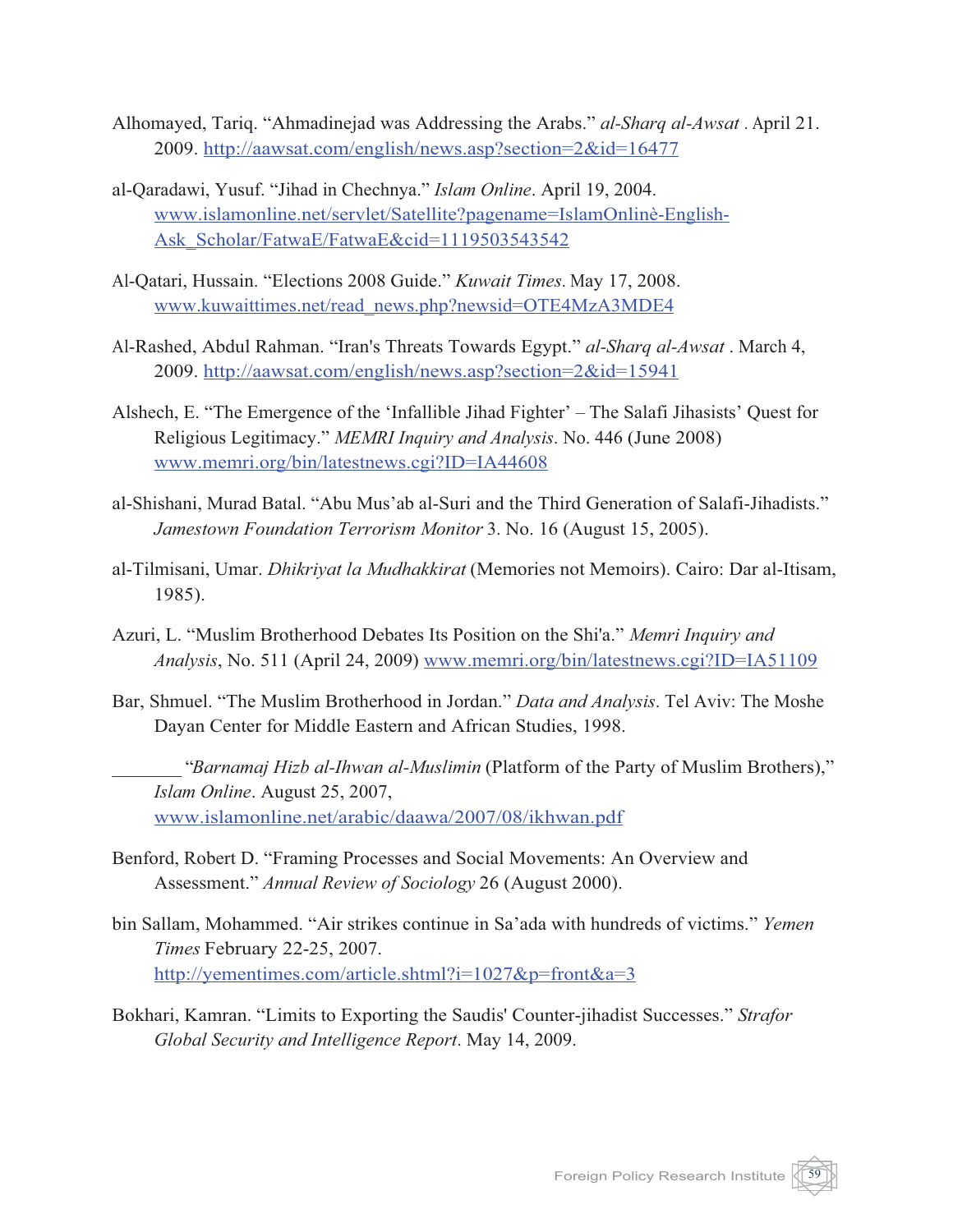Alhomayed, Tariq. “Ahmadinejad was Addressing the Arabs.” *al-Sharq al-Awsat* . April 21. 2009. http://aawsat.com/english/news.asp?section=2&id=16477

al-Qaradawi, Yusuf. “Jihad in Chechnya.” *Islam Online*. April 19, 2004. www.islamonline.net/servlet/Satellite?pagename=IslamOnlinè-English-Ask_Scholar/FatwaE/FatwaE&cid=1119503543542

Al-Qatari, Hussain. “Elections 2008 Guide.” *Kuwait Times*. May 17, 2008. www.kuwaittimes.net/read_news.php?newsid=OTE4MzA3MDE4

Al-Rashed, Abdul Rahman. “Iran's Threats Towards Egypt.” *al-Sharq al-Awsat* . March 4, 2009. http://aawsat.com/english/news.asp?section=2&id=15941

Alshech, E. “The Emergence of the ‘Infallible Jihad Fighter’ – The Salafi Jihasists’ Quest for Religious Legitimacy.” *MEMRI Inquiry and Analysis*. No. 446 (June 2008) www.memri.org/bin/latestnews.cgi?ID=IA44608

al-Shishani, Murad Batal. “Abu Mus’ab al-Suri and the Third Generation of Salafi-Jihadists.” *Jamestown Foundation Terrorism Monitor* 3. No. 16 (August 15, 2005).

al-Tilmisani, Umar. *Dhikriyat la Mudhakkirat* (Memories not Memoirs). Cairo: Dar al-Itisam, 1985).

Azuri, L. “Muslim Brotherhood Debates Its Position on the Shi'a.” *Memri Inquiry and Analysis*, No. 511 (April 24, 2009) www.memri.org/bin/latestnews.cgi?ID=IA51109

Bar, Shmuel. “The Muslim Brotherhood in Jordan.” *Data and Analysis*. Tel Aviv: The Moshe Dayan Center for Middle Eastern and African Studies, 1998.

________ “*Barnamaj Hizb al-Ihwan al-Muslimin* (Platform of the Party of Muslim Brothers),” *Islam Online*. August 25, 2007, www.islamonline.net/arabic/daawa/2007/08/ikhwan.pdf

Benford, Robert D. “Framing Processes and Social Movements: An Overview and Assessment.” *Annual Review of Sociology* 26 (August 2000).

bin Sallam, Mohammed. “Air strikes continue in Sa’ada with hundreds of victims.” *Yemen Times* February 22-25, 2007. http://yementimes.com/article.shtml?i=1027&p=front&a=3

Bokhari, Kamran. “Limits to Exporting the Saudis' Counter-jihadist Successes.” *Strafor Global Security and Intelligence Report*. May 14, 2009.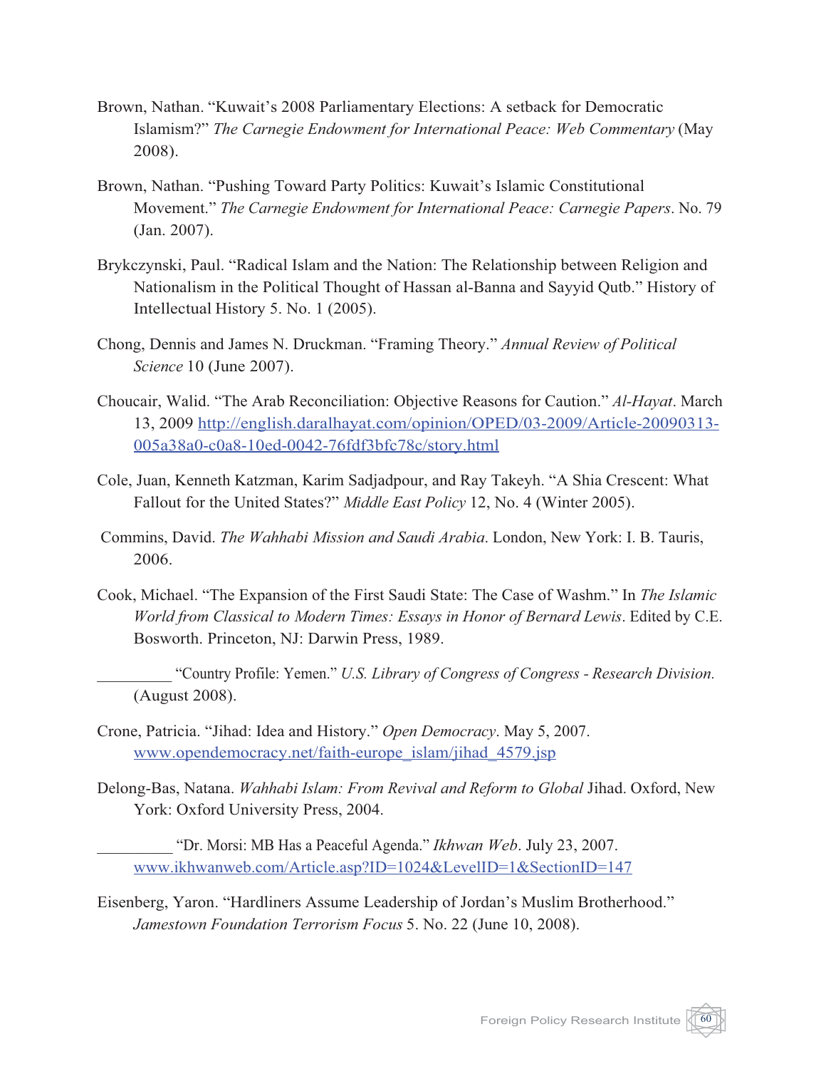Brown, Nathan. "Kuwait's 2008 Parliamentary Elections: A setback for Democratic Islamism?" *The Carnegie Endowment for International Peace: Web Commentary* (May 2008).

Brown, Nathan. "Pushing Toward Party Politics: Kuwait's Islamic Constitutional Movement." *The Carnegie Endowment for International Peace: Carnegie Papers*. No. 79 (Jan. 2007).

Brykczynski, Paul. "Radical Islam and the Nation: The Relationship between Religion and Nationalism in the Political Thought of Hassan al-Banna and Sayyid Qutb." History of Intellectual History 5. No. 1 (2005).

Chong, Dennis and James N. Druckman. "Framing Theory." *Annual Review of Political Science* 10 (June 2007).

Choucair, Walid. "The Arab Reconciliation: Objective Reasons for Caution." *Al-Hayat*. March 13, 2009 http://english.daralhayat.com/opinion/OPED/03-2009/Article-20090313-005a38a0-c0a8-10ed-0042-76fdf3bfc78c/story.html

Cole, Juan, Kenneth Katzman, Karim Sadjadpour, and Ray Takeyh. "A Shia Crescent: What Fallout for the United States?" *Middle East Policy* 12, No. 4 (Winter 2005).

Commins, David. *The Wahhabi Mission and Saudi Arabia*. London, New York: I. B. Tauris, 2006.

Cook, Michael. "The Expansion of the First Saudi State: The Case of Washm." In *The Islamic World from Classical to Modern Times: Essays in Honor of Bernard Lewis*. Edited by C.E. Bosworth. Princeton, NJ: Darwin Press, 1989.

__________ "Country Profile: Yemen." *U.S. Library of Congress of Congress - Research Division.* (August 2008).

Crone, Patricia. "Jihad: Idea and History." *Open Democracy*. May 5, 2007. www.opendemocracy.net/faith-europe_islam/jihad_4579.jsp

Delong-Bas, Natana. *Wahhabi Islam: From Revival and Reform to Global* Jihad. Oxford, New York: Oxford University Press, 2004.

__________ "Dr. Morsi: MB Has a Peaceful Agenda." *Ikhwan Web*. July 23, 2007. www.ikhwanweb.com/Article.asp?ID=1024&LevelID=1&SectionID=147

Eisenberg, Yaron. "Hardliners Assume Leadership of Jordan's Muslim Brotherhood." *Jamestown Foundation Terrorism Focus* 5. No. 22 (June 10, 2008).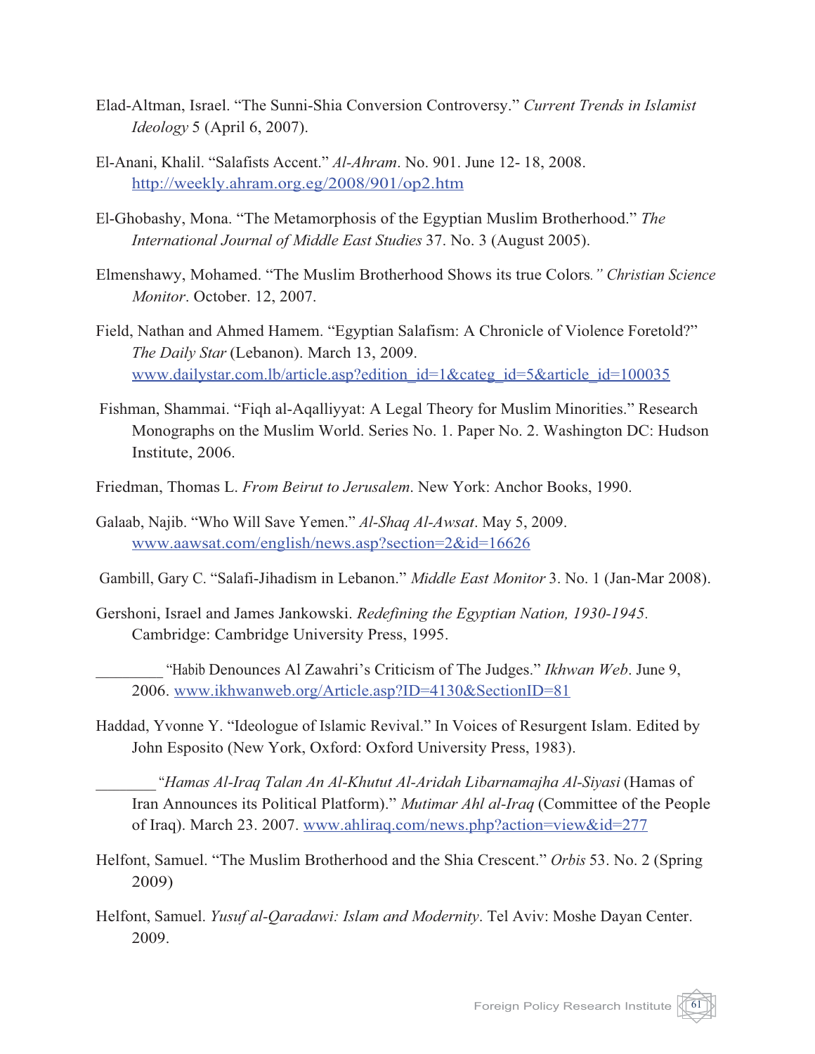Elad-Altman, Israel. “The Sunni-Shia Conversion Controversy.” *Current Trends in Islamist Ideology* 5 (April 6, 2007).

El-Anani, Khalil. “Salafists Accent.” *Al-Ahram*. No. 901. June 12- 18, 2008. http://weekly.ahram.org.eg/2008/901/op2.htm

El-Ghobashy, Mona. “The Metamorphosis of the Egyptian Muslim Brotherhood.” *The International Journal of Middle East Studies* 37. No. 3 (August 2005).

Elmenshawy, Mohamed. “The Muslim Brotherhood Shows its true Colors*.” Christian Science Monitor*. October. 12, 2007.

Field, Nathan and Ahmed Hamem. “Egyptian Salafism: A Chronicle of Violence Foretold?” *The Daily Star* (Lebanon). March 13, 2009. www.dailystar.com.lb/article.asp?edition_id=1&categ_id=5&article_id=100035

Fishman, Shammai. “Fiqh al-Aqalliyyat: A Legal Theory for Muslim Minorities.” Research Monographs on the Muslim World. Series No. 1. Paper No. 2. Washington DC: Hudson Institute, 2006.

Friedman, Thomas L. *From Beirut to Jerusalem*. New York: Anchor Books, 1990.

Galaab, Najib. “Who Will Save Yemen.” *Al-Shaq Al-Awsat*. May 5, 2009. www.aawsat.com/english/news.asp?section=2&id=16626

Gambill, Gary C. “Salafi-Jihadism in Lebanon.” *Middle East Monitor* 3. No. 1 (Jan-Mar 2008).

Gershoni, Israel and James Jankowski. *Redefining the Egyptian Nation, 1930-1945.* Cambridge: Cambridge University Press, 1995.

_________ “Habib Denounces Al Zawahri’s Criticism of The Judges.” *Ikhwan Web*. June 9, 2006. www.ikhwanweb.org/Article.asp?ID=4130&SectionID=81

Haddad, Yvonne Y. “Ideologue of Islamic Revival.” In Voices of Resurgent Islam. Edited by John Esposito (New York, Oxford: Oxford University Press, 1983).

________ “*Hamas Al-Iraq Talan An Al-Khutut Al-Aridah Libarnamajha Al-Siyasi* (Hamas of Iran Announces its Political Platform).” *Mutimar Ahl al-Iraq* (Committee of the People of Iraq). March 23. 2007. www.ahliraq.com/news.php?action=view&id=277

Helfont, Samuel. “The Muslim Brotherhood and the Shia Crescent.” *Orbis* 53. No. 2 (Spring 2009)

Helfont, Samuel. *Yusuf al-Qaradawi: Islam and Modernity*. Tel Aviv: Moshe Dayan Center. 2009.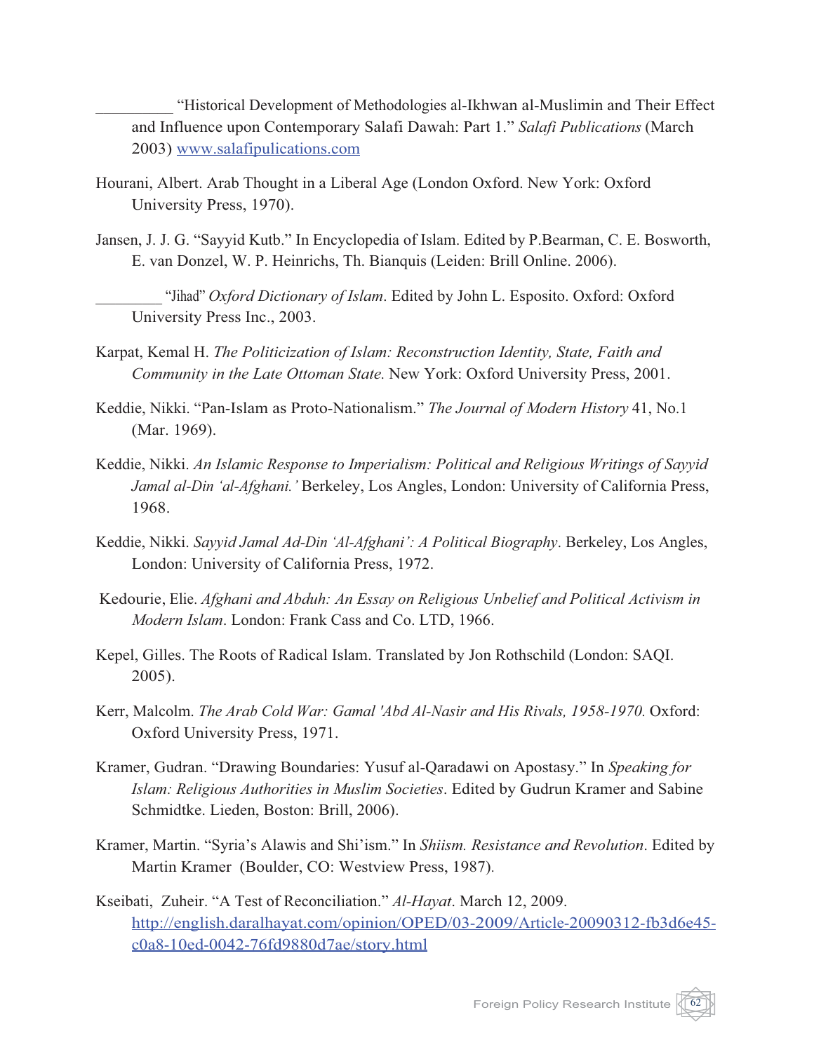__________ "Historical Development of Methodologies al-Ikhwan al-Muslimin and Their Effect and Influence upon Contemporary Salafi Dawah: Part 1." *Salafi Publications* (March 2003) www.salafipulications.com

Hourani, Albert. Arab Thought in a Liberal Age (London Oxford. New York: Oxford University Press, 1970).

Jansen, J. J. G. "Sayyid Kutb." In Encyclopedia of Islam. Edited by P.Bearman, C. E. Bosworth, E. van Donzel, W. P. Heinrichs, Th. Bianquis (Leiden: Brill Online. 2006).

_________ "Jihad" *Oxford Dictionary of Islam*. Edited by John L. Esposito. Oxford: Oxford University Press Inc., 2003.

Karpat, Kemal H. *The Politicization of Islam: Reconstruction Identity, State, Faith and Community in the Late Ottoman State.* New York: Oxford University Press, 2001.

Keddie, Nikki. "Pan-Islam as Proto-Nationalism." *The Journal of Modern History* 41, No.1 (Mar. 1969).

Keddie, Nikki. *An Islamic Response to Imperialism: Political and Religious Writings of Sayyid Jamal al-Din 'al-Afghani.'* Berkeley, Los Angles, London: University of California Press, 1968.

Keddie, Nikki. *Sayyid Jamal Ad-Din 'Al-Afghani': A Political Biography*. Berkeley, Los Angles, London: University of California Press, 1972.

Kedourie, Elie. *Afghani and Abduh: An Essay on Religious Unbelief and Political Activism in Modern Islam*. London: Frank Cass and Co. LTD, 1966.

Kepel, Gilles. The Roots of Radical Islam. Translated by Jon Rothschild (London: SAQI. 2005).

Kerr, Malcolm. *The Arab Cold War: Gamal 'Abd Al-Nasir and His Rivals, 1958-1970.* Oxford: Oxford University Press, 1971.

Kramer, Gudran. "Drawing Boundaries: Yusuf al-Qaradawi on Apostasy." In *Speaking for Islam: Religious Authorities in Muslim Societies*. Edited by Gudrun Kramer and Sabine Schmidtke. Lieden, Boston: Brill, 2006).

Kramer, Martin. "Syria's Alawis and Shi'ism." In *Shiism. Resistance and Revolution*. Edited by Martin Kramer (Boulder, CO: Westview Press, 1987).

Kseibati, Zuheir. "A Test of Reconciliation." *Al-Hayat*. March 12, 2009. http://english.daralhayat.com/opinion/OPED/03-2009/Article-20090312-fb3d6e45-c0a8-10ed-0042-76fd9880d7ae/story.html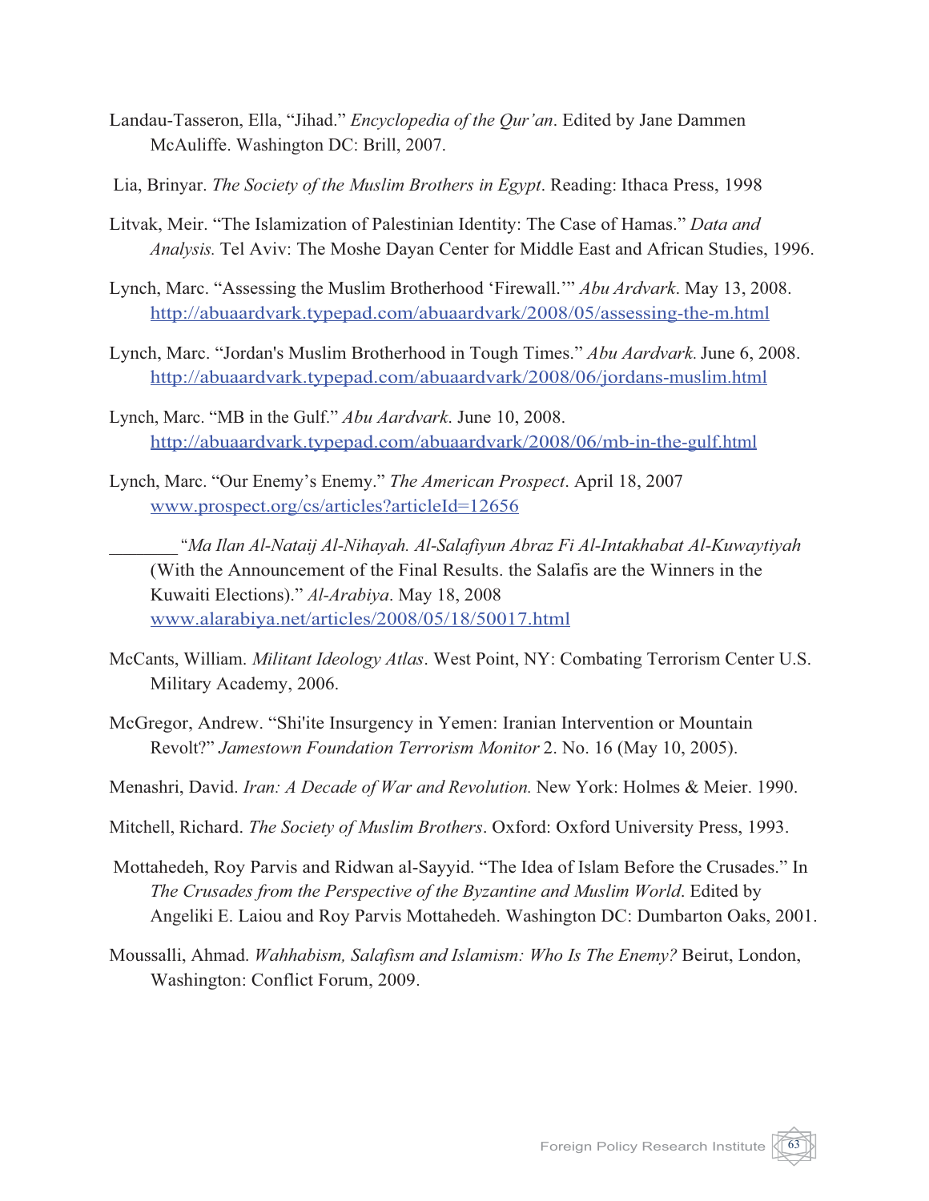Landau-Tasseron, Ella, "Jihad." *Encyclopedia of the Qur'an*. Edited by Jane Dammen McAuliffe. Washington DC: Brill, 2007.

Lia, Brinyar. *The Society of the Muslim Brothers in Egypt*. Reading: Ithaca Press, 1998

Litvak, Meir. "The Islamization of Palestinian Identity: The Case of Hamas." *Data and Analysis.* Tel Aviv: The Moshe Dayan Center for Middle East and African Studies, 1996.

Lynch, Marc. "Assessing the Muslim Brotherhood 'Firewall.'" *Abu Ardvark*. May 13, 2008. http://abuaardvark.typepad.com/abuaardvark/2008/05/assessing-the-m.html

Lynch, Marc. "Jordan's Muslim Brotherhood in Tough Times." *Abu Aardvark.* June 6, 2008. http://abuaardvark.typepad.com/abuaardvark/2008/06/jordans-muslim.html

Lynch, Marc. "MB in the Gulf." *Abu Aardvark*. June 10, 2008. http://abuaardvark.typepad.com/abuaardvark/2008/06/mb-in-the-gulf.html

Lynch, Marc. "Our Enemy's Enemy." *The American Prospect*. April 18, 2007 www.prospect.org/cs/articles?articleId=12656

________ "*Ma Ilan Al-Nataij Al-Nihayah. Al-Salafiyun Abraz Fi Al-Intakhabat Al-Kuwaytiyah* (With the Announcement of the Final Results. the Salafis are the Winners in the Kuwaiti Elections)." *Al-Arabiya*. May 18, 2008 www.alarabiya.net/articles/2008/05/18/50017.html

McCants, William. *Militant Ideology Atlas*. West Point, NY: Combating Terrorism Center U.S. Military Academy, 2006.

McGregor, Andrew. "Shi'ite Insurgency in Yemen: Iranian Intervention or Mountain Revolt?" *Jamestown Foundation Terrorism Monitor* 2. No. 16 (May 10, 2005).

Menashri, David. *Iran: A Decade of War and Revolution.* New York: Holmes & Meier. 1990.

Mitchell, Richard. *The Society of Muslim Brothers*. Oxford: Oxford University Press, 1993.

Mottahedeh, Roy Parvis and Ridwan al-Sayyid. "The Idea of Islam Before the Crusades." In *The Crusades from the Perspective of the Byzantine and Muslim World*. Edited by Angeliki E. Laiou and Roy Parvis Mottahedeh. Washington DC: Dumbarton Oaks, 2001.

Moussalli, Ahmad. *Wahhabism, Salafism and Islamism: Who Is The Enemy?* Beirut, London, Washington: Conflict Forum, 2009.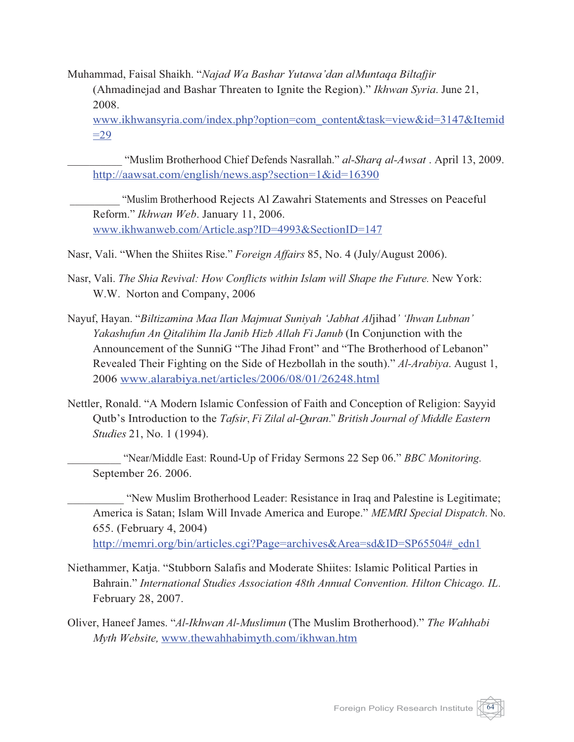Muhammad, Faisal Shaikh. “*Najad Wa Bashar Yutawa’dan alMuntaqa Biltafjir* (Ahmadinejad and Bashar Threaten to Ignite the Region).” *Ikhwan Syria*. June 21, 2008. www.ikhwansyria.com/index.php?option=com_content&task=view&id=3147&Itemid=29

__________ “Muslim Brotherhood Chief Defends Nasrallah.” *al-Sharq al-Awsat* . April 13, 2009. http://aawsat.com/english/news.asp?section=1&id=16390

_________ “Muslim Brotherhood Rejects Al Zawahri Statements and Stresses on Peaceful Reform.” *Ikhwan Web*. January 11, 2006. www.ikhwanweb.com/Article.asp?ID=4993&SectionID=147

Nasr, Vali. “When the Shiites Rise.” *Foreign Affairs* 85, No. 4 (July/August 2006).

Nasr, Vali. *The Shia Revival: How Conflicts within Islam will Shape the Future.* New York: W.W. Norton and Company, 2006

Nayuf, Hayan. “*Biltizamina Maa Ilan Majmuat Suniyah ‘Jabhat Al*jihad*’ ‘Ihwan Lubnan’ Yakashufun An Qitalihim Ila Janib Hizb Allah Fi Janub* (In Conjunction with the Announcement of the SunniG “The Jihad Front” and “The Brotherhood of Lebanon” Revealed Their Fighting on the Side of Hezbollah in the south).” *Al-Arabiya*. August 1, 2006 www.alarabiya.net/articles/2006/08/01/26248.html

Nettler, Ronald. “A Modern Islamic Confession of Faith and Conception of Religion: Sayyid Qutb’s Introduction to the *Tafsir*, *Fi Zilal al-Quran*.” *British Journal of Middle Eastern Studies* 21, No. 1 (1994).

__________ “Near/Middle East: Round-Up of Friday Sermons 22 Sep 06.” *BBC Monitoring.* September 26. 2006.

__________ “New Muslim Brotherhood Leader: Resistance in Iraq and Palestine is Legitimate; America is Satan; Islam Will Invade America and Europe.” *MEMRI Special Dispatch*. No. 655. (February 4, 2004) http://memri.org/bin/articles.cgi?Page=archives&Area=sd&ID=SP65504#_edn1

Niethammer, Katja. “Stubborn Salafis and Moderate Shiites: Islamic Political Parties in Bahrain.” *International Studies Association 48th Annual Convention. Hilton Chicago. IL.* February 28, 2007.

Oliver, Haneef James. “*Al-Ikhwan Al-Muslimun* (The Muslim Brotherhood).” *The Wahhabi Myth Website,* www.thewahhabimyth.com/ikhwan.htm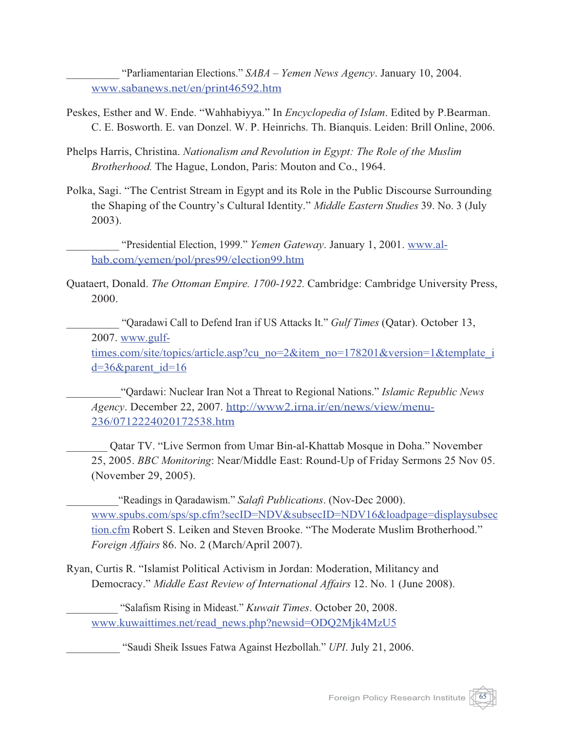__________ "Parliamentarian Elections." *SABA – Yemen News Agency*. January 10, 2004. www.sabanews.net/en/print46592.htm

Peskes, Esther and W. Ende. "Wahhabiyya." In *Encyclopedia of Islam*. Edited by P.Bearman. C. E. Bosworth. E. van Donzel. W. P. Heinrichs. Th. Bianquis. Leiden: Brill Online, 2006.

Phelps Harris, Christina. *Nationalism and Revolution in Egypt: The Role of the Muslim Brotherhood.* The Hague, London, Paris: Mouton and Co., 1964.

Polka, Sagi. "The Centrist Stream in Egypt and its Role in the Public Discourse Surrounding the Shaping of the Country's Cultural Identity." *Middle Eastern Studies* 39. No. 3 (July 2003).

__________ "Presidential Election, 1999." *Yemen Gateway*. January 1, 2001. www.al-bab.com/yemen/pol/pres99/election99.htm

Quataert, Donald. *The Ottoman Empire. 1700-1922.* Cambridge: Cambridge University Press, 2000.

__________ "Qaradawi Call to Defend Iran if US Attacks It." *Gulf Times* (Qatar). October 13, 2007. www.gulf-times.com/site/topics/article.asp?cu_no=2&item_no=178201&version=1&template_id=36&parent_id=16

__________"Qardawi: Nuclear Iran Not a Threat to Regional Nations." *Islamic Republic News Agency*. December 22, 2007. http://www2.irna.ir/en/news/view/menu-236/0712224020172538.htm

________ Qatar TV. "Live Sermon from Umar Bin-al-Khattab Mosque in Doha." November 25, 2005. *BBC Monitoring*: Near/Middle East: Round-Up of Friday Sermons 25 Nov 05. (November 29, 2005).

__________"Readings in Qaradawism." *Salafi Publications*. (Nov-Dec 2000). www.spubs.com/sps/sp.cfm?secID=NDV&subsecID=NDV16&loadpage=displaysubsection.cfm Robert S. Leiken and Steven Brooke. "The Moderate Muslim Brotherhood." *Foreign Affairs* 86. No. 2 (March/April 2007).

Ryan, Curtis R. "Islamist Political Activism in Jordan: Moderation, Militancy and Democracy." *Middle East Review of International Affairs* 12. No. 1 (June 2008).

__________ "Salafism Rising in Mideast." *Kuwait Times*. October 20, 2008. www.kuwaittimes.net/read_news.php?newsid=ODQ2Mjk4MzU5

__________ "Saudi Sheik Issues Fatwa Against Hezbollah." *UPI*. July 21, 2006.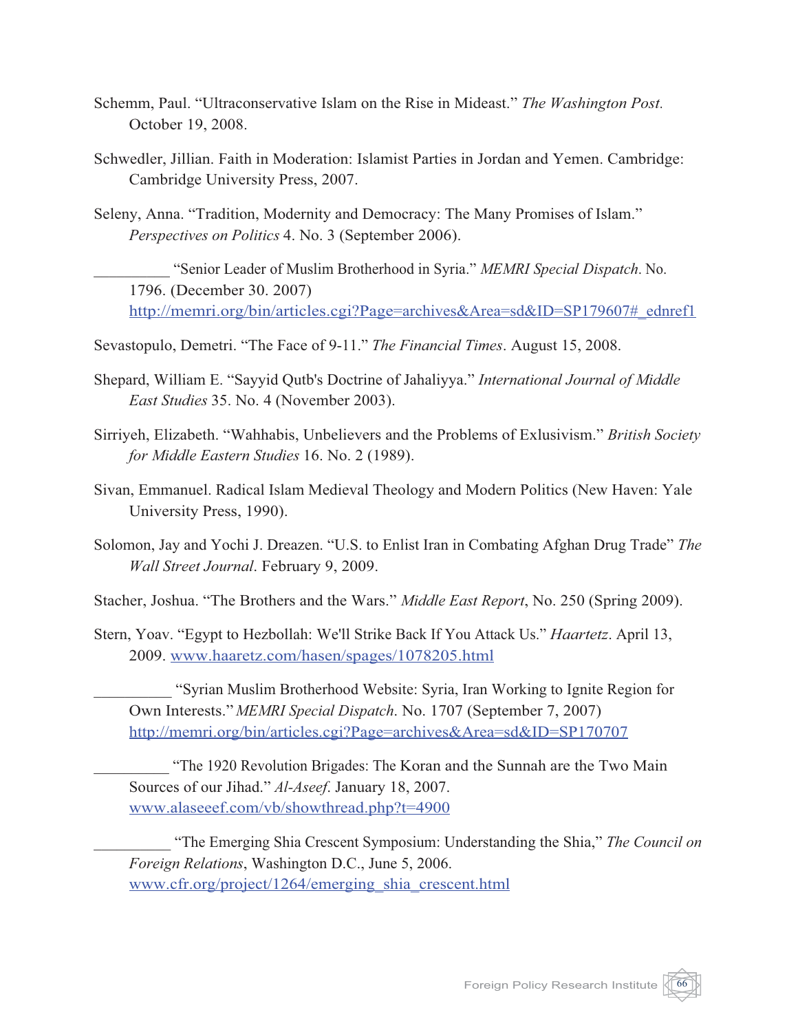Schemm, Paul. “Ultraconservative Islam on the Rise in Mideast.” *The Washington Post.* October 19, 2008.

Schwedler, Jillian. Faith in Moderation: Islamist Parties in Jordan and Yemen. Cambridge: Cambridge University Press, 2007.

Seleny, Anna. “Tradition, Modernity and Democracy: The Many Promises of Islam.” *Perspectives on Politics* 4. No. 3 (September 2006).

__________ “Senior Leader of Muslim Brotherhood in Syria.” *MEMRI Special Dispatch*. No. 1796. (December 30. 2007) http://memri.org/bin/articles.cgi?Page=archives&Area=sd&ID=SP179607#_ednref1

Sevastopulo, Demetri. “The Face of 9-11.” *The Financial Times*. August 15, 2008.

Shepard, William E. “Sayyid Qutb's Doctrine of Jahaliyya.” *International Journal of Middle East Studies* 35. No. 4 (November 2003).

Sirriyeh, Elizabeth. “Wahhabis, Unbelievers and the Problems of Exlusivism.” *British Society for Middle Eastern Studies* 16. No. 2 (1989).

Sivan, Emmanuel. Radical Islam Medieval Theology and Modern Politics (New Haven: Yale University Press, 1990).

Solomon, Jay and Yochi J. Dreazen. “U.S. to Enlist Iran in Combating Afghan Drug Trade” *The Wall Street Journal*. February 9, 2009.

Stacher, Joshua. “The Brothers and the Wars.” *Middle East Report*, No. 250 (Spring 2009).

Stern, Yoav. “Egypt to Hezbollah: We'll Strike Back If You Attack Us.” *Haartetz*. April 13, 2009. www.haaretz.com/hasen/spages/1078205.html

__________ “Syrian Muslim Brotherhood Website: Syria, Iran Working to Ignite Region for Own Interests.” *MEMRI Special Dispatch*. No. 1707 (September 7, 2007) http://memri.org/bin/articles.cgi?Page=archives&Area=sd&ID=SP170707

__________ “The 1920 Revolution Brigades: The Koran and the Sunnah are the Two Main Sources of our Jihad.” *Al-Aseef*. January 18, 2007. www.alaseeef.com/vb/showthread.php?t=4900

__________ “The Emerging Shia Crescent Symposium: Understanding the Shia,” *The Council on Foreign Relations*, Washington D.C., June 5, 2006. www.cfr.org/project/1264/emerging_shia_crescent.html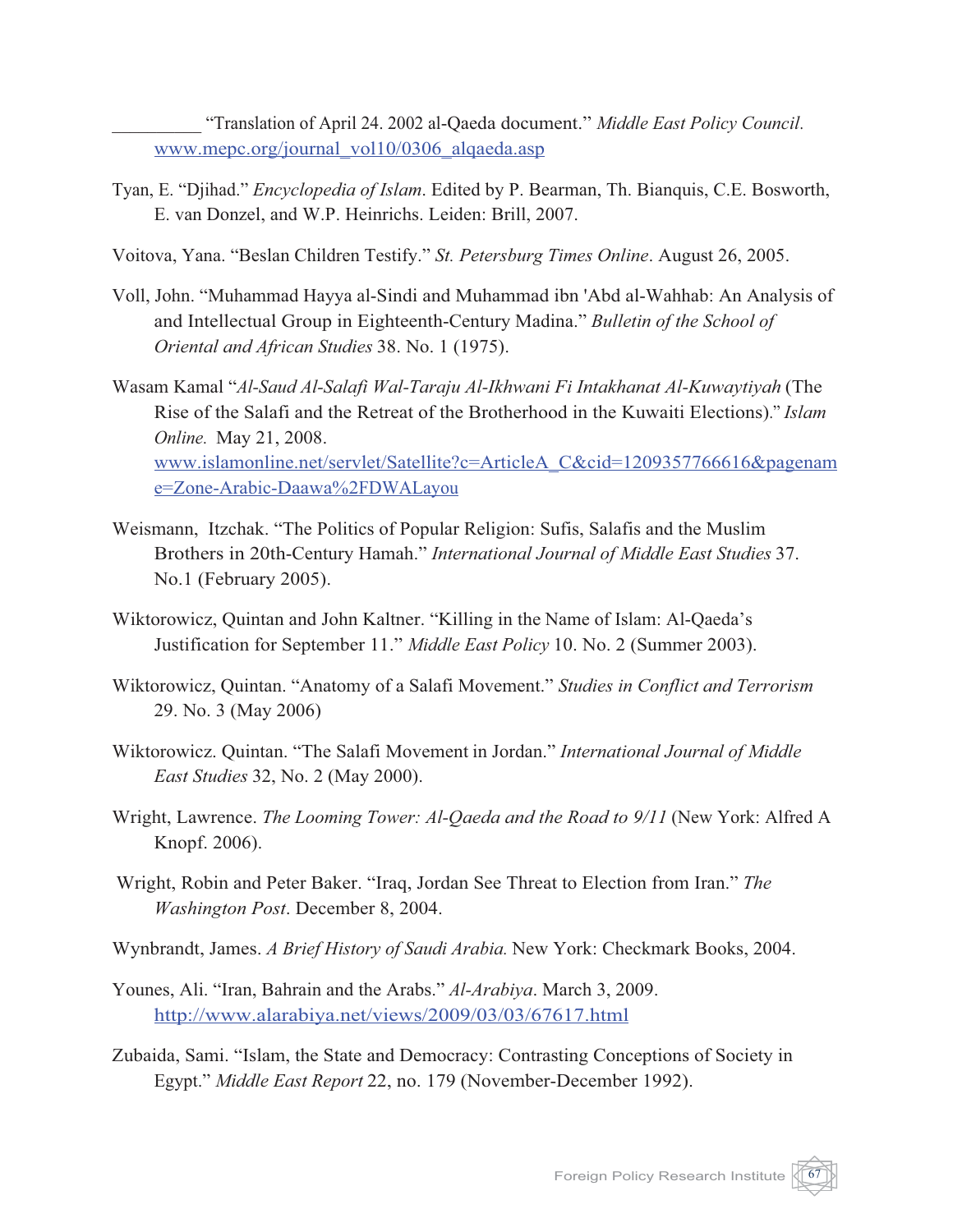__________ "Translation of April 24. 2002 al-Qaeda document." *Middle East Policy Council.* www.mepc.org/journal_vol10/0306_alqaeda.asp

Tyan, E. "Djihad." *Encyclopedia of Islam*. Edited by P. Bearman, Th. Bianquis, C.E. Bosworth, E. van Donzel, and W.P. Heinrichs. Leiden: Brill, 2007.

Voitova, Yana. "Beslan Children Testify." *St. Petersburg Times Online*. August 26, 2005.

Voll, John. "Muhammad Hayya al-Sindi and Muhammad ibn 'Abd al-Wahhab: An Analysis of and Intellectual Group in Eighteenth-Century Madina." *Bulletin of the School of Oriental and African Studies* 38. No. 1 (1975).

Wasam Kamal "*Al-Saud Al-Salafi Wal-Taraju Al-Ikhwani Fi Intakhanat Al-Kuwaytiyah* (The Rise of the Salafi and the Retreat of the Brotherhood in the Kuwaiti Elections)." *Islam Online.* May 21, 2008. www.islamonline.net/servlet/Satellite?c=ArticleA_C&cid=1209357766616&pagename=Zone-Arabic-Daawa%2FDWALayou

Weismann, Itzchak. "The Politics of Popular Religion: Sufis, Salafis and the Muslim Brothers in 20th-Century Hamah." *International Journal of Middle East Studies* 37. No.1 (February 2005).

Wiktorowicz, Quintan and John Kaltner. "Killing in the Name of Islam: Al-Qaeda's Justification for September 11." *Middle East Policy* 10. No. 2 (Summer 2003).

Wiktorowicz, Quintan. "Anatomy of a Salafi Movement." *Studies in Conflict and Terrorism* 29. No. 3 (May 2006)

Wiktorowicz. Quintan. "The Salafi Movement in Jordan." *International Journal of Middle East Studies* 32, No. 2 (May 2000).

Wright, Lawrence. *The Looming Tower: Al-Qaeda and the Road to 9/11* (New York: Alfred A Knopf. 2006).

Wright, Robin and Peter Baker. "Iraq, Jordan See Threat to Election from Iran." *The Washington Post*. December 8, 2004.

Wynbrandt, James. *A Brief History of Saudi Arabia.* New York: Checkmark Books, 2004.

Younes, Ali. "Iran, Bahrain and the Arabs." *Al-Arabiya*. March 3, 2009. http://www.alarabiya.net/views/2009/03/03/67617.html

Zubaida, Sami. "Islam, the State and Democracy: Contrasting Conceptions of Society in Egypt." *Middle East Report* 22, no. 179 (November-December 1992).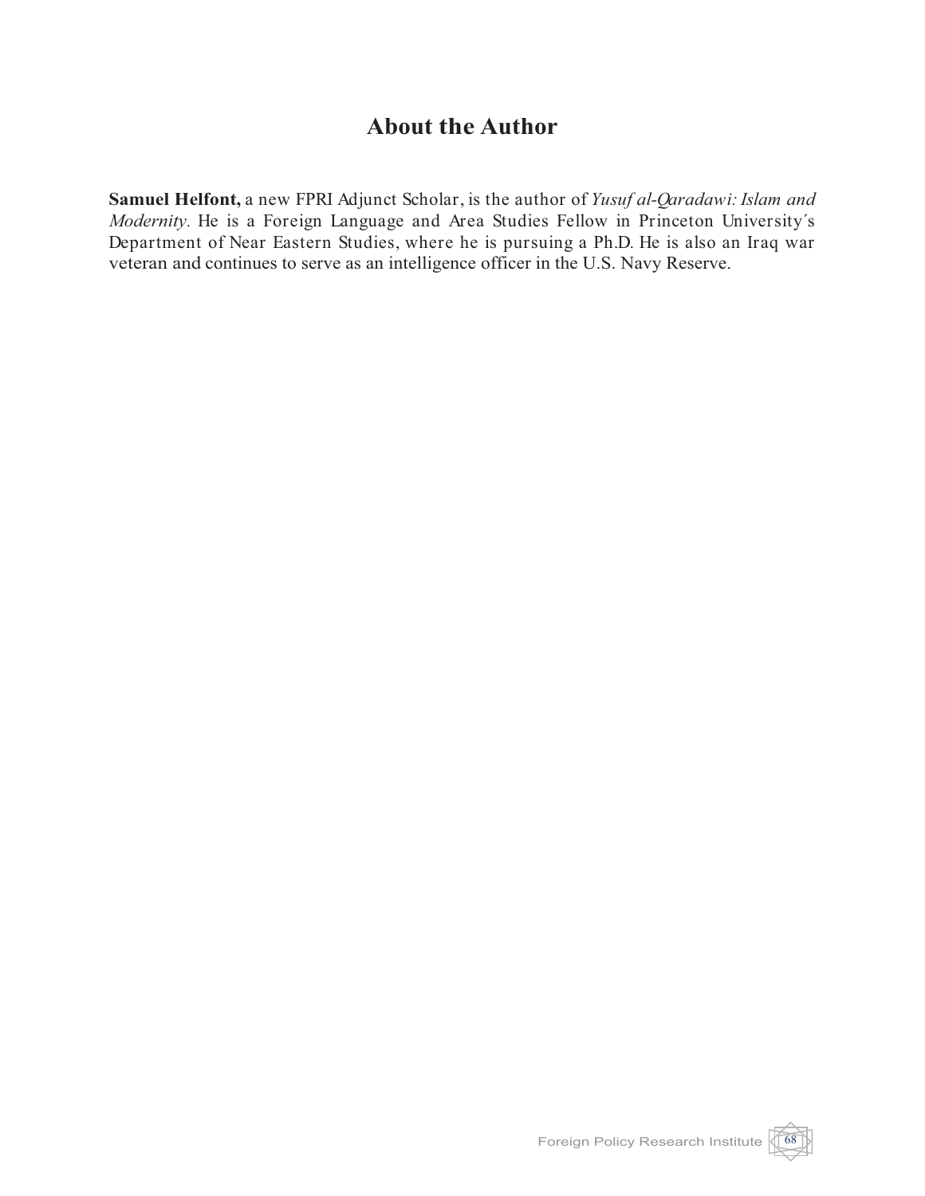# About the Author

**Samuel Helfont,** a new FPRI Adjunct Scholar, is the author of *Yusuf al-Qaradawi: Islam and Modernity*. He is a Foreign Language and Area Studies Fellow in Princeton University's Department of Near Eastern Studies, where he is pursuing a Ph.D. He is also an Iraq war veteran and continues to serve as an intelligence officer in the U.S. Navy Reserve.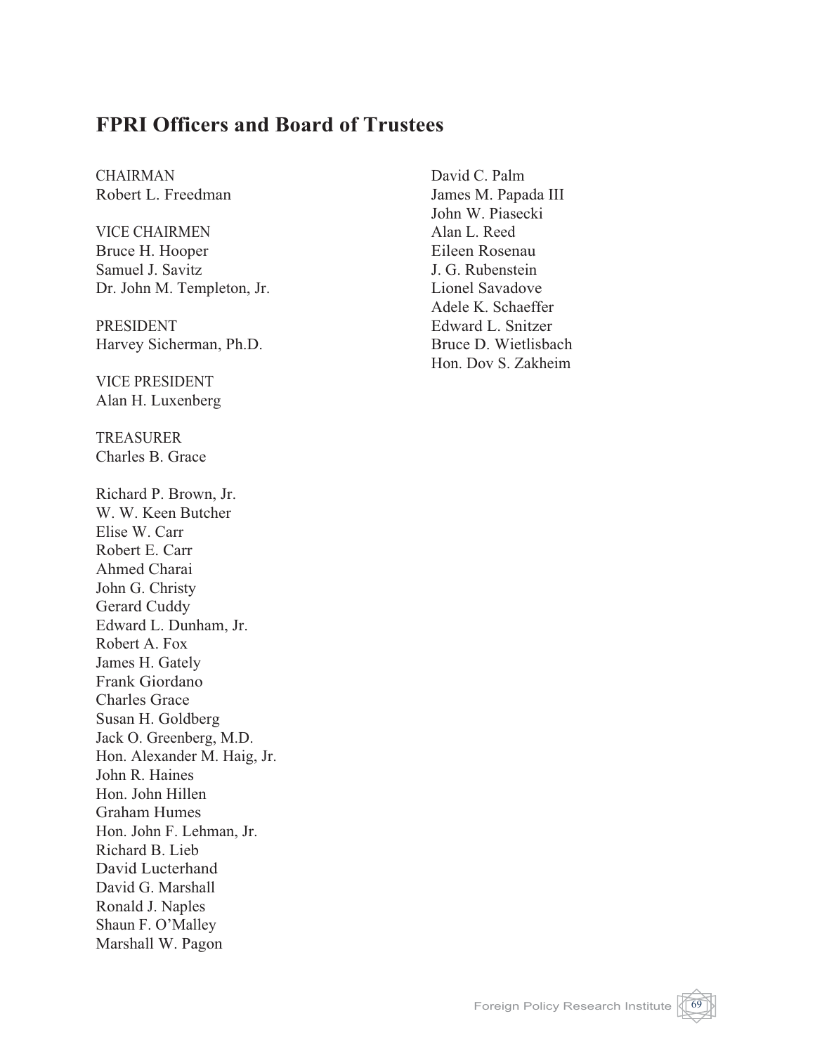## FPRI Officers and Board of Trustees

CHAIRMAN
Robert L. Freedman

VICE CHAIRMEN
Bruce H. Hooper
Samuel J. Savitz
Dr. John M. Templeton, Jr.

PRESIDENT
Harvey Sicherman, Ph.D.

VICE PRESIDENT
Alan H. Luxenberg

TREASURER
Charles B. Grace

Richard P. Brown, Jr.
W. W. Keen Butcher
Elise W. Carr
Robert E. Carr
Ahmed Charai
John G. Christy
Gerard Cuddy
Edward L. Dunham, Jr.
Robert A. Fox
James H. Gately
Frank Giordano
Charles Grace
Susan H. Goldberg
Jack O. Greenberg, M.D.
Hon. Alexander M. Haig, Jr.
John R. Haines
Hon. John Hillen
Graham Humes
Hon. John F. Lehman, Jr.
Richard B. Lieb
David Lucterhand
David G. Marshall
Ronald J. Naples
Shaun F. O'Malley
Marshall W. Pagon
David C. Palm
James M. Papada III
John W. Piasecki
Alan L. Reed
Eileen Rosenau
J. G. Rubenstein
Lionel Savadove
Adele K. Schaeffer
Edward L. Snitzer
Bruce D. Wietlisbach
Hon. Dov S. Zakheim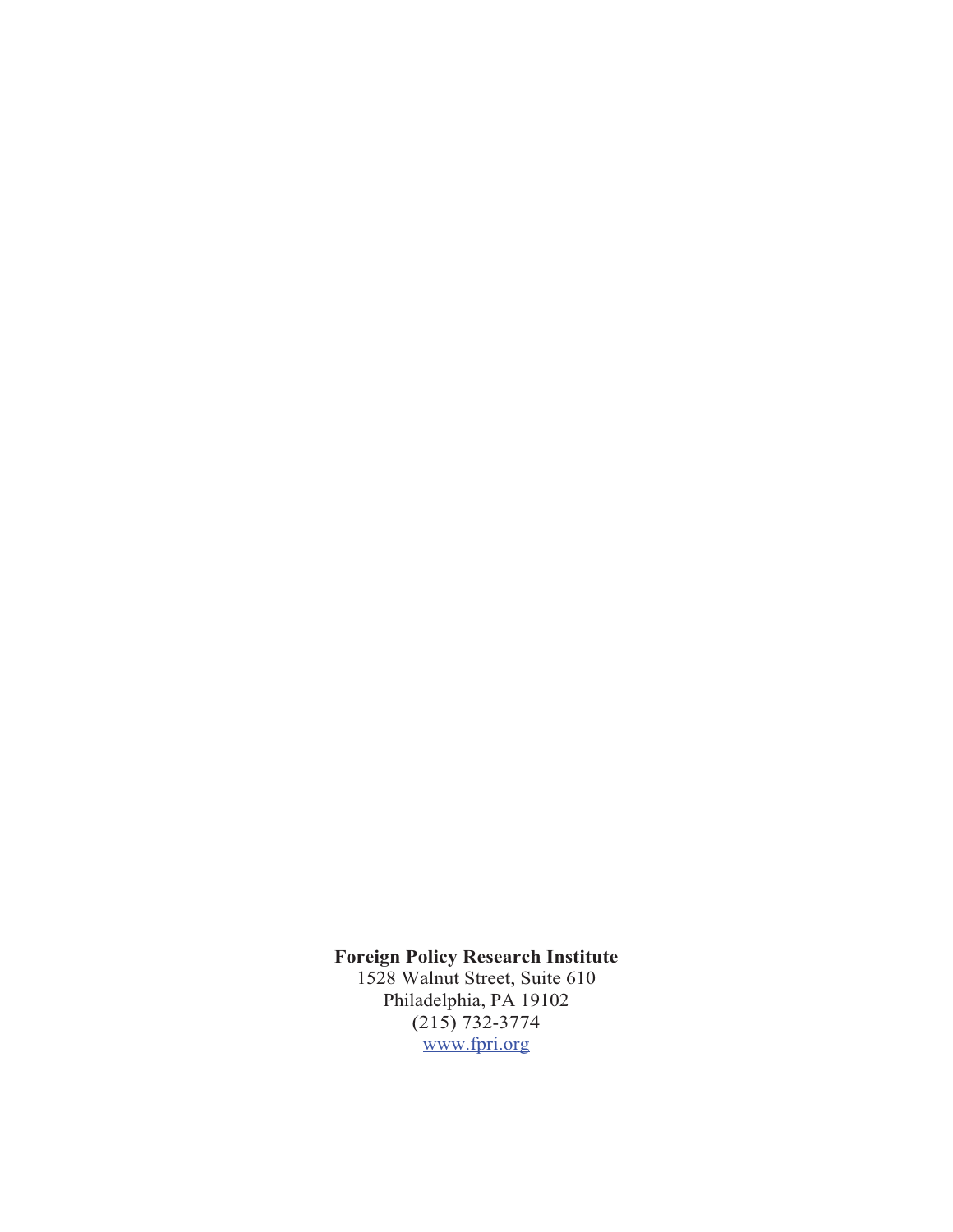**Foreign Policy Research Institute**
1528 Walnut Street, Suite 610
Philadelphia, PA 19102
(215) 732-3774
www.fpri.org